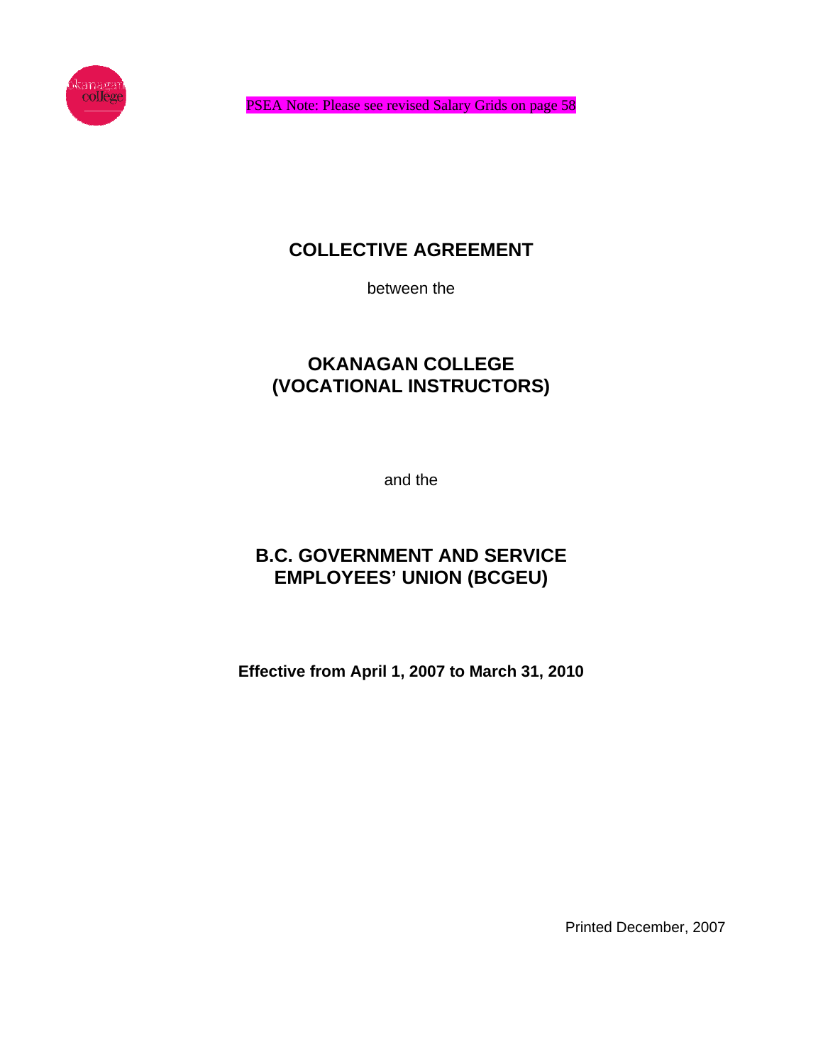PSEA Note: Please see revised Salary Grids on page 58

# COLLECTIVE AGREEMENT

between the

## OKANAGAN COLLEGE (VOCATIONAL INSTRUCTORS)

and the

## B.C. GOVERNMENT AND SERVICE EMPLOYEES' UNION (BCGEU)

**Effective from April 1, 2007 to March 31, 2010**

Printed December, 2007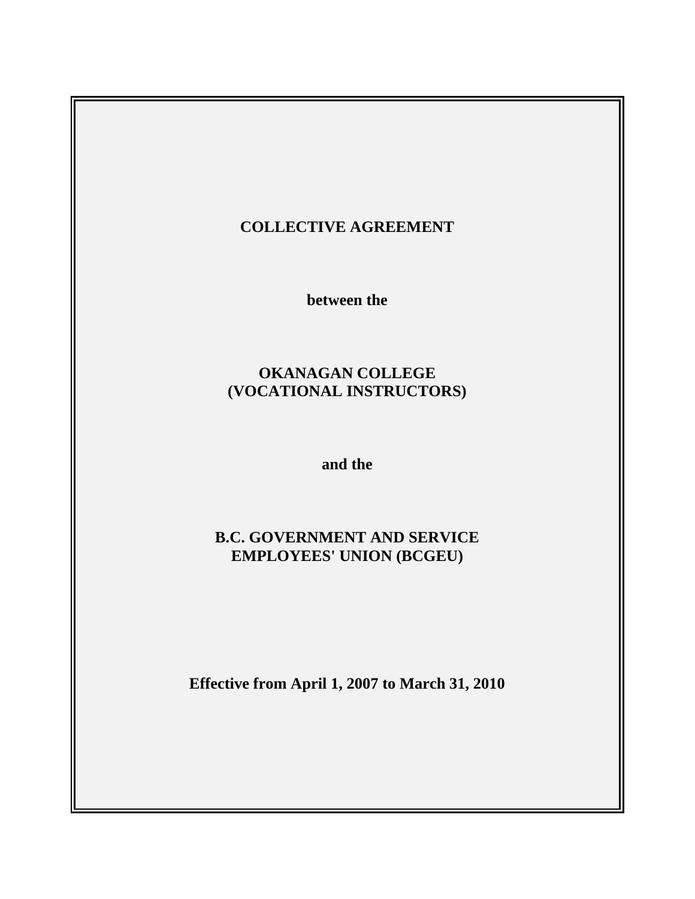**COLLECTIVE AGREEMENT**

**between the**

**OKANAGAN COLLEGE**
**(VOCATIONAL INSTRUCTORS)**

**and the**

**B.C. GOVERNMENT AND SERVICE**
**EMPLOYEES' UNION (BCGEU)**

**Effective from April 1, 2007 to March 31, 2010**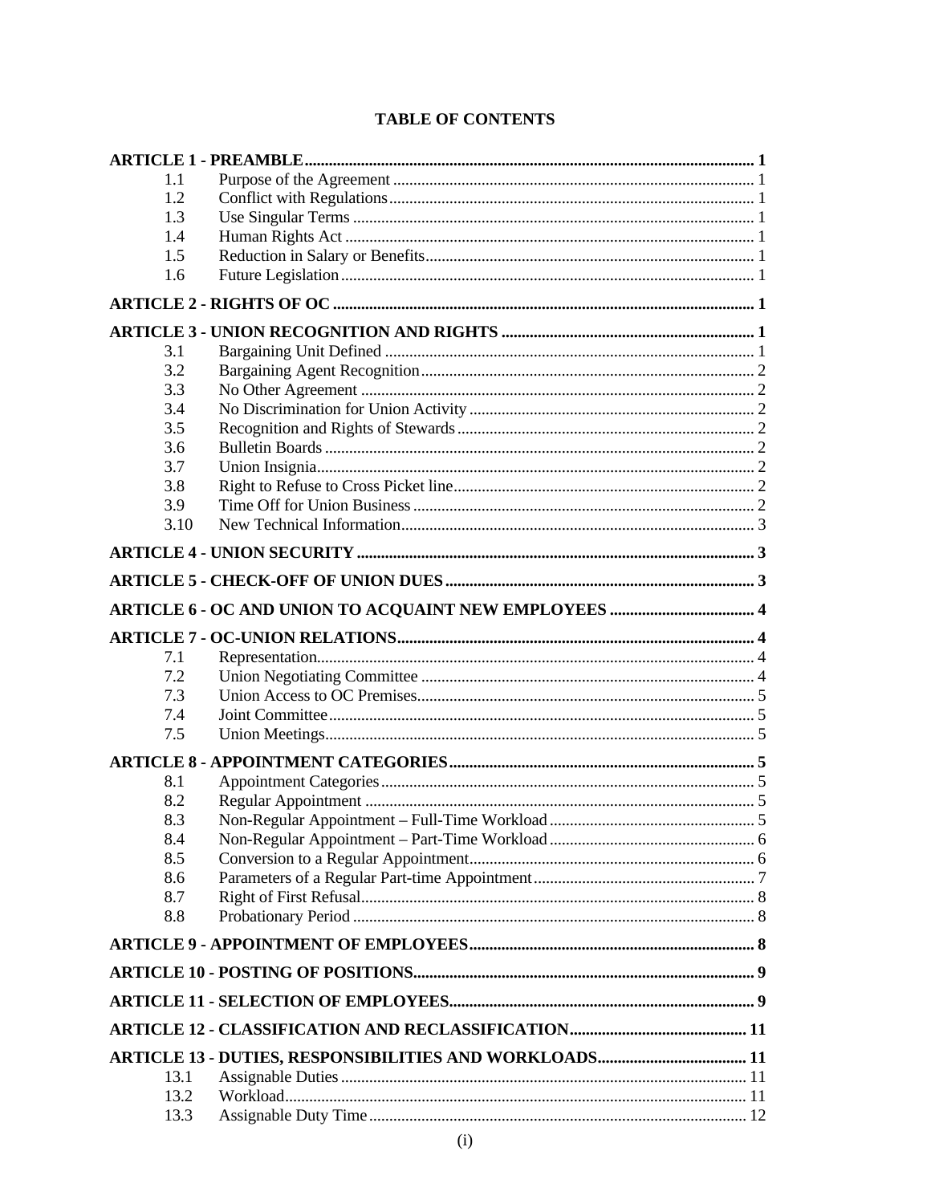# TABLE OF CONTENTS

**ARTICLE 1 - PREAMBLE** ..... 1
- 1.1 Purpose of the Agreement ..... 1
- 1.2 Conflict with Regulations ..... 1
- 1.3 Use Singular Terms ..... 1
- 1.4 Human Rights Act ..... 1
- 1.5 Reduction in Salary or Benefits ..... 1
- 1.6 Future Legislation ..... 1

**ARTICLE 2 - RIGHTS OF OC** ..... 1

**ARTICLE 3 - UNION RECOGNITION AND RIGHTS** ..... 1
- 3.1 Bargaining Unit Defined ..... 1
- 3.2 Bargaining Agent Recognition ..... 2
- 3.3 No Other Agreement ..... 2
- 3.4 No Discrimination for Union Activity ..... 2
- 3.5 Recognition and Rights of Stewards ..... 2
- 3.6 Bulletin Boards ..... 2
- 3.7 Union Insignia ..... 2
- 3.8 Right to Refuse to Cross Picket line ..... 2
- 3.9 Time Off for Union Business ..... 2
- 3.10 New Technical Information ..... 3

**ARTICLE 4 - UNION SECURITY** ..... 3

**ARTICLE 5 - CHECK-OFF OF UNION DUES** ..... 3

**ARTICLE 6 - OC AND UNION TO ACQUAINT NEW EMPLOYEES** ..... 4

**ARTICLE 7 - OC-UNION RELATIONS** ..... 4
- 7.1 Representation ..... 4
- 7.2 Union Negotiating Committee ..... 4
- 7.3 Union Access to OC Premises ..... 5
- 7.4 Joint Committee ..... 5
- 7.5 Union Meetings ..... 5

**ARTICLE 8 - APPOINTMENT CATEGORIES** ..... 5
- 8.1 Appointment Categories ..... 5
- 8.2 Regular Appointment ..... 5
- 8.3 Non-Regular Appointment – Full-Time Workload ..... 5
- 8.4 Non-Regular Appointment – Part-Time Workload ..... 6
- 8.5 Conversion to a Regular Appointment ..... 6
- 8.6 Parameters of a Regular Part-time Appointment ..... 7
- 8.7 Right of First Refusal ..... 8
- 8.8 Probationary Period ..... 8

**ARTICLE 9 - APPOINTMENT OF EMPLOYEES** ..... 8

**ARTICLE 10 - POSTING OF POSITIONS** ..... 9

**ARTICLE 11 - SELECTION OF EMPLOYEES** ..... 9

**ARTICLE 12 - CLASSIFICATION AND RECLASSIFICATION** ..... 11

**ARTICLE 13 - DUTIES, RESPONSIBILITIES AND WORKLOADS** ..... 11
- 13.1 Assignable Duties ..... 11
- 13.2 Workload ..... 11
- 13.3 Assignable Duty Time ..... 12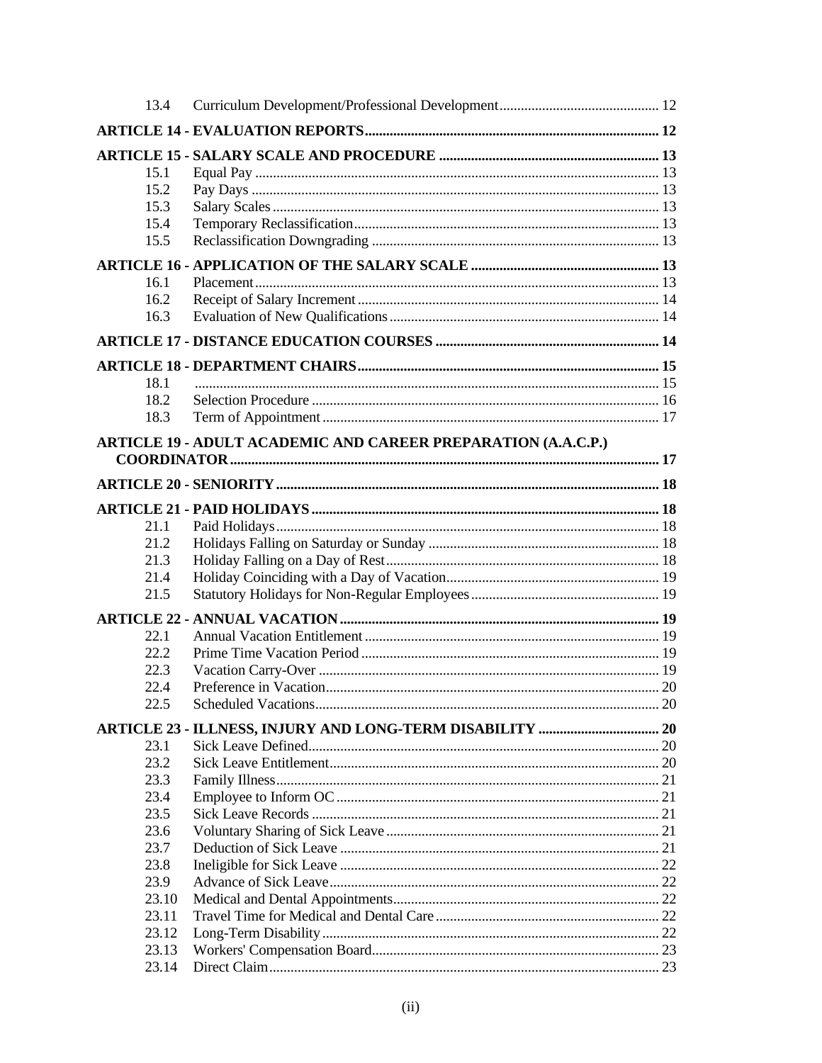| | | |
|---|---|---|
| 13.4 | Curriculum Development/Professional Development | 12 |
| **ARTICLE 14 - EVALUATION REPORTS** | | **12** |
| **ARTICLE 15 - SALARY SCALE AND PROCEDURE** | | **13** |
| 15.1 | Equal Pay | 13 |
| 15.2 | Pay Days | 13 |
| 15.3 | Salary Scales | 13 |
| 15.4 | Temporary Reclassification | 13 |
| 15.5 | Reclassification Downgrading | 13 |
| **ARTICLE 16 - APPLICATION OF THE SALARY SCALE** | | **13** |
| 16.1 | Placement | 13 |
| 16.2 | Receipt of Salary Increment | 14 |
| 16.3 | Evaluation of New Qualifications | 14 |
| **ARTICLE 17 - DISTANCE EDUCATION COURSES** | | **14** |
| **ARTICLE 18 - DEPARTMENT CHAIRS** | | **15** |
| 18.1 | | 15 |
| 18.2 | Selection Procedure | 16 |
| 18.3 | Term of Appointment | 17 |
| **ARTICLE 19 - ADULT ACADEMIC AND CAREER PREPARATION (A.A.C.P.) COORDINATOR** | | **17** |
| **ARTICLE 20 - SENIORITY** | | **18** |
| **ARTICLE 21 - PAID HOLIDAYS** | | **18** |
| 21.1 | Paid Holidays | 18 |
| 21.2 | Holidays Falling on Saturday or Sunday | 18 |
| 21.3 | Holiday Falling on a Day of Rest | 18 |
| 21.4 | Holiday Coinciding with a Day of Vacation | 19 |
| 21.5 | Statutory Holidays for Non-Regular Employees | 19 |
| **ARTICLE 22 - ANNUAL VACATION** | | **19** |
| 22.1 | Annual Vacation Entitlement | 19 |
| 22.2 | Prime Time Vacation Period | 19 |
| 22.3 | Vacation Carry-Over | 19 |
| 22.4 | Preference in Vacation | 20 |
| 22.5 | Scheduled Vacations | 20 |
| **ARTICLE 23 - ILLNESS, INJURY AND LONG-TERM DISABILITY** | | **20** |
| 23.1 | Sick Leave Defined | 20 |
| 23.2 | Sick Leave Entitlement | 20 |
| 23.3 | Family Illness | 21 |
| 23.4 | Employee to Inform OC | 21 |
| 23.5 | Sick Leave Records | 21 |
| 23.6 | Voluntary Sharing of Sick Leave | 21 |
| 23.7 | Deduction of Sick Leave | 21 |
| 23.8 | Ineligible for Sick Leave | 22 |
| 23.9 | Advance of Sick Leave | 22 |
| 23.10 | Medical and Dental Appointments | 22 |
| 23.11 | Travel Time for Medical and Dental Care | 22 |
| 23.12 | Long-Term Disability | 22 |
| 23.13 | Workers' Compensation Board | 23 |
| 23.14 | Direct Claim | 23 |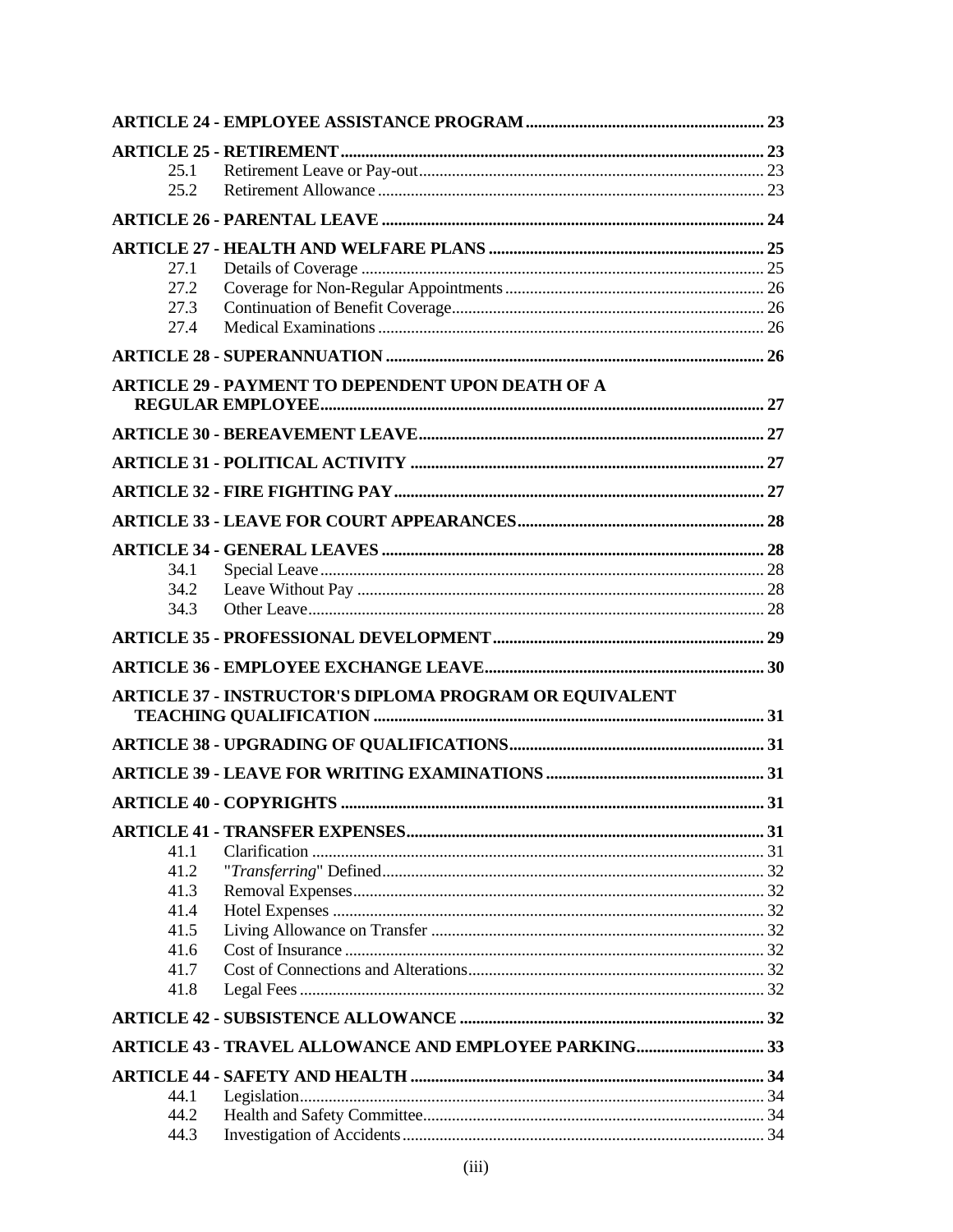| | | |
|---|---|---|
| **ARTICLE 24 - EMPLOYEE ASSISTANCE PROGRAM** | | **23** |
| **ARTICLE 25 - RETIREMENT** | | **23** |
| 25.1 | Retirement Leave or Pay-out | 23 |
| 25.2 | Retirement Allowance | 23 |
| **ARTICLE 26 - PARENTAL LEAVE** | | **24** |
| **ARTICLE 27 - HEALTH AND WELFARE PLANS** | | **25** |
| 27.1 | Details of Coverage | 25 |
| 27.2 | Coverage for Non-Regular Appointments | 26 |
| 27.3 | Continuation of Benefit Coverage | 26 |
| 27.4 | Medical Examinations | 26 |
| **ARTICLE 28 - SUPERANNUATION** | | **26** |
| **ARTICLE 29 - PAYMENT TO DEPENDENT UPON DEATH OF A REGULAR EMPLOYEE** | | **27** |
| **ARTICLE 30 - BEREAVEMENT LEAVE** | | **27** |
| **ARTICLE 31 - POLITICAL ACTIVITY** | | **27** |
| **ARTICLE 32 - FIRE FIGHTING PAY** | | **27** |
| **ARTICLE 33 - LEAVE FOR COURT APPEARANCES** | | **28** |
| **ARTICLE 34 - GENERAL LEAVES** | | **28** |
| 34.1 | Special Leave | 28 |
| 34.2 | Leave Without Pay | 28 |
| 34.3 | Other Leave | 28 |
| **ARTICLE 35 - PROFESSIONAL DEVELOPMENT** | | **29** |
| **ARTICLE 36 - EMPLOYEE EXCHANGE LEAVE** | | **30** |
| **ARTICLE 37 - INSTRUCTOR'S DIPLOMA PROGRAM OR EQUIVALENT TEACHING QUALIFICATION** | | **31** |
| **ARTICLE 38 - UPGRADING OF QUALIFICATIONS** | | **31** |
| **ARTICLE 39 - LEAVE FOR WRITING EXAMINATIONS** | | **31** |
| **ARTICLE 40 - COPYRIGHTS** | | **31** |
| **ARTICLE 41 - TRANSFER EXPENSES** | | **31** |
| 41.1 | Clarification | 31 |
| 41.2 | "*Transferring*" Defined | 32 |
| 41.3 | Removal Expenses | 32 |
| 41.4 | Hotel Expenses | 32 |
| 41.5 | Living Allowance on Transfer | 32 |
| 41.6 | Cost of Insurance | 32 |
| 41.7 | Cost of Connections and Alterations | 32 |
| 41.8 | Legal Fees | 32 |
| **ARTICLE 42 - SUBSISTENCE ALLOWANCE** | | **32** |
| **ARTICLE 43 - TRAVEL ALLOWANCE AND EMPLOYEE PARKING** | | **33** |
| **ARTICLE 44 - SAFETY AND HEALTH** | | **34** |
| 44.1 | Legislation | 34 |
| 44.2 | Health and Safety Committee | 34 |
| 44.3 | Investigation of Accidents | 34 |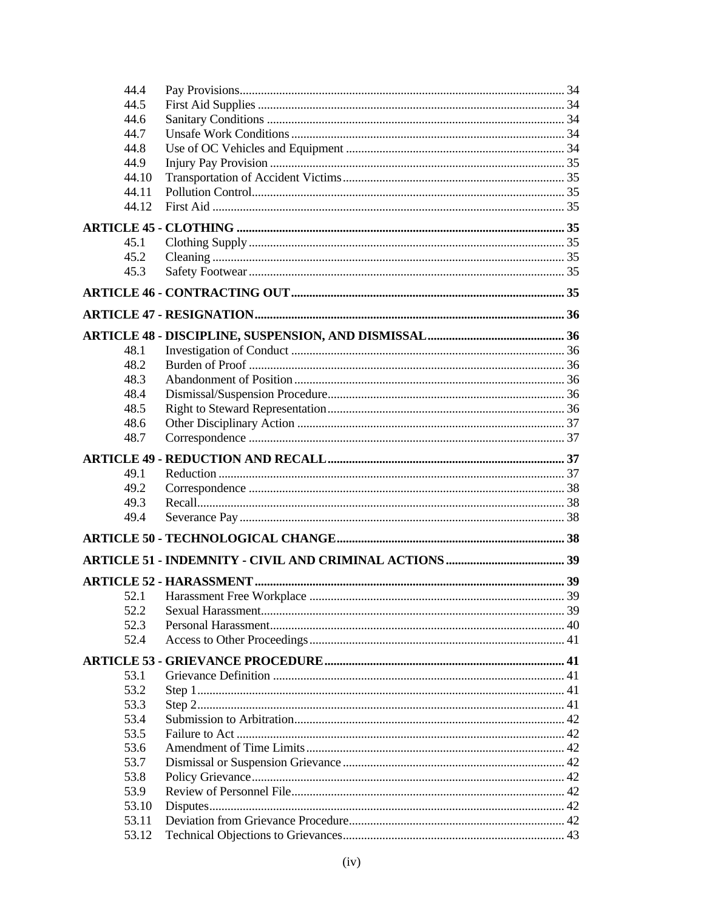| | | |
|---|---|---|
| 44.4 | Pay Provisions | 34 |
| 44.5 | First Aid Supplies | 34 |
| 44.6 | Sanitary Conditions | 34 |
| 44.7 | Unsafe Work Conditions | 34 |
| 44.8 | Use of OC Vehicles and Equipment | 34 |
| 44.9 | Injury Pay Provision | 35 |
| 44.10 | Transportation of Accident Victims | 35 |
| 44.11 | Pollution Control | 35 |
| 44.12 | First Aid | 35 |
| **ARTICLE 45 - CLOTHING** | | **35** |
| 45.1 | Clothing Supply | 35 |
| 45.2 | Cleaning | 35 |
| 45.3 | Safety Footwear | 35 |
| **ARTICLE 46 - CONTRACTING OUT** | | **35** |
| **ARTICLE 47 - RESIGNATION** | | **36** |
| **ARTICLE 48 - DISCIPLINE, SUSPENSION, AND DISMISSAL** | | **36** |
| 48.1 | Investigation of Conduct | 36 |
| 48.2 | Burden of Proof | 36 |
| 48.3 | Abandonment of Position | 36 |
| 48.4 | Dismissal/Suspension Procedure | 36 |
| 48.5 | Right to Steward Representation | 36 |
| 48.6 | Other Disciplinary Action | 37 |
| 48.7 | Correspondence | 37 |
| **ARTICLE 49 - REDUCTION AND RECALL** | | **37** |
| 49.1 | Reduction | 37 |
| 49.2 | Correspondence | 38 |
| 49.3 | Recall | 38 |
| 49.4 | Severance Pay | 38 |
| **ARTICLE 50 - TECHNOLOGICAL CHANGE** | | **38** |
| **ARTICLE 51 - INDEMNITY - CIVIL AND CRIMINAL ACTIONS** | | **39** |
| **ARTICLE 52 - HARASSMENT** | | **39** |
| 52.1 | Harassment Free Workplace | 39 |
| 52.2 | Sexual Harassment | 39 |
| 52.3 | Personal Harassment | 40 |
| 52.4 | Access to Other Proceedings | 41 |
| **ARTICLE 53 - GRIEVANCE PROCEDURE** | | **41** |
| 53.1 | Grievance Definition | 41 |
| 53.2 | Step 1 | 41 |
| 53.3 | Step 2 | 41 |
| 53.4 | Submission to Arbitration | 42 |
| 53.5 | Failure to Act | 42 |
| 53.6 | Amendment of Time Limits | 42 |
| 53.7 | Dismissal or Suspension Grievance | 42 |
| 53.8 | Policy Grievance | 42 |
| 53.9 | Review of Personnel File | 42 |
| 53.10 | Disputes | 42 |
| 53.11 | Deviation from Grievance Procedure | 42 |
| 53.12 | Technical Objections to Grievances | 43 |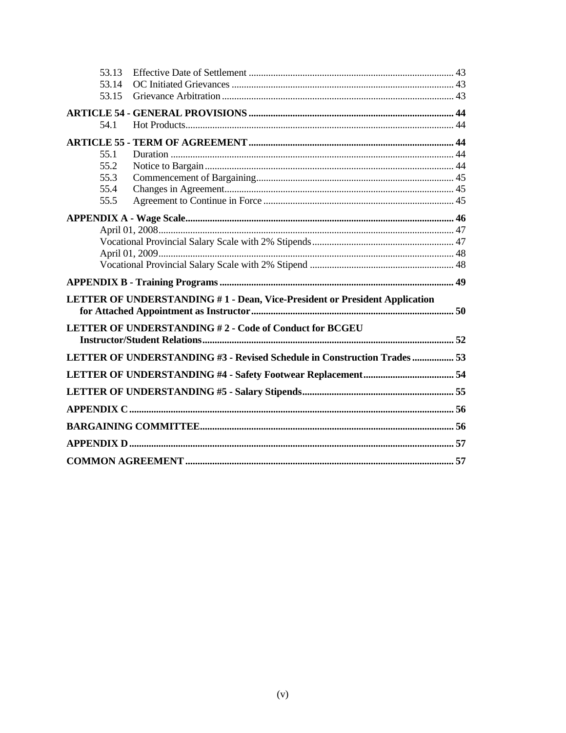53.13 Effective Date of Settlement ........................................................................................ 43
53.14 OC Initiated Grievances ................................................................................................. 43
53.15 Grievance Arbitration ..................................................................................................... 43

**ARTICLE 54 - GENERAL PROVISIONS .................................................................................. 44**
54.1 Hot Products.................................................................................................................... 44

**ARTICLE 55 - TERM OF AGREEMENT .................................................................................. 44**
55.1 Duration .......................................................................................................................... 44
55.2 Notice to Bargain ............................................................................................................ 44
55.3 Commencement of Bargaining ....................................................................................... 45
55.4 Changes in Agreement .................................................................................................... 45
55.5 Agreement to Continue in Force .................................................................................... 45

**APPENDIX A - Wage Scale ........................................................................................................ 46**
April 01, 2008 ........................................................................................................................ 47
Vocational Provincial Salary Scale with 2% Stipends ......................................................... 47
April 01, 2009 ........................................................................................................................ 48
Vocational Provincial Salary Scale with 2% Stipend .......................................................... 48

**APPENDIX B - Training Programs .......................................................................................... 49**

**LETTER OF UNDERSTANDING # 1 - Dean, Vice-President or President Application for Attached Appointment as Instructor ................................................................................. 50**

**LETTER OF UNDERSTANDING # 2 - Code of Conduct for BCGEU Instructor/Student Relations ..................................................................................................... 52**

**LETTER OF UNDERSTANDING #3 - Revised Schedule in Construction Trades ................ 53**

**LETTER OF UNDERSTANDING #4 - Safety Footwear Replacement .................................... 54**

**LETTER OF UNDERSTANDING #5 - Salary Stipends ............................................................ 55**

**APPENDIX C .................................................................................................................................. 56**

**BARGAINING COMMITTEE ...................................................................................................... 56**

**APPENDIX D .................................................................................................................................. 57**

**COMMON AGREEMENT ............................................................................................................ 57**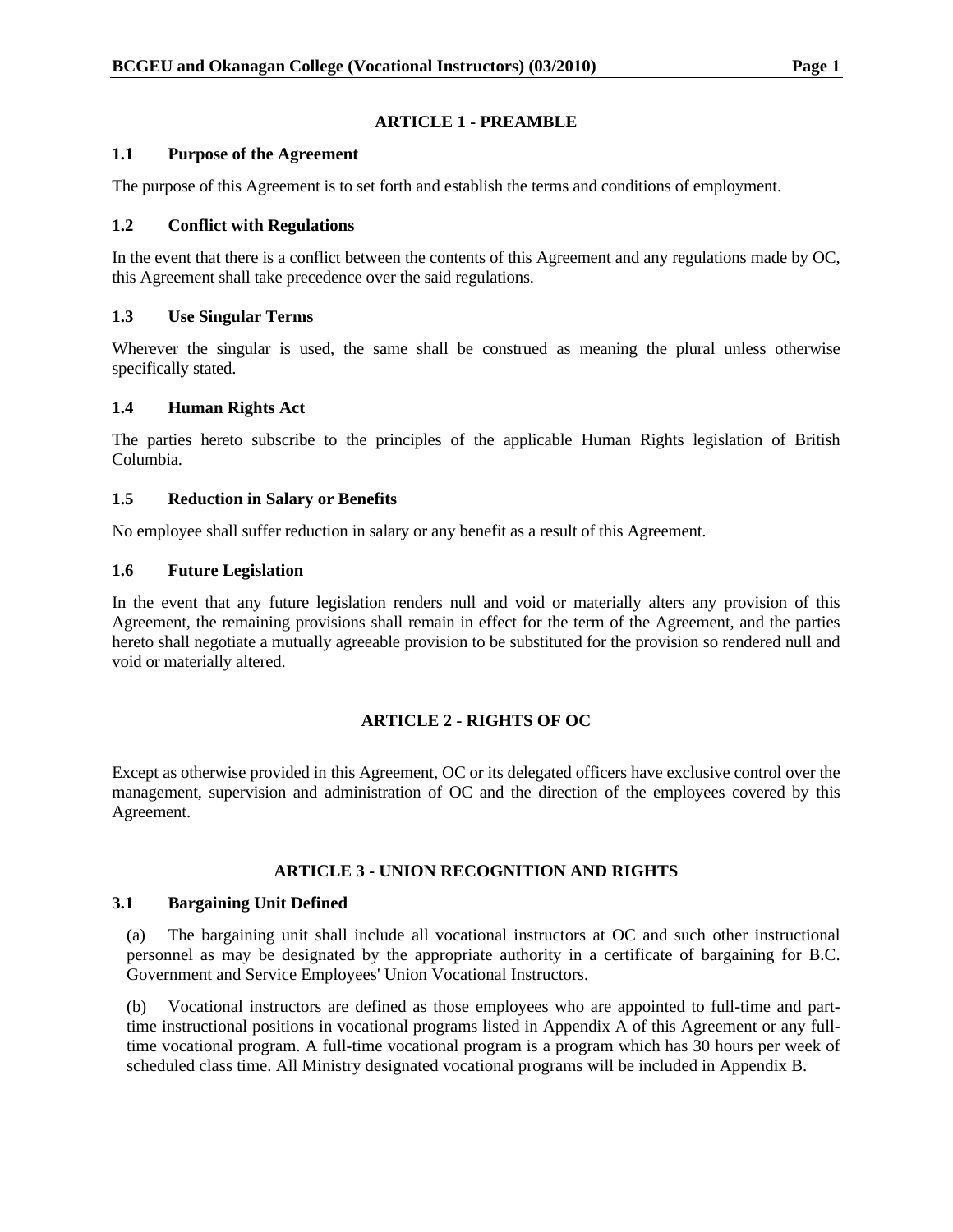## ARTICLE 1 - PREAMBLE

### 1.1 Purpose of the Agreement

The purpose of this Agreement is to set forth and establish the terms and conditions of employment.

### 1.2 Conflict with Regulations

In the event that there is a conflict between the contents of this Agreement and any regulations made by OC, this Agreement shall take precedence over the said regulations.

### 1.3 Use Singular Terms

Wherever the singular is used, the same shall be construed as meaning the plural unless otherwise specifically stated.

### 1.4 Human Rights Act

The parties hereto subscribe to the principles of the applicable Human Rights legislation of British Columbia.

### 1.5 Reduction in Salary or Benefits

No employee shall suffer reduction in salary or any benefit as a result of this Agreement.

### 1.6 Future Legislation

In the event that any future legislation renders null and void or materially alters any provision of this Agreement, the remaining provisions shall remain in effect for the term of the Agreement, and the parties hereto shall negotiate a mutually agreeable provision to be substituted for the provision so rendered null and void or materially altered.

## ARTICLE 2 - RIGHTS OF OC

Except as otherwise provided in this Agreement, OC or its delegated officers have exclusive control over the management, supervision and administration of OC and the direction of the employees covered by this Agreement.

## ARTICLE 3 - UNION RECOGNITION AND RIGHTS

### 3.1 Bargaining Unit Defined

(a) The bargaining unit shall include all vocational instructors at OC and such other instructional personnel as may be designated by the appropriate authority in a certificate of bargaining for B.C. Government and Service Employees' Union Vocational Instructors.

(b) Vocational instructors are defined as those employees who are appointed to full-time and part-time instructional positions in vocational programs listed in Appendix A of this Agreement or any full-time vocational program. A full-time vocational program is a program which has 30 hours per week of scheduled class time. All Ministry designated vocational programs will be included in Appendix B.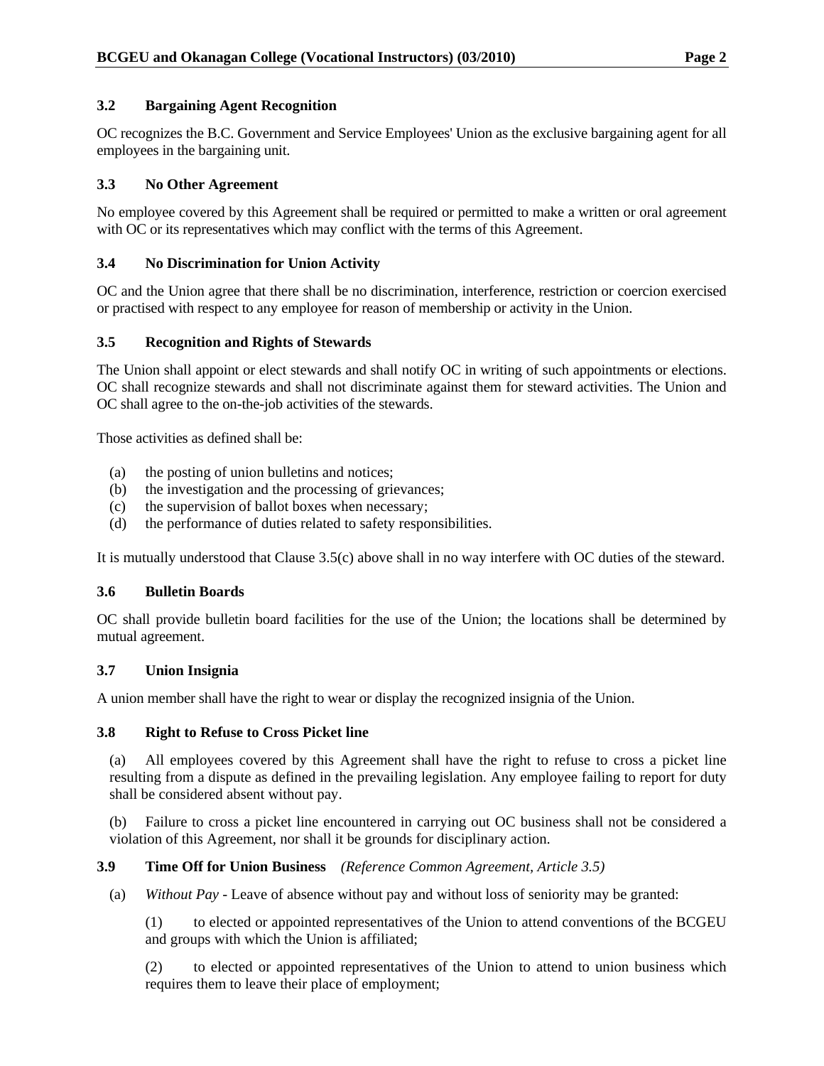### 3.2 Bargaining Agent Recognition

OC recognizes the B.C. Government and Service Employees' Union as the exclusive bargaining agent for all employees in the bargaining unit.

### 3.3 No Other Agreement

No employee covered by this Agreement shall be required or permitted to make a written or oral agreement with OC or its representatives which may conflict with the terms of this Agreement.

### 3.4 No Discrimination for Union Activity

OC and the Union agree that there shall be no discrimination, interference, restriction or coercion exercised or practised with respect to any employee for reason of membership or activity in the Union.

### 3.5 Recognition and Rights of Stewards

The Union shall appoint or elect stewards and shall notify OC in writing of such appointments or elections. OC shall recognize stewards and shall not discriminate against them for steward activities. The Union and OC shall agree to the on-the-job activities of the stewards.

Those activities as defined shall be:

(a) the posting of union bulletins and notices;
(b) the investigation and the processing of grievances;
(c) the supervision of ballot boxes when necessary;
(d) the performance of duties related to safety responsibilities.

It is mutually understood that Clause 3.5(c) above shall in no way interfere with OC duties of the steward.

### 3.6 Bulletin Boards

OC shall provide bulletin board facilities for the use of the Union; the locations shall be determined by mutual agreement.

### 3.7 Union Insignia

A union member shall have the right to wear or display the recognized insignia of the Union.

### 3.8 Right to Refuse to Cross Picket line

(a) All employees covered by this Agreement shall have the right to refuse to cross a picket line resulting from a dispute as defined in the prevailing legislation. Any employee failing to report for duty shall be considered absent without pay.

(b) Failure to cross a picket line encountered in carrying out OC business shall not be considered a violation of this Agreement, nor shall it be grounds for disciplinary action.

### 3.9 Time Off for Union Business *(Reference Common Agreement, Article 3.5)*

(a) *Without Pay* - Leave of absence without pay and without loss of seniority may be granted:

(1) to elected or appointed representatives of the Union to attend conventions of the BCGEU and groups with which the Union is affiliated;

(2) to elected or appointed representatives of the Union to attend to union business which requires them to leave their place of employment;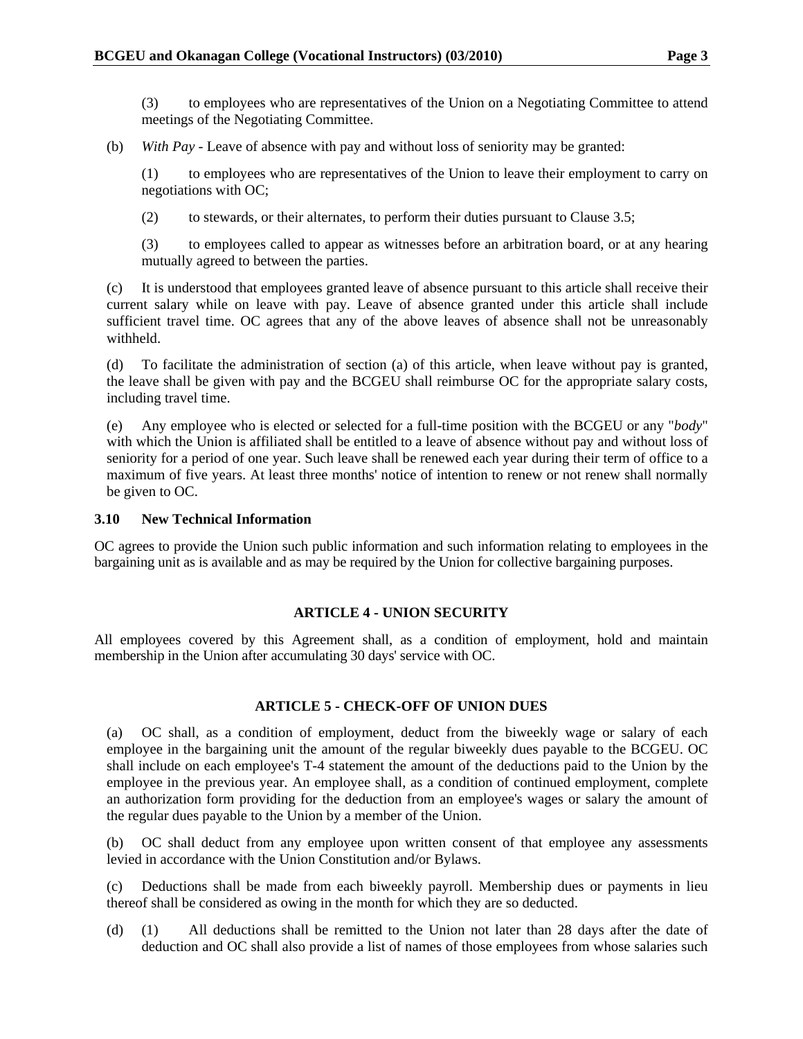(3) to employees who are representatives of the Union on a Negotiating Committee to attend meetings of the Negotiating Committee.

(b) *With Pay* - Leave of absence with pay and without loss of seniority may be granted:

(1) to employees who are representatives of the Union to leave their employment to carry on negotiations with OC;

(2) to stewards, or their alternates, to perform their duties pursuant to Clause 3.5;

(3) to employees called to appear as witnesses before an arbitration board, or at any hearing mutually agreed to between the parties.

(c) It is understood that employees granted leave of absence pursuant to this article shall receive their current salary while on leave with pay. Leave of absence granted under this article shall include sufficient travel time. OC agrees that any of the above leaves of absence shall not be unreasonably withheld.

(d) To facilitate the administration of section (a) of this article, when leave without pay is granted, the leave shall be given with pay and the BCGEU shall reimburse OC for the appropriate salary costs, including travel time.

(e) Any employee who is elected or selected for a full-time position with the BCGEU or any "*body*" with which the Union is affiliated shall be entitled to a leave of absence without pay and without loss of seniority for a period of one year. Such leave shall be renewed each year during their term of office to a maximum of five years. At least three months' notice of intention to renew or not renew shall normally be given to OC.

### 3.10 New Technical Information

OC agrees to provide the Union such public information and such information relating to employees in the bargaining unit as is available and as may be required by the Union for collective bargaining purposes.

## ARTICLE 4 - UNION SECURITY

All employees covered by this Agreement shall, as a condition of employment, hold and maintain membership in the Union after accumulating 30 days' service with OC.

## ARTICLE 5 - CHECK-OFF OF UNION DUES

(a) OC shall, as a condition of employment, deduct from the biweekly wage or salary of each employee in the bargaining unit the amount of the regular biweekly dues payable to the BCGEU. OC shall include on each employee's T-4 statement the amount of the deductions paid to the Union by the employee in the previous year. An employee shall, as a condition of continued employment, complete an authorization form providing for the deduction from an employee's wages or salary the amount of the regular dues payable to the Union by a member of the Union.

(b) OC shall deduct from any employee upon written consent of that employee any assessments levied in accordance with the Union Constitution and/or Bylaws.

(c) Deductions shall be made from each biweekly payroll. Membership dues or payments in lieu thereof shall be considered as owing in the month for which they are so deducted.

(d) (1) All deductions shall be remitted to the Union not later than 28 days after the date of deduction and OC shall also provide a list of names of those employees from whose salaries such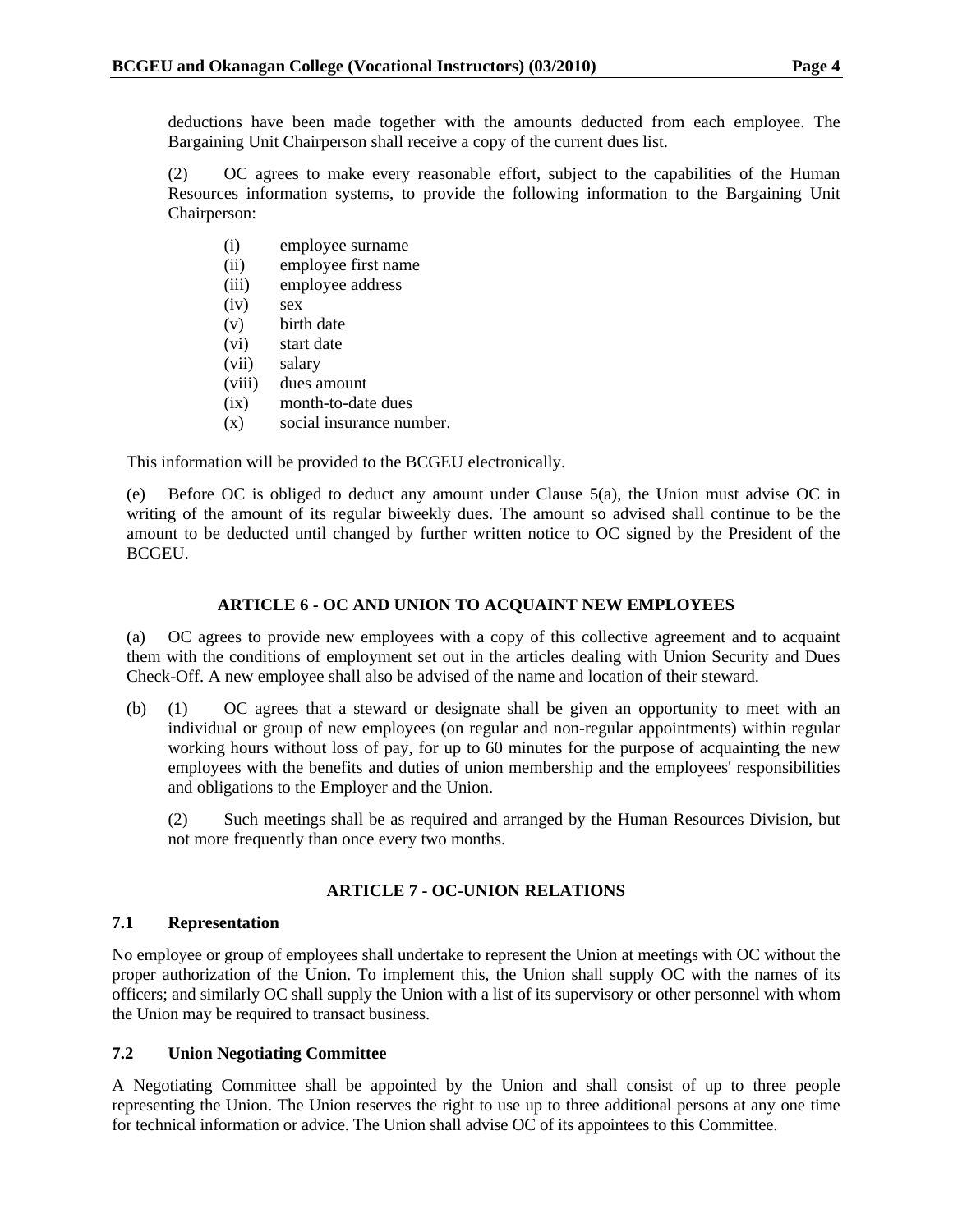deductions have been made together with the amounts deducted from each employee. The Bargaining Unit Chairperson shall receive a copy of the current dues list.

(2) OC agrees to make every reasonable effort, subject to the capabilities of the Human Resources information systems, to provide the following information to the Bargaining Unit Chairperson:

(i) employee surname
(ii) employee first name
(iii) employee address
(iv) sex
(v) birth date
(vi) start date
(vii) salary
(viii) dues amount
(ix) month-to-date dues
(x) social insurance number.

This information will be provided to the BCGEU electronically.

(e) Before OC is obliged to deduct any amount under Clause 5(a), the Union must advise OC in writing of the amount of its regular biweekly dues. The amount so advised shall continue to be the amount to be deducted until changed by further written notice to OC signed by the President of the BCGEU.

## ARTICLE 6 - OC AND UNION TO ACQUAINT NEW EMPLOYEES

(a) OC agrees to provide new employees with a copy of this collective agreement and to acquaint them with the conditions of employment set out in the articles dealing with Union Security and Dues Check-Off. A new employee shall also be advised of the name and location of their steward.

(b) (1) OC agrees that a steward or designate shall be given an opportunity to meet with an individual or group of new employees (on regular and non-regular appointments) within regular working hours without loss of pay, for up to 60 minutes for the purpose of acquainting the new employees with the benefits and duties of union membership and the employees' responsibilities and obligations to the Employer and the Union.

(2) Such meetings shall be as required and arranged by the Human Resources Division, but not more frequently than once every two months.

## ARTICLE 7 - OC-UNION RELATIONS

### 7.1 Representation

No employee or group of employees shall undertake to represent the Union at meetings with OC without the proper authorization of the Union. To implement this, the Union shall supply OC with the names of its officers; and similarly OC shall supply the Union with a list of its supervisory or other personnel with whom the Union may be required to transact business.

### 7.2 Union Negotiating Committee

A Negotiating Committee shall be appointed by the Union and shall consist of up to three people representing the Union. The Union reserves the right to use up to three additional persons at any one time for technical information or advice. The Union shall advise OC of its appointees to this Committee.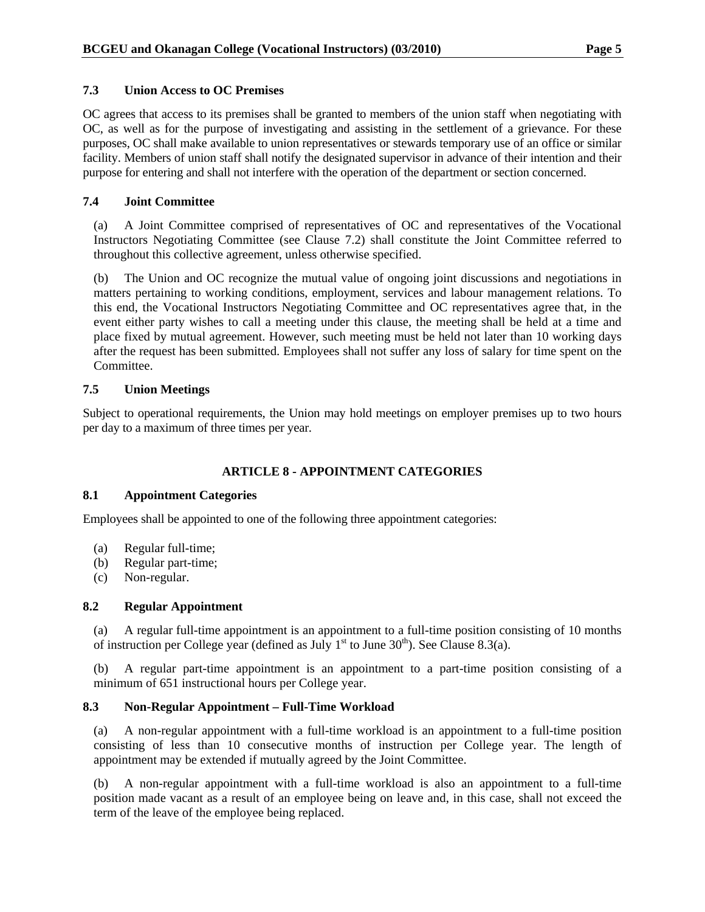### 7.3 Union Access to OC Premises

OC agrees that access to its premises shall be granted to members of the union staff when negotiating with OC, as well as for the purpose of investigating and assisting in the settlement of a grievance. For these purposes, OC shall make available to union representatives or stewards temporary use of an office or similar facility. Members of union staff shall notify the designated supervisor in advance of their intention and their purpose for entering and shall not interfere with the operation of the department or section concerned.

### 7.4 Joint Committee

(a) A Joint Committee comprised of representatives of OC and representatives of the Vocational Instructors Negotiating Committee (see Clause 7.2) shall constitute the Joint Committee referred to throughout this collective agreement, unless otherwise specified.

(b) The Union and OC recognize the mutual value of ongoing joint discussions and negotiations in matters pertaining to working conditions, employment, services and labour management relations. To this end, the Vocational Instructors Negotiating Committee and OC representatives agree that, in the event either party wishes to call a meeting under this clause, the meeting shall be held at a time and place fixed by mutual agreement. However, such meeting must be held not later than 10 working days after the request has been submitted. Employees shall not suffer any loss of salary for time spent on the Committee.

### 7.5 Union Meetings

Subject to operational requirements, the Union may hold meetings on employer premises up to two hours per day to a maximum of three times per year.

## ARTICLE 8 - APPOINTMENT CATEGORIES

### 8.1 Appointment Categories

Employees shall be appointed to one of the following three appointment categories:

(a) Regular full-time;
(b) Regular part-time;
(c) Non-regular.

### 8.2 Regular Appointment

(a) A regular full-time appointment is an appointment to a full-time position consisting of 10 months of instruction per College year (defined as July 1st to June 30th). See Clause 8.3(a).

(b) A regular part-time appointment is an appointment to a part-time position consisting of a minimum of 651 instructional hours per College year.

### 8.3 Non-Regular Appointment – Full-Time Workload

(a) A non-regular appointment with a full-time workload is an appointment to a full-time position consisting of less than 10 consecutive months of instruction per College year. The length of appointment may be extended if mutually agreed by the Joint Committee.

(b) A non-regular appointment with a full-time workload is also an appointment to a full-time position made vacant as a result of an employee being on leave and, in this case, shall not exceed the term of the leave of the employee being replaced.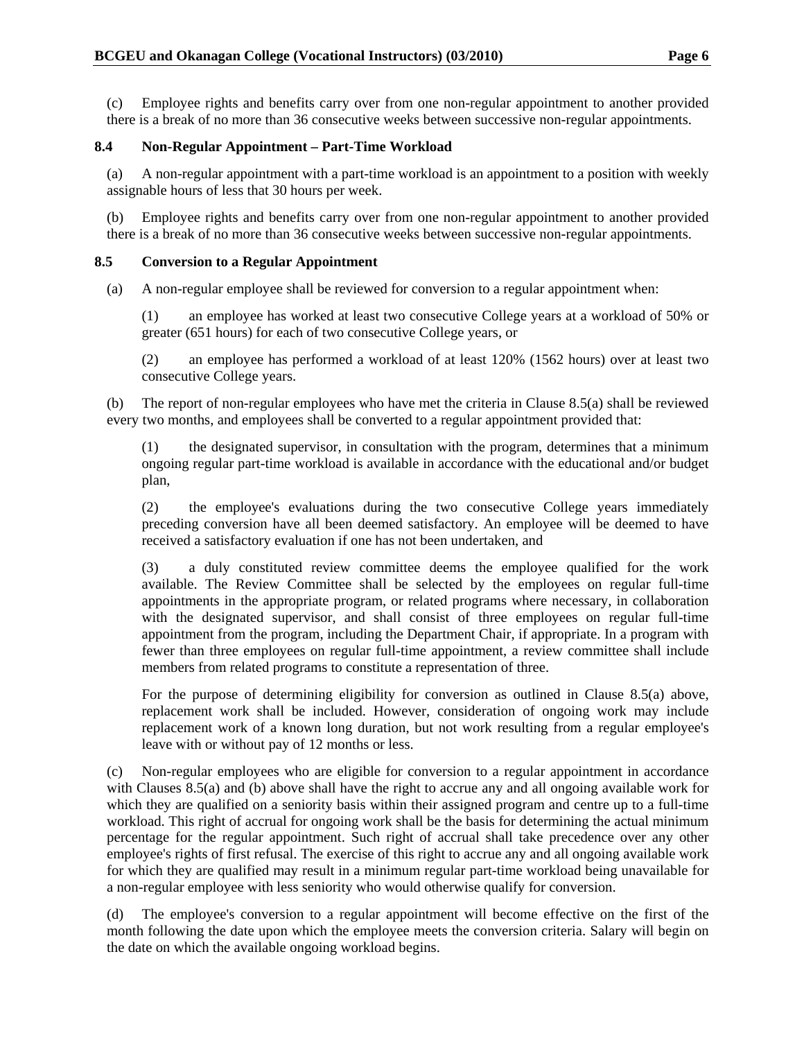(c) Employee rights and benefits carry over from one non-regular appointment to another provided there is a break of no more than 36 consecutive weeks between successive non-regular appointments.

### 8.4 Non-Regular Appointment – Part-Time Workload

(a) A non-regular appointment with a part-time workload is an appointment to a position with weekly assignable hours of less that 30 hours per week.

(b) Employee rights and benefits carry over from one non-regular appointment to another provided there is a break of no more than 36 consecutive weeks between successive non-regular appointments.

### 8.5 Conversion to a Regular Appointment

(a) A non-regular employee shall be reviewed for conversion to a regular appointment when:

(1) an employee has worked at least two consecutive College years at a workload of 50% or greater (651 hours) for each of two consecutive College years, or

(2) an employee has performed a workload of at least 120% (1562 hours) over at least two consecutive College years.

(b) The report of non-regular employees who have met the criteria in Clause 8.5(a) shall be reviewed every two months, and employees shall be converted to a regular appointment provided that:

(1) the designated supervisor, in consultation with the program, determines that a minimum ongoing regular part-time workload is available in accordance with the educational and/or budget plan,

(2) the employee's evaluations during the two consecutive College years immediately preceding conversion have all been deemed satisfactory. An employee will be deemed to have received a satisfactory evaluation if one has not been undertaken, and

(3) a duly constituted review committee deems the employee qualified for the work available. The Review Committee shall be selected by the employees on regular full-time appointments in the appropriate program, or related programs where necessary, in collaboration with the designated supervisor, and shall consist of three employees on regular full-time appointment from the program, including the Department Chair, if appropriate. In a program with fewer than three employees on regular full-time appointment, a review committee shall include members from related programs to constitute a representation of three.

For the purpose of determining eligibility for conversion as outlined in Clause 8.5(a) above, replacement work shall be included. However, consideration of ongoing work may include replacement work of a known long duration, but not work resulting from a regular employee's leave with or without pay of 12 months or less.

(c) Non-regular employees who are eligible for conversion to a regular appointment in accordance with Clauses 8.5(a) and (b) above shall have the right to accrue any and all ongoing available work for which they are qualified on a seniority basis within their assigned program and centre up to a full-time workload. This right of accrual for ongoing work shall be the basis for determining the actual minimum percentage for the regular appointment. Such right of accrual shall take precedence over any other employee's rights of first refusal. The exercise of this right to accrue any and all ongoing available work for which they are qualified may result in a minimum regular part-time workload being unavailable for a non-regular employee with less seniority who would otherwise qualify for conversion.

(d) The employee's conversion to a regular appointment will become effective on the first of the month following the date upon which the employee meets the conversion criteria. Salary will begin on the date on which the available ongoing workload begins.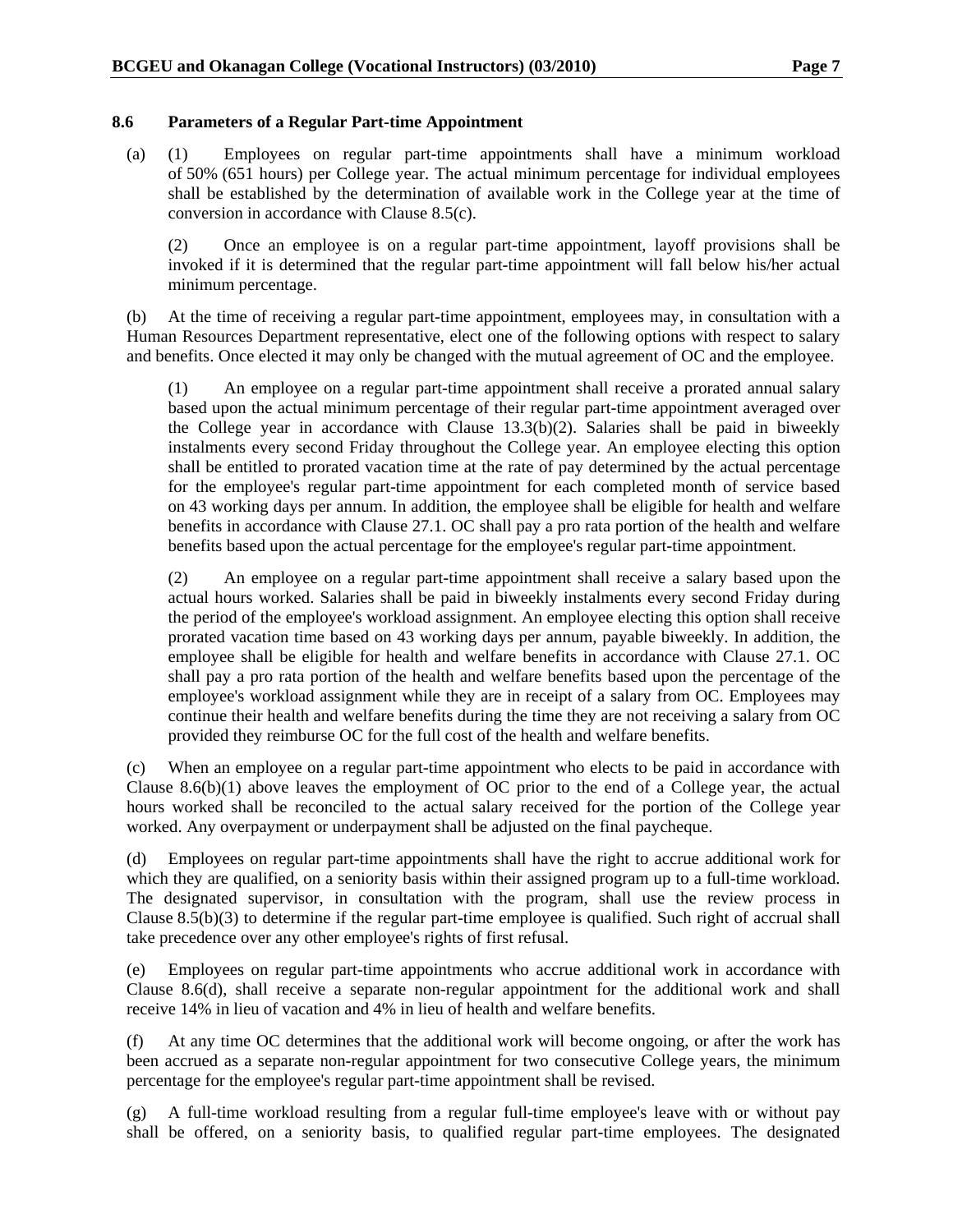### 8.6 Parameters of a Regular Part-time Appointment

(a) (1) Employees on regular part-time appointments shall have a minimum workload of 50% (651 hours) per College year. The actual minimum percentage for individual employees shall be established by the determination of available work in the College year at the time of conversion in accordance with Clause 8.5(c).

(2) Once an employee is on a regular part-time appointment, layoff provisions shall be invoked if it is determined that the regular part-time appointment will fall below his/her actual minimum percentage.

(b) At the time of receiving a regular part-time appointment, employees may, in consultation with a Human Resources Department representative, elect one of the following options with respect to salary and benefits. Once elected it may only be changed with the mutual agreement of OC and the employee.

(1) An employee on a regular part-time appointment shall receive a prorated annual salary based upon the actual minimum percentage of their regular part-time appointment averaged over the College year in accordance with Clause 13.3(b)(2). Salaries shall be paid in biweekly instalments every second Friday throughout the College year. An employee electing this option shall be entitled to prorated vacation time at the rate of pay determined by the actual percentage for the employee's regular part-time appointment for each completed month of service based on 43 working days per annum. In addition, the employee shall be eligible for health and welfare benefits in accordance with Clause 27.1. OC shall pay a pro rata portion of the health and welfare benefits based upon the actual percentage for the employee's regular part-time appointment.

(2) An employee on a regular part-time appointment shall receive a salary based upon the actual hours worked. Salaries shall be paid in biweekly instalments every second Friday during the period of the employee's workload assignment. An employee electing this option shall receive prorated vacation time based on 43 working days per annum, payable biweekly. In addition, the employee shall be eligible for health and welfare benefits in accordance with Clause 27.1. OC shall pay a pro rata portion of the health and welfare benefits based upon the percentage of the employee's workload assignment while they are in receipt of a salary from OC. Employees may continue their health and welfare benefits during the time they are not receiving a salary from OC provided they reimburse OC for the full cost of the health and welfare benefits.

(c) When an employee on a regular part-time appointment who elects to be paid in accordance with Clause 8.6(b)(1) above leaves the employment of OC prior to the end of a College year, the actual hours worked shall be reconciled to the actual salary received for the portion of the College year worked. Any overpayment or underpayment shall be adjusted on the final paycheque.

(d) Employees on regular part-time appointments shall have the right to accrue additional work for which they are qualified, on a seniority basis within their assigned program up to a full-time workload. The designated supervisor, in consultation with the program, shall use the review process in Clause 8.5(b)(3) to determine if the regular part-time employee is qualified. Such right of accrual shall take precedence over any other employee's rights of first refusal.

(e) Employees on regular part-time appointments who accrue additional work in accordance with Clause 8.6(d), shall receive a separate non-regular appointment for the additional work and shall receive 14% in lieu of vacation and 4% in lieu of health and welfare benefits.

(f) At any time OC determines that the additional work will become ongoing, or after the work has been accrued as a separate non-regular appointment for two consecutive College years, the minimum percentage for the employee's regular part-time appointment shall be revised.

(g) A full-time workload resulting from a regular full-time employee's leave with or without pay shall be offered, on a seniority basis, to qualified regular part-time employees. The designated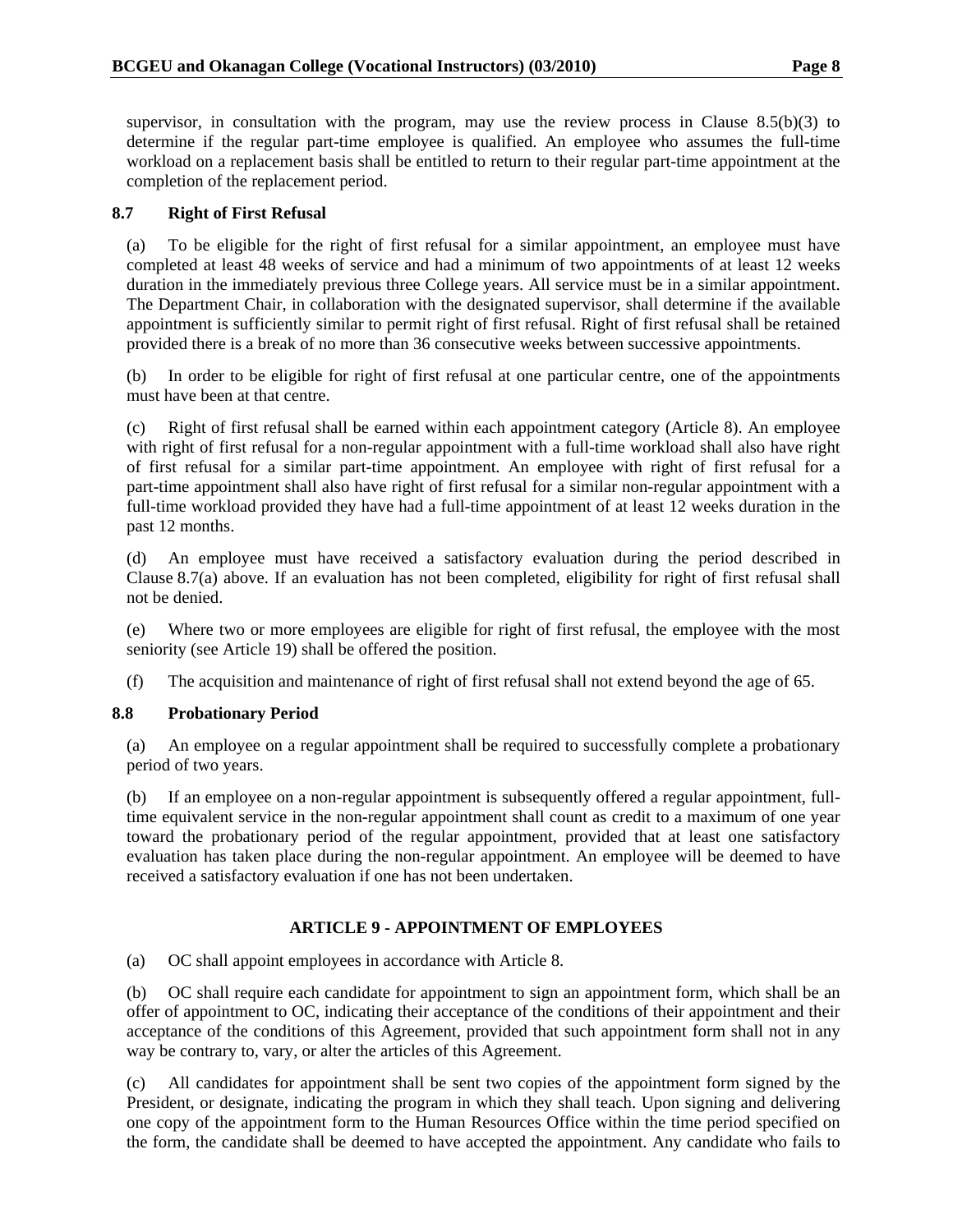supervisor, in consultation with the program, may use the review process in Clause 8.5(b)(3) to determine if the regular part-time employee is qualified. An employee who assumes the full-time workload on a replacement basis shall be entitled to return to their regular part-time appointment at the completion of the replacement period.

### 8.7 Right of First Refusal

(a) To be eligible for the right of first refusal for a similar appointment, an employee must have completed at least 48 weeks of service and had a minimum of two appointments of at least 12 weeks duration in the immediately previous three College years. All service must be in a similar appointment. The Department Chair, in collaboration with the designated supervisor, shall determine if the available appointment is sufficiently similar to permit right of first refusal. Right of first refusal shall be retained provided there is a break of no more than 36 consecutive weeks between successive appointments.

(b) In order to be eligible for right of first refusal at one particular centre, one of the appointments must have been at that centre.

(c) Right of first refusal shall be earned within each appointment category (Article 8). An employee with right of first refusal for a non-regular appointment with a full-time workload shall also have right of first refusal for a similar part-time appointment. An employee with right of first refusal for a part-time appointment shall also have right of first refusal for a similar non-regular appointment with a full-time workload provided they have had a full-time appointment of at least 12 weeks duration in the past 12 months.

(d) An employee must have received a satisfactory evaluation during the period described in Clause 8.7(a) above. If an evaluation has not been completed, eligibility for right of first refusal shall not be denied.

(e) Where two or more employees are eligible for right of first refusal, the employee with the most seniority (see Article 19) shall be offered the position.

(f) The acquisition and maintenance of right of first refusal shall not extend beyond the age of 65.

### 8.8 Probationary Period

(a) An employee on a regular appointment shall be required to successfully complete a probationary period of two years.

(b) If an employee on a non-regular appointment is subsequently offered a regular appointment, full-time equivalent service in the non-regular appointment shall count as credit to a maximum of one year toward the probationary period of the regular appointment, provided that at least one satisfactory evaluation has taken place during the non-regular appointment. An employee will be deemed to have received a satisfactory evaluation if one has not been undertaken.

## ARTICLE 9 - APPOINTMENT OF EMPLOYEES

(a) OC shall appoint employees in accordance with Article 8.

(b) OC shall require each candidate for appointment to sign an appointment form, which shall be an offer of appointment to OC, indicating their acceptance of the conditions of their appointment and their acceptance of the conditions of this Agreement, provided that such appointment form shall not in any way be contrary to, vary, or alter the articles of this Agreement.

(c) All candidates for appointment shall be sent two copies of the appointment form signed by the President, or designate, indicating the program in which they shall teach. Upon signing and delivering one copy of the appointment form to the Human Resources Office within the time period specified on the form, the candidate shall be deemed to have accepted the appointment. Any candidate who fails to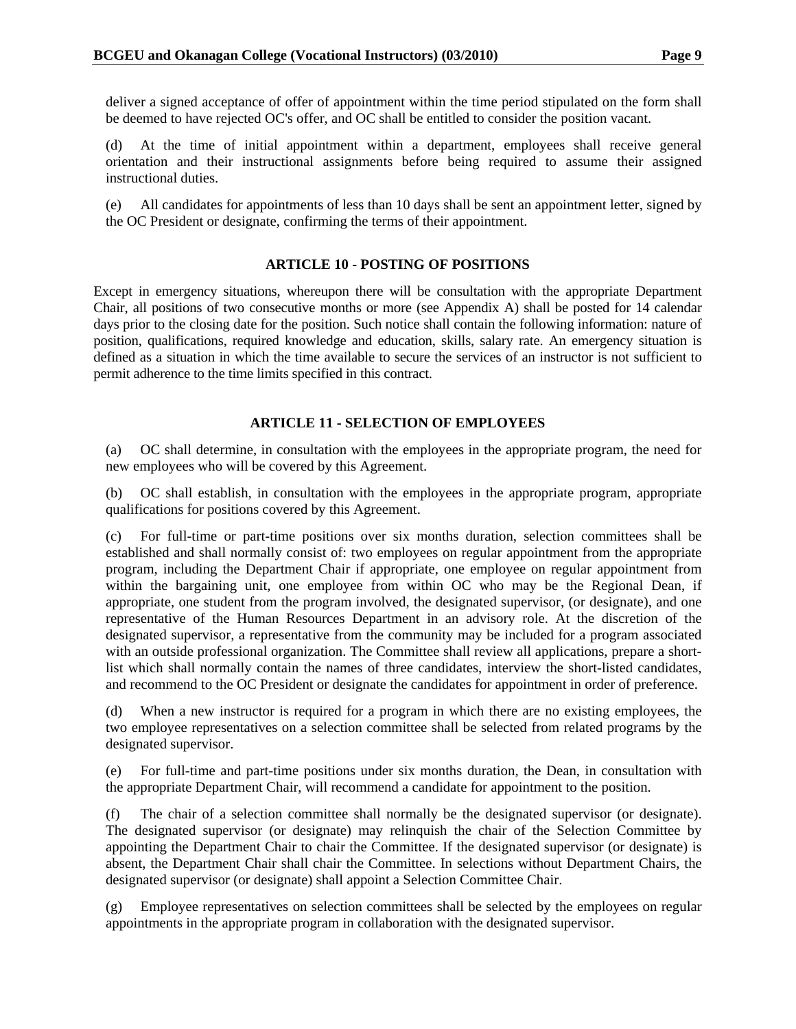deliver a signed acceptance of offer of appointment within the time period stipulated on the form shall be deemed to have rejected OC's offer, and OC shall be entitled to consider the position vacant.

(d) At the time of initial appointment within a department, employees shall receive general orientation and their instructional assignments before being required to assume their assigned instructional duties.

(e) All candidates for appointments of less than 10 days shall be sent an appointment letter, signed by the OC President or designate, confirming the terms of their appointment.

## ARTICLE 10 - POSTING OF POSITIONS

Except in emergency situations, whereupon there will be consultation with the appropriate Department Chair, all positions of two consecutive months or more (see Appendix A) shall be posted for 14 calendar days prior to the closing date for the position. Such notice shall contain the following information: nature of position, qualifications, required knowledge and education, skills, salary rate. An emergency situation is defined as a situation in which the time available to secure the services of an instructor is not sufficient to permit adherence to the time limits specified in this contract.

## ARTICLE 11 - SELECTION OF EMPLOYEES

(a) OC shall determine, in consultation with the employees in the appropriate program, the need for new employees who will be covered by this Agreement.

(b) OC shall establish, in consultation with the employees in the appropriate program, appropriate qualifications for positions covered by this Agreement.

(c) For full-time or part-time positions over six months duration, selection committees shall be established and shall normally consist of: two employees on regular appointment from the appropriate program, including the Department Chair if appropriate, one employee on regular appointment from within the bargaining unit, one employee from within OC who may be the Regional Dean, if appropriate, one student from the program involved, the designated supervisor, (or designate), and one representative of the Human Resources Department in an advisory role. At the discretion of the designated supervisor, a representative from the community may be included for a program associated with an outside professional organization. The Committee shall review all applications, prepare a short-list which shall normally contain the names of three candidates, interview the short-listed candidates, and recommend to the OC President or designate the candidates for appointment in order of preference.

(d) When a new instructor is required for a program in which there are no existing employees, the two employee representatives on a selection committee shall be selected from related programs by the designated supervisor.

(e) For full-time and part-time positions under six months duration, the Dean, in consultation with the appropriate Department Chair, will recommend a candidate for appointment to the position.

(f) The chair of a selection committee shall normally be the designated supervisor (or designate). The designated supervisor (or designate) may relinquish the chair of the Selection Committee by appointing the Department Chair to chair the Committee. If the designated supervisor (or designate) is absent, the Department Chair shall chair the Committee. In selections without Department Chairs, the designated supervisor (or designate) shall appoint a Selection Committee Chair.

(g) Employee representatives on selection committees shall be selected by the employees on regular appointments in the appropriate program in collaboration with the designated supervisor.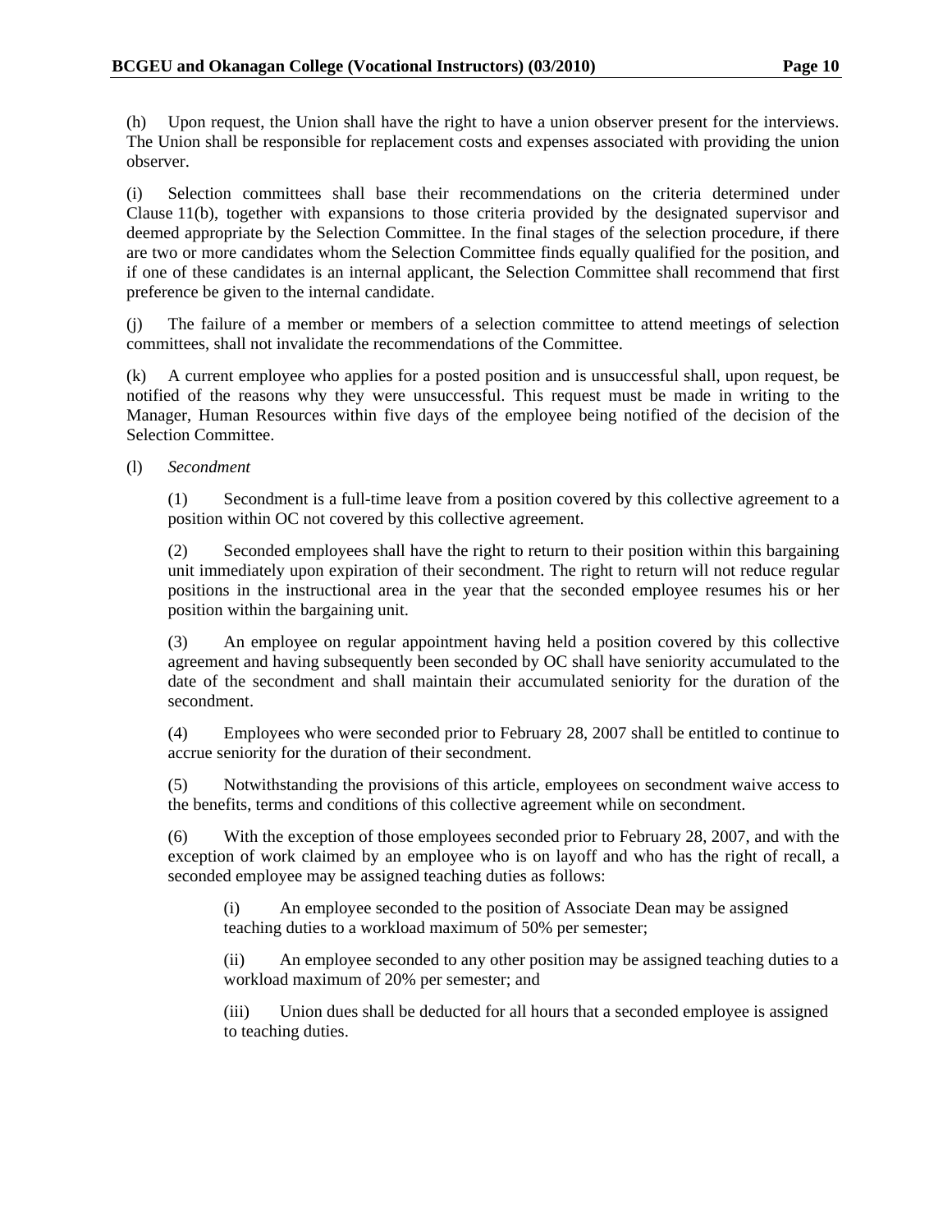(h) Upon request, the Union shall have the right to have a union observer present for the interviews. The Union shall be responsible for replacement costs and expenses associated with providing the union observer.

(i) Selection committees shall base their recommendations on the criteria determined under Clause 11(b), together with expansions to those criteria provided by the designated supervisor and deemed appropriate by the Selection Committee. In the final stages of the selection procedure, if there are two or more candidates whom the Selection Committee finds equally qualified for the position, and if one of these candidates is an internal applicant, the Selection Committee shall recommend that first preference be given to the internal candidate.

(j) The failure of a member or members of a selection committee to attend meetings of selection committees, shall not invalidate the recommendations of the Committee.

(k) A current employee who applies for a posted position and is unsuccessful shall, upon request, be notified of the reasons why they were unsuccessful. This request must be made in writing to the Manager, Human Resources within five days of the employee being notified of the decision of the Selection Committee.

(l) *Secondment*

> (1) Secondment is a full-time leave from a position covered by this collective agreement to a position within OC not covered by this collective agreement.
>
> (2) Seconded employees shall have the right to return to their position within this bargaining unit immediately upon expiration of their secondment. The right to return will not reduce regular positions in the instructional area in the year that the seconded employee resumes his or her position within the bargaining unit.
>
> (3) An employee on regular appointment having held a position covered by this collective agreement and having subsequently been seconded by OC shall have seniority accumulated to the date of the secondment and shall maintain their accumulated seniority for the duration of the secondment.
>
> (4) Employees who were seconded prior to February 28, 2007 shall be entitled to continue to accrue seniority for the duration of their secondment.
>
> (5) Notwithstanding the provisions of this article, employees on secondment waive access to the benefits, terms and conditions of this collective agreement while on secondment.
>
> (6) With the exception of those employees seconded prior to February 28, 2007, and with the exception of work claimed by an employee who is on layoff and who has the right of recall, a seconded employee may be assigned teaching duties as follows:
>
> > (i) An employee seconded to the position of Associate Dean may be assigned teaching duties to a workload maximum of 50% per semester;
> >
> > (ii) An employee seconded to any other position may be assigned teaching duties to a workload maximum of 20% per semester; and
> >
> > (iii) Union dues shall be deducted for all hours that a seconded employee is assigned to teaching duties.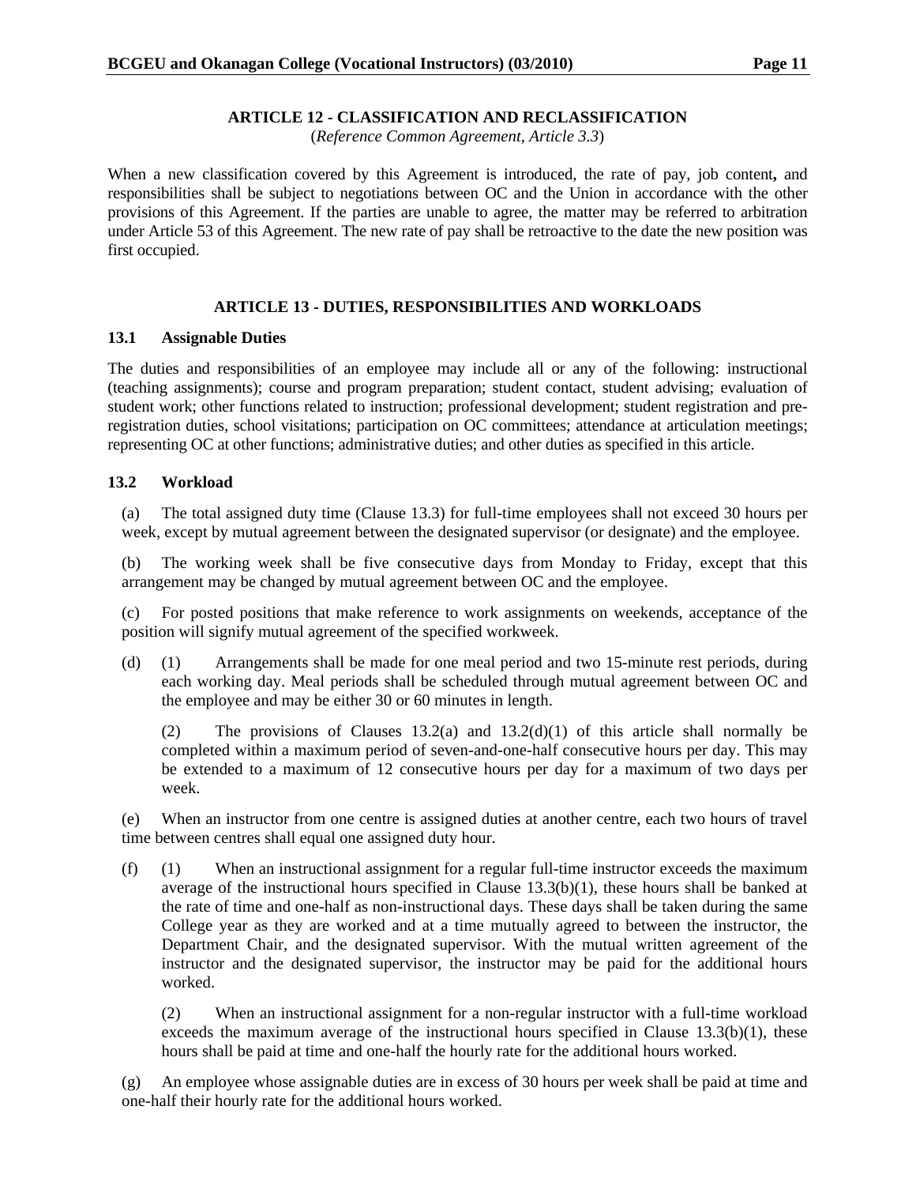## ARTICLE 12 - CLASSIFICATION AND RECLASSIFICATION

(*Reference Common Agreement, Article 3.3*)

When a new classification covered by this Agreement is introduced, the rate of pay, job content**,** and responsibilities shall be subject to negotiations between OC and the Union in accordance with the other provisions of this Agreement. If the parties are unable to agree, the matter may be referred to arbitration under Article 53 of this Agreement. The new rate of pay shall be retroactive to the date the new position was first occupied.

## ARTICLE 13 - DUTIES, RESPONSIBILITIES AND WORKLOADS

### 13.1 Assignable Duties

The duties and responsibilities of an employee may include all or any of the following: instructional (teaching assignments); course and program preparation; student contact, student advising; evaluation of student work; other functions related to instruction; professional development; student registration and pre-registration duties, school visitations; participation on OC committees; attendance at articulation meetings; representing OC at other functions; administrative duties; and other duties as specified in this article.

### 13.2 Workload

(a) The total assigned duty time (Clause 13.3) for full-time employees shall not exceed 30 hours per week, except by mutual agreement between the designated supervisor (or designate) and the employee.

(b) The working week shall be five consecutive days from Monday to Friday, except that this arrangement may be changed by mutual agreement between OC and the employee.

(c) For posted positions that make reference to work assignments on weekends, acceptance of the position will signify mutual agreement of the specified workweek.

(d) (1) Arrangements shall be made for one meal period and two 15-minute rest periods, during each working day. Meal periods shall be scheduled through mutual agreement between OC and the employee and may be either 30 or 60 minutes in length.

(2) The provisions of Clauses 13.2(a) and 13.2(d)(1) of this article shall normally be completed within a maximum period of seven-and-one-half consecutive hours per day. This may be extended to a maximum of 12 consecutive hours per day for a maximum of two days per week.

(e) When an instructor from one centre is assigned duties at another centre, each two hours of travel time between centres shall equal one assigned duty hour.

(f) (1) When an instructional assignment for a regular full-time instructor exceeds the maximum average of the instructional hours specified in Clause 13.3(b)(1), these hours shall be banked at the rate of time and one-half as non-instructional days. These days shall be taken during the same College year as they are worked and at a time mutually agreed to between the instructor, the Department Chair, and the designated supervisor. With the mutual written agreement of the instructor and the designated supervisor, the instructor may be paid for the additional hours worked.

(2) When an instructional assignment for a non-regular instructor with a full-time workload exceeds the maximum average of the instructional hours specified in Clause 13.3(b)(1), these hours shall be paid at time and one-half the hourly rate for the additional hours worked.

(g) An employee whose assignable duties are in excess of 30 hours per week shall be paid at time and one-half their hourly rate for the additional hours worked.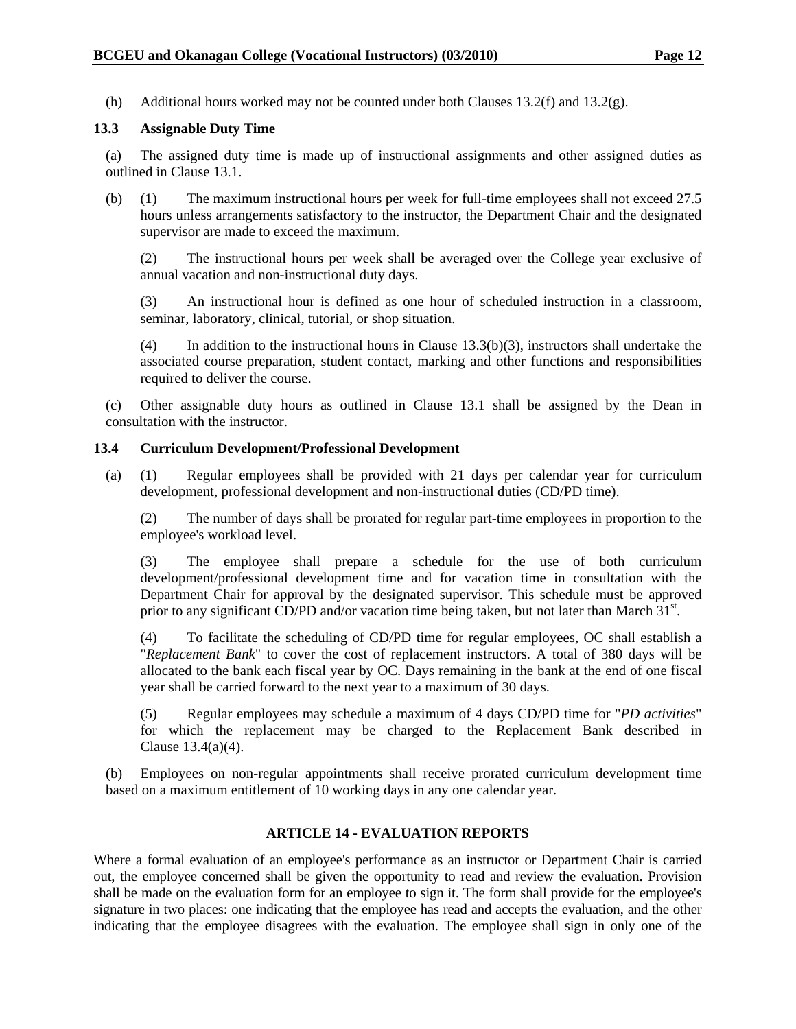(h) Additional hours worked may not be counted under both Clauses 13.2(f) and 13.2(g).

### 13.3 Assignable Duty Time

(a) The assigned duty time is made up of instructional assignments and other assigned duties as outlined in Clause 13.1.

(b) (1) The maximum instructional hours per week for full-time employees shall not exceed 27.5 hours unless arrangements satisfactory to the instructor, the Department Chair and the designated supervisor are made to exceed the maximum.

(2) The instructional hours per week shall be averaged over the College year exclusive of annual vacation and non-instructional duty days.

(3) An instructional hour is defined as one hour of scheduled instruction in a classroom, seminar, laboratory, clinical, tutorial, or shop situation.

(4) In addition to the instructional hours in Clause 13.3(b)(3), instructors shall undertake the associated course preparation, student contact, marking and other functions and responsibilities required to deliver the course.

(c) Other assignable duty hours as outlined in Clause 13.1 shall be assigned by the Dean in consultation with the instructor.

### 13.4 Curriculum Development/Professional Development

(a) (1) Regular employees shall be provided with 21 days per calendar year for curriculum development, professional development and non-instructional duties (CD/PD time).

(2) The number of days shall be prorated for regular part-time employees in proportion to the employee's workload level.

(3) The employee shall prepare a schedule for the use of both curriculum development/professional development time and for vacation time in consultation with the Department Chair for approval by the designated supervisor. This schedule must be approved prior to any significant CD/PD and/or vacation time being taken, but not later than March 31st.

(4) To facilitate the scheduling of CD/PD time for regular employees, OC shall establish a "*Replacement Bank*" to cover the cost of replacement instructors. A total of 380 days will be allocated to the bank each fiscal year by OC. Days remaining in the bank at the end of one fiscal year shall be carried forward to the next year to a maximum of 30 days.

(5) Regular employees may schedule a maximum of 4 days CD/PD time for "*PD activities*" for which the replacement may be charged to the Replacement Bank described in Clause 13.4(a)(4).

(b) Employees on non-regular appointments shall receive prorated curriculum development time based on a maximum entitlement of 10 working days in any one calendar year.

## ARTICLE 14 - EVALUATION REPORTS

Where a formal evaluation of an employee's performance as an instructor or Department Chair is carried out, the employee concerned shall be given the opportunity to read and review the evaluation. Provision shall be made on the evaluation form for an employee to sign it. The form shall provide for the employee's signature in two places: one indicating that the employee has read and accepts the evaluation, and the other indicating that the employee disagrees with the evaluation. The employee shall sign in only one of the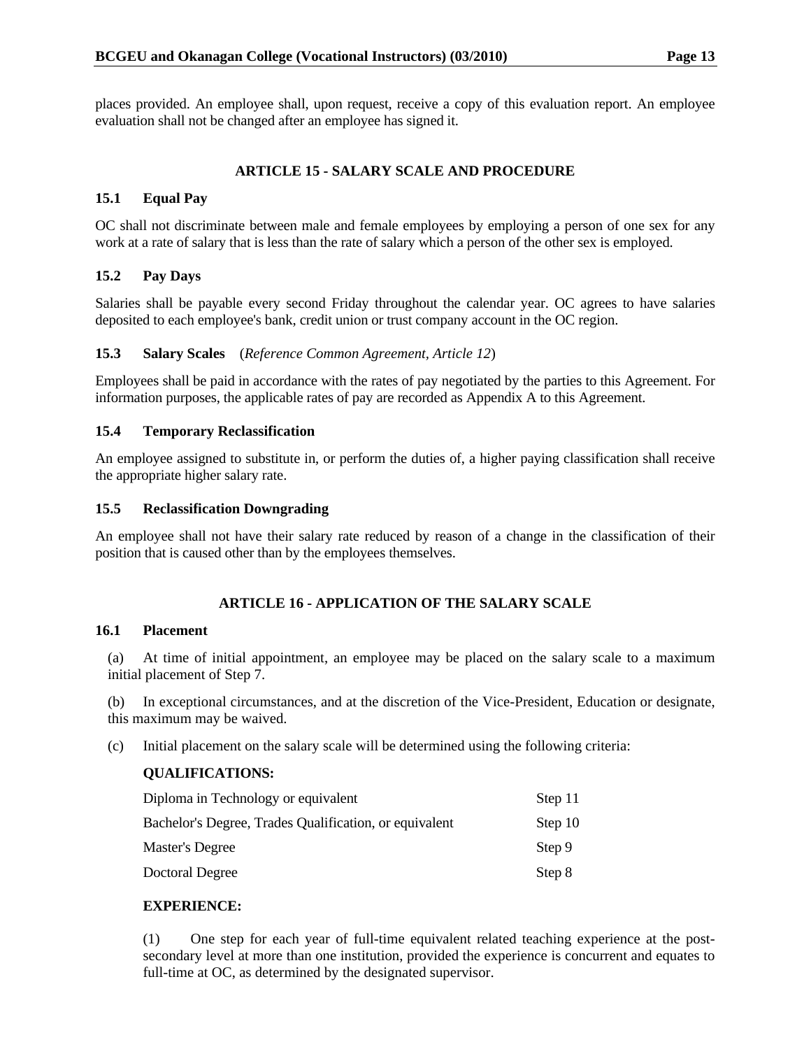places provided. An employee shall, upon request, receive a copy of this evaluation report. An employee evaluation shall not be changed after an employee has signed it.

## ARTICLE 15 - SALARY SCALE AND PROCEDURE

### 15.1 Equal Pay

OC shall not discriminate between male and female employees by employing a person of one sex for any work at a rate of salary that is less than the rate of salary which a person of the other sex is employed.

### 15.2 Pay Days

Salaries shall be payable every second Friday throughout the calendar year. OC agrees to have salaries deposited to each employee's bank, credit union or trust company account in the OC region.

### 15.3 Salary Scales (*Reference Common Agreement, Article 12*)

Employees shall be paid in accordance with the rates of pay negotiated by the parties to this Agreement. For information purposes, the applicable rates of pay are recorded as Appendix A to this Agreement.

### 15.4 Temporary Reclassification

An employee assigned to substitute in, or perform the duties of, a higher paying classification shall receive the appropriate higher salary rate.

### 15.5 Reclassification Downgrading

An employee shall not have their salary rate reduced by reason of a change in the classification of their position that is caused other than by the employees themselves.

## ARTICLE 16 - APPLICATION OF THE SALARY SCALE

### 16.1 Placement

(a) At time of initial appointment, an employee may be placed on the salary scale to a maximum initial placement of Step 7.

(b) In exceptional circumstances, and at the discretion of the Vice-President, Education or designate, this maximum may be waived.

(c) Initial placement on the salary scale will be determined using the following criteria:

**QUALIFICATIONS:**

| | |
|---|---|
| Diploma in Technology or equivalent | Step 11 |
| Bachelor's Degree, Trades Qualification, or equivalent | Step 10 |
| Master's Degree | Step 9 |
| Doctoral Degree | Step 8 |

**EXPERIENCE:**

(1) One step for each year of full-time equivalent related teaching experience at the post-secondary level at more than one institution, provided the experience is concurrent and equates to full-time at OC, as determined by the designated supervisor.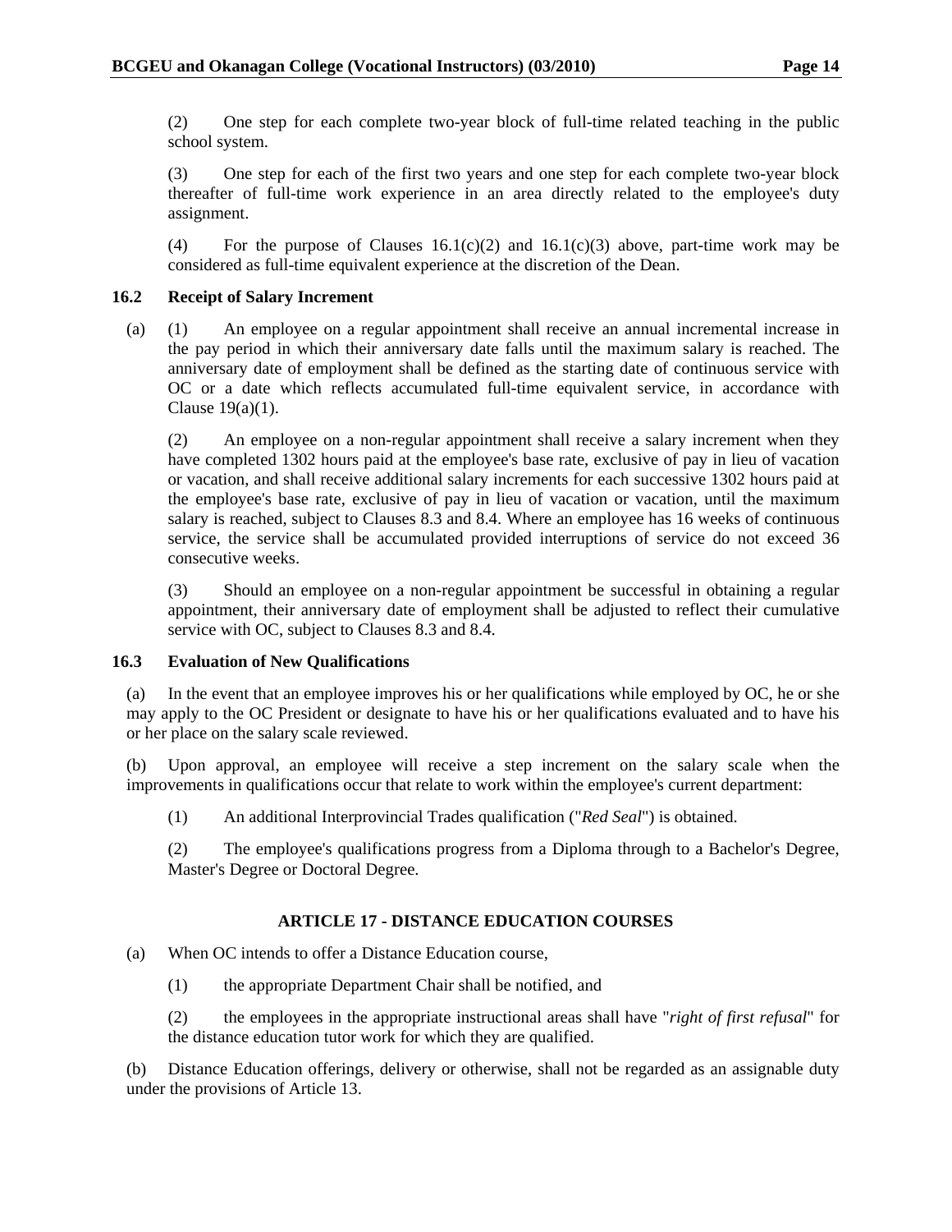(2) One step for each complete two-year block of full-time related teaching in the public school system.

(3) One step for each of the first two years and one step for each complete two-year block thereafter of full-time work experience in an area directly related to the employee's duty assignment.

(4) For the purpose of Clauses 16.1(c)(2) and 16.1(c)(3) above, part-time work may be considered as full-time equivalent experience at the discretion of the Dean.

### 16.2 Receipt of Salary Increment

(a) (1) An employee on a regular appointment shall receive an annual incremental increase in the pay period in which their anniversary date falls until the maximum salary is reached. The anniversary date of employment shall be defined as the starting date of continuous service with OC or a date which reflects accumulated full-time equivalent service, in accordance with Clause 19(a)(1).

(2) An employee on a non-regular appointment shall receive a salary increment when they have completed 1302 hours paid at the employee's base rate, exclusive of pay in lieu of vacation or vacation, and shall receive additional salary increments for each successive 1302 hours paid at the employee's base rate, exclusive of pay in lieu of vacation or vacation, until the maximum salary is reached, subject to Clauses 8.3 and 8.4. Where an employee has 16 weeks of continuous service, the service shall be accumulated provided interruptions of service do not exceed 36 consecutive weeks.

(3) Should an employee on a non-regular appointment be successful in obtaining a regular appointment, their anniversary date of employment shall be adjusted to reflect their cumulative service with OC, subject to Clauses 8.3 and 8.4.

### 16.3 Evaluation of New Qualifications

(a) In the event that an employee improves his or her qualifications while employed by OC, he or she may apply to the OC President or designate to have his or her qualifications evaluated and to have his or her place on the salary scale reviewed.

(b) Upon approval, an employee will receive a step increment on the salary scale when the improvements in qualifications occur that relate to work within the employee's current department:

(1) An additional Interprovincial Trades qualification ("*Red Seal*") is obtained.

(2) The employee's qualifications progress from a Diploma through to a Bachelor's Degree, Master's Degree or Doctoral Degree.

## ARTICLE 17 - DISTANCE EDUCATION COURSES

(a) When OC intends to offer a Distance Education course,

(1) the appropriate Department Chair shall be notified, and

(2) the employees in the appropriate instructional areas shall have "*right of first refusal*" for the distance education tutor work for which they are qualified.

(b) Distance Education offerings, delivery or otherwise, shall not be regarded as an assignable duty under the provisions of Article 13.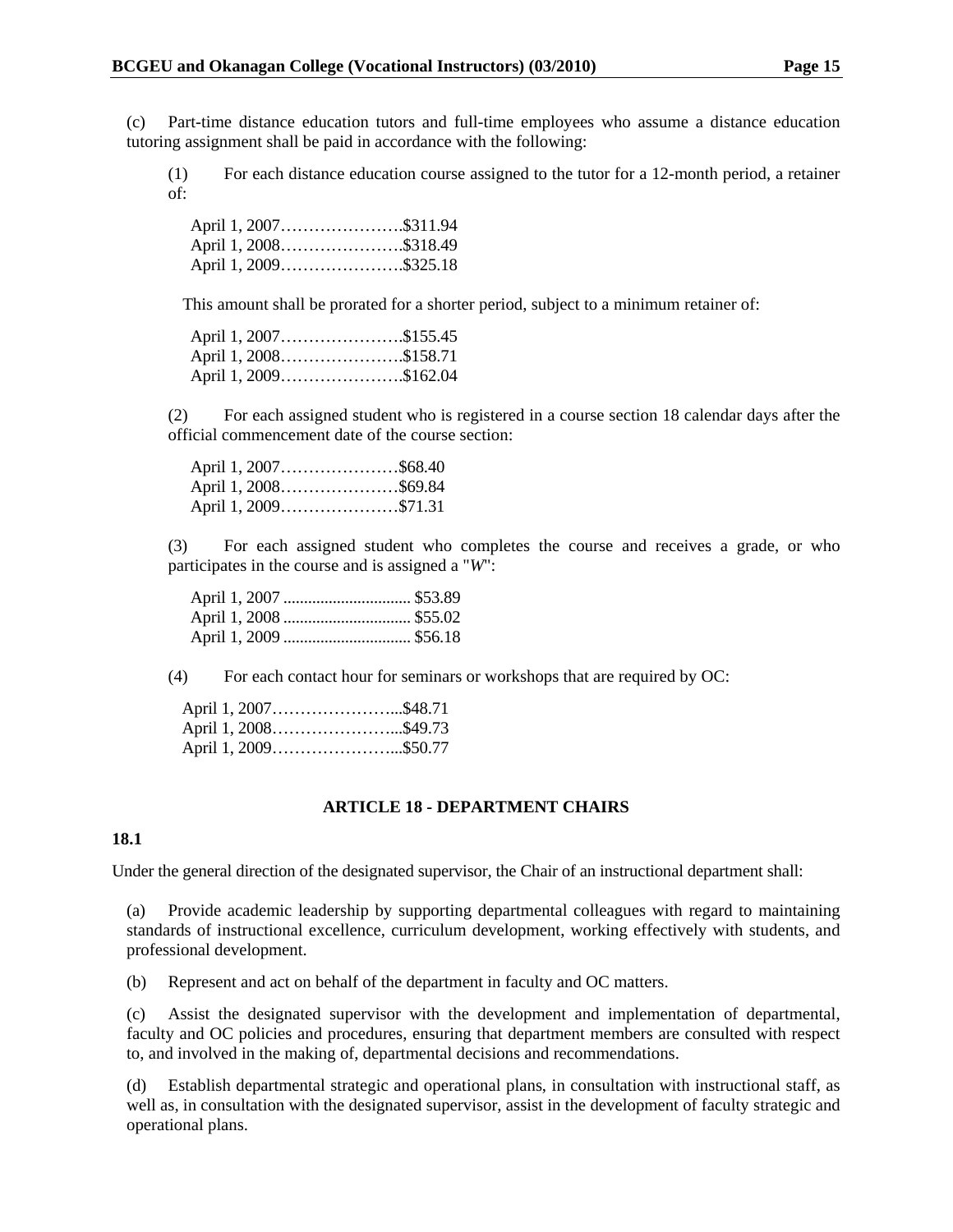(c) Part-time distance education tutors and full-time employees who assume a distance education tutoring assignment shall be paid in accordance with the following:

(1) For each distance education course assigned to the tutor for a 12-month period, a retainer of:

April 1, 2007…………………..$311.94
April 1, 2008…………………..$318.49
April 1, 2009…………………..$325.18

This amount shall be prorated for a shorter period, subject to a minimum retainer of:

April 1, 2007…………………..$155.45
April 1, 2008…………………..$158.71
April 1, 2009…………………..$162.04

(2) For each assigned student who is registered in a course section 18 calendar days after the official commencement date of the course section:

April 1, 2007…………………$68.40
April 1, 2008…………………$69.84
April 1, 2009…………………$71.31

(3) For each assigned student who completes the course and receives a grade, or who participates in the course and is assigned a "*W*":

April 1, 2007 ............................... $53.89
April 1, 2008 ............................... $55.02
April 1, 2009 ............................... $56.18

(4) For each contact hour for seminars or workshops that are required by OC:

April 1, 2007…………………...$48.71
April 1, 2008…………………...$49.73
April 1, 2009…………………...$50.77

## ARTICLE 18 - DEPARTMENT CHAIRS

**18.1**

Under the general direction of the designated supervisor, the Chair of an instructional department shall:

(a) Provide academic leadership by supporting departmental colleagues with regard to maintaining standards of instructional excellence, curriculum development, working effectively with students, and professional development.

(b) Represent and act on behalf of the department in faculty and OC matters.

(c) Assist the designated supervisor with the development and implementation of departmental, faculty and OC policies and procedures, ensuring that department members are consulted with respect to, and involved in the making of, departmental decisions and recommendations.

(d) Establish departmental strategic and operational plans, in consultation with instructional staff, as well as, in consultation with the designated supervisor, assist in the development of faculty strategic and operational plans.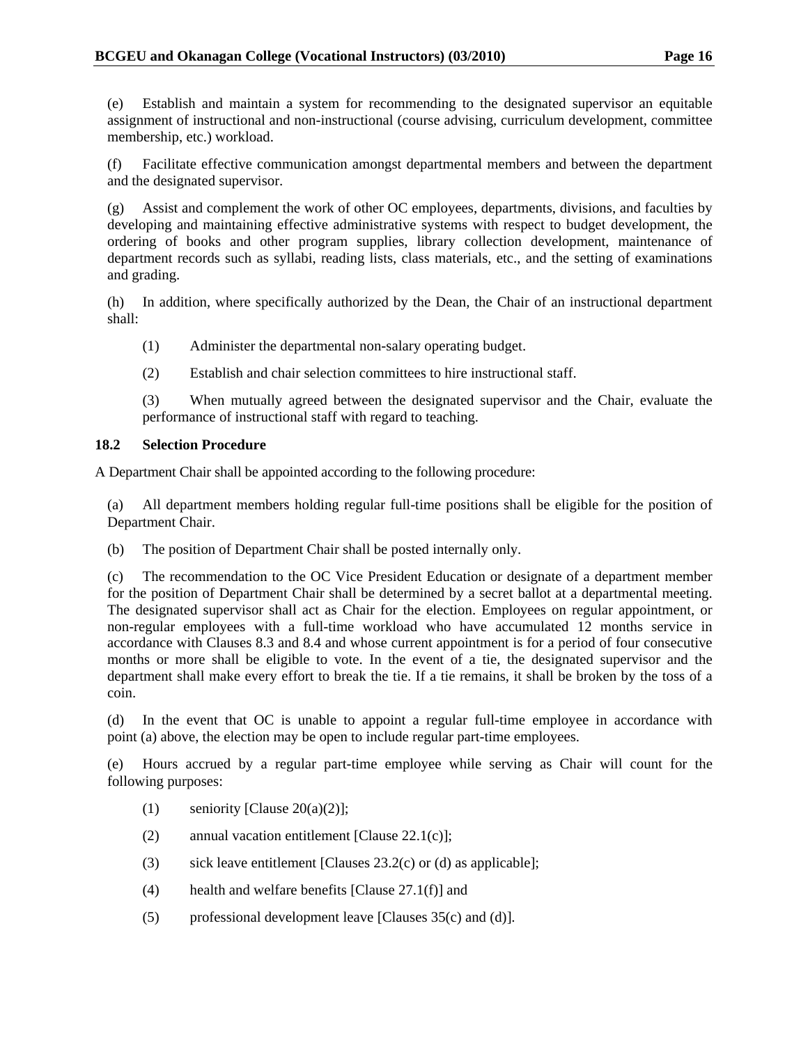(e) Establish and maintain a system for recommending to the designated supervisor an equitable assignment of instructional and non-instructional (course advising, curriculum development, committee membership, etc.) workload.

(f) Facilitate effective communication amongst departmental members and between the department and the designated supervisor.

(g) Assist and complement the work of other OC employees, departments, divisions, and faculties by developing and maintaining effective administrative systems with respect to budget development, the ordering of books and other program supplies, library collection development, maintenance of department records such as syllabi, reading lists, class materials, etc., and the setting of examinations and grading.

(h) In addition, where specifically authorized by the Dean, the Chair of an instructional department shall:

> (1) Administer the departmental non-salary operating budget.
>
> (2) Establish and chair selection committees to hire instructional staff.
>
> (3) When mutually agreed between the designated supervisor and the Chair, evaluate the performance of instructional staff with regard to teaching.

### 18.2 Selection Procedure

A Department Chair shall be appointed according to the following procedure:

(a) All department members holding regular full-time positions shall be eligible for the position of Department Chair.

(b) The position of Department Chair shall be posted internally only.

(c) The recommendation to the OC Vice President Education or designate of a department member for the position of Department Chair shall be determined by a secret ballot at a departmental meeting. The designated supervisor shall act as Chair for the election. Employees on regular appointment, or non-regular employees with a full-time workload who have accumulated 12 months service in accordance with Clauses 8.3 and 8.4 and whose current appointment is for a period of four consecutive months or more shall be eligible to vote. In the event of a tie, the designated supervisor and the department shall make every effort to break the tie. If a tie remains, it shall be broken by the toss of a coin.

(d) In the event that OC is unable to appoint a regular full-time employee in accordance with point (a) above, the election may be open to include regular part-time employees.

(e) Hours accrued by a regular part-time employee while serving as Chair will count for the following purposes:

> (1) seniority [Clause 20(a)(2)];
>
> (2) annual vacation entitlement [Clause 22.1(c)];
>
> (3) sick leave entitlement [Clauses 23.2(c) or (d) as applicable];
>
> (4) health and welfare benefits [Clause 27.1(f)] and
>
> (5) professional development leave [Clauses 35(c) and (d)].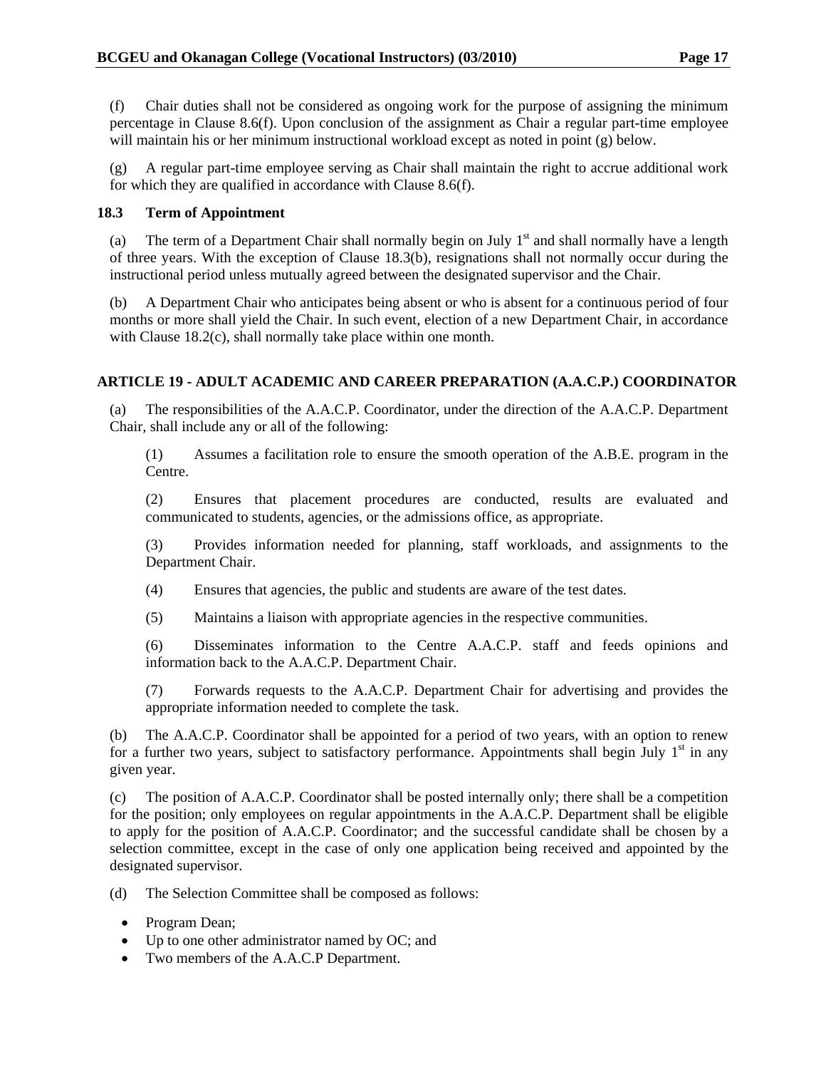(f) Chair duties shall not be considered as ongoing work for the purpose of assigning the minimum percentage in Clause 8.6(f). Upon conclusion of the assignment as Chair a regular part-time employee will maintain his or her minimum instructional workload except as noted in point (g) below.

(g) A regular part-time employee serving as Chair shall maintain the right to accrue additional work for which they are qualified in accordance with Clause 8.6(f).

### 18.3 Term of Appointment

(a) The term of a Department Chair shall normally begin on July 1st and shall normally have a length of three years. With the exception of Clause 18.3(b), resignations shall not normally occur during the instructional period unless mutually agreed between the designated supervisor and the Chair.

(b) A Department Chair who anticipates being absent or who is absent for a continuous period of four months or more shall yield the Chair. In such event, election of a new Department Chair, in accordance with Clause 18.2(c), shall normally take place within one month.

## ARTICLE 19 - ADULT ACADEMIC AND CAREER PREPARATION (A.A.C.P.) COORDINATOR

(a) The responsibilities of the A.A.C.P. Coordinator, under the direction of the A.A.C.P. Department Chair, shall include any or all of the following:

(1) Assumes a facilitation role to ensure the smooth operation of the A.B.E. program in the Centre.

(2) Ensures that placement procedures are conducted, results are evaluated and communicated to students, agencies, or the admissions office, as appropriate.

(3) Provides information needed for planning, staff workloads, and assignments to the Department Chair.

(4) Ensures that agencies, the public and students are aware of the test dates.

(5) Maintains a liaison with appropriate agencies in the respective communities.

(6) Disseminates information to the Centre A.A.C.P. staff and feeds opinions and information back to the A.A.C.P. Department Chair.

(7) Forwards requests to the A.A.C.P. Department Chair for advertising and provides the appropriate information needed to complete the task.

(b) The A.A.C.P. Coordinator shall be appointed for a period of two years, with an option to renew for a further two years, subject to satisfactory performance. Appointments shall begin July 1st in any given year.

(c) The position of A.A.C.P. Coordinator shall be posted internally only; there shall be a competition for the position; only employees on regular appointments in the A.A.C.P. Department shall be eligible to apply for the position of A.A.C.P. Coordinator; and the successful candidate shall be chosen by a selection committee, except in the case of only one application being received and appointed by the designated supervisor.

(d) The Selection Committee shall be composed as follows:

- Program Dean;
- Up to one other administrator named by OC; and
- Two members of the A.A.C.P Department.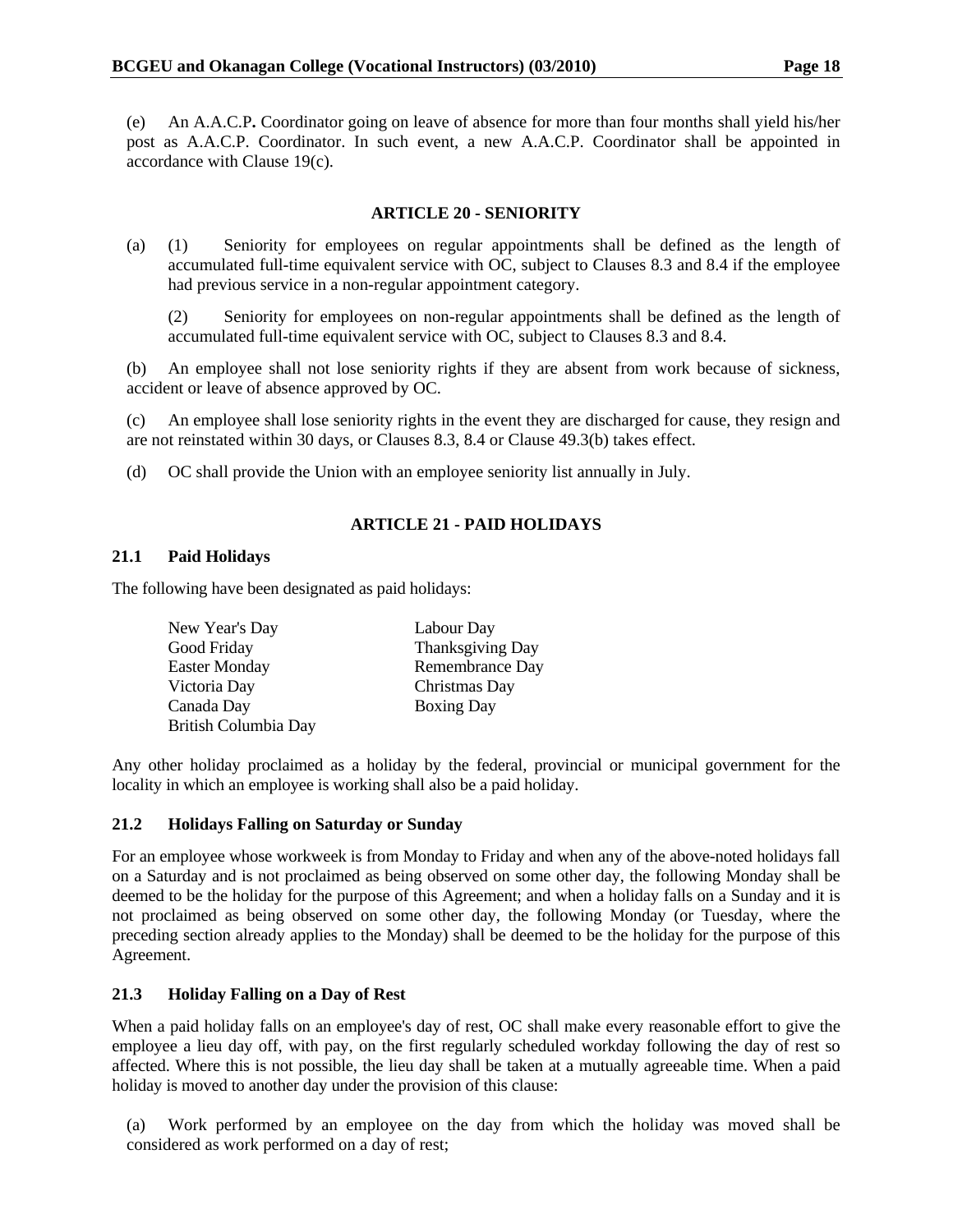(e) An A.A.C.P**.** Coordinator going on leave of absence for more than four months shall yield his/her post as A.A.C.P. Coordinator. In such event, a new A.A.C.P. Coordinator shall be appointed in accordance with Clause 19(c).

## ARTICLE 20 - SENIORITY

(a) (1) Seniority for employees on regular appointments shall be defined as the length of accumulated full-time equivalent service with OC, subject to Clauses 8.3 and 8.4 if the employee had previous service in a non-regular appointment category.

(2) Seniority for employees on non-regular appointments shall be defined as the length of accumulated full-time equivalent service with OC, subject to Clauses 8.3 and 8.4.

(b) An employee shall not lose seniority rights if they are absent from work because of sickness, accident or leave of absence approved by OC.

(c) An employee shall lose seniority rights in the event they are discharged for cause, they resign and are not reinstated within 30 days, or Clauses 8.3, 8.4 or Clause 49.3(b) takes effect.

(d) OC shall provide the Union with an employee seniority list annually in July.

## ARTICLE 21 - PAID HOLIDAYS

### 21.1 Paid Holidays

The following have been designated as paid holidays:

New Year's Day
Good Friday
Easter Monday
Victoria Day
Canada Day
British Columbia Day
Labour Day
Thanksgiving Day
Remembrance Day
Christmas Day
Boxing Day

Any other holiday proclaimed as a holiday by the federal, provincial or municipal government for the locality in which an employee is working shall also be a paid holiday.

### 21.2 Holidays Falling on Saturday or Sunday

For an employee whose workweek is from Monday to Friday and when any of the above-noted holidays fall on a Saturday and is not proclaimed as being observed on some other day, the following Monday shall be deemed to be the holiday for the purpose of this Agreement; and when a holiday falls on a Sunday and it is not proclaimed as being observed on some other day, the following Monday (or Tuesday, where the preceding section already applies to the Monday) shall be deemed to be the holiday for the purpose of this Agreement.

### 21.3 Holiday Falling on a Day of Rest

When a paid holiday falls on an employee's day of rest, OC shall make every reasonable effort to give the employee a lieu day off, with pay, on the first regularly scheduled workday following the day of rest so affected. Where this is not possible, the lieu day shall be taken at a mutually agreeable time. When a paid holiday is moved to another day under the provision of this clause:

(a) Work performed by an employee on the day from which the holiday was moved shall be considered as work performed on a day of rest;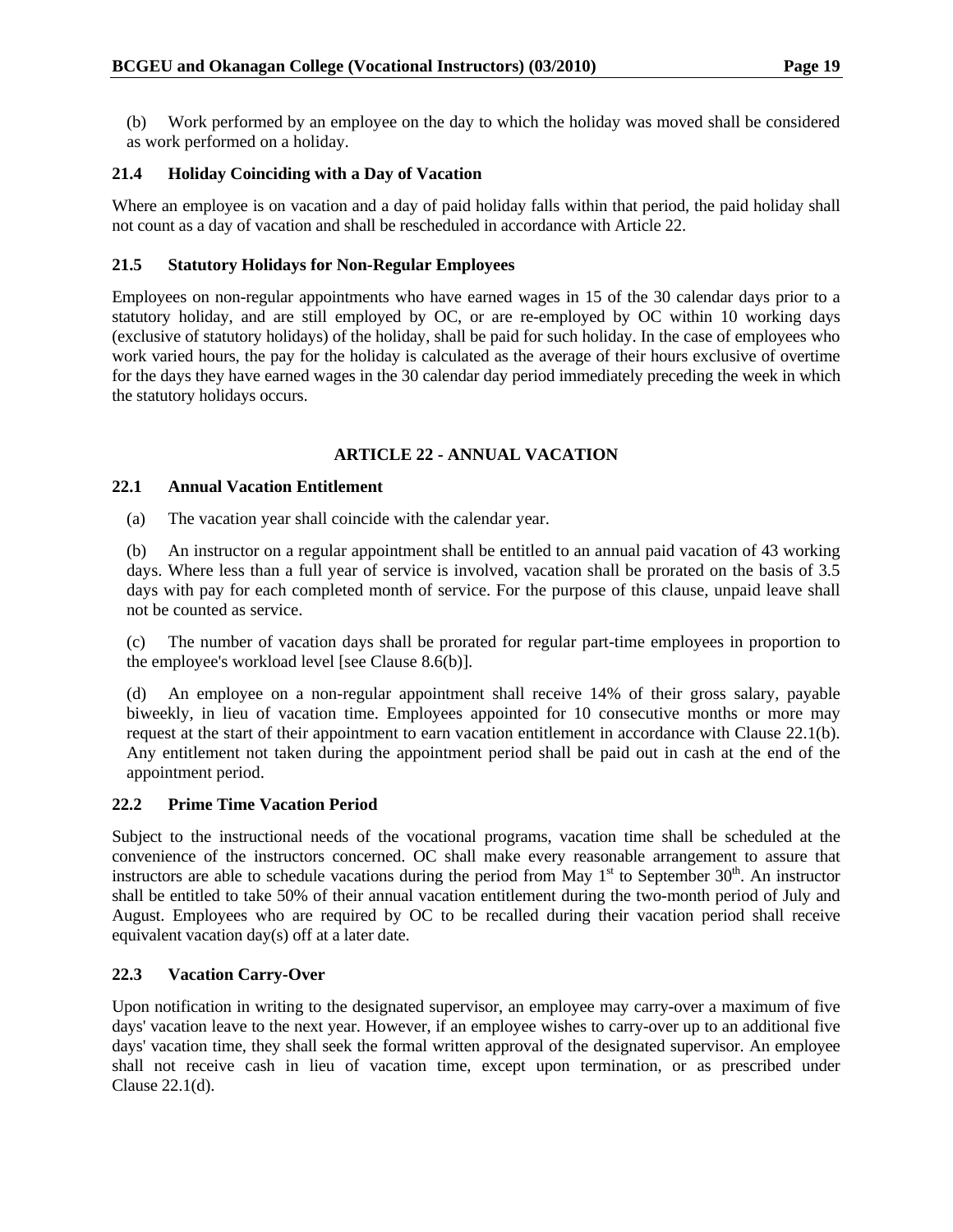(b) Work performed by an employee on the day to which the holiday was moved shall be considered as work performed on a holiday.

### 21.4 Holiday Coinciding with a Day of Vacation

Where an employee is on vacation and a day of paid holiday falls within that period, the paid holiday shall not count as a day of vacation and shall be rescheduled in accordance with Article 22.

### 21.5 Statutory Holidays for Non-Regular Employees

Employees on non-regular appointments who have earned wages in 15 of the 30 calendar days prior to a statutory holiday, and are still employed by OC, or are re-employed by OC within 10 working days (exclusive of statutory holidays) of the holiday, shall be paid for such holiday. In the case of employees who work varied hours, the pay for the holiday is calculated as the average of their hours exclusive of overtime for the days they have earned wages in the 30 calendar day period immediately preceding the week in which the statutory holidays occurs.

## ARTICLE 22 - ANNUAL VACATION

### 22.1 Annual Vacation Entitlement

(a) The vacation year shall coincide with the calendar year.

(b) An instructor on a regular appointment shall be entitled to an annual paid vacation of 43 working days. Where less than a full year of service is involved, vacation shall be prorated on the basis of 3.5 days with pay for each completed month of service. For the purpose of this clause, unpaid leave shall not be counted as service.

(c) The number of vacation days shall be prorated for regular part-time employees in proportion to the employee's workload level [see Clause 8.6(b)].

(d) An employee on a non-regular appointment shall receive 14% of their gross salary, payable biweekly, in lieu of vacation time. Employees appointed for 10 consecutive months or more may request at the start of their appointment to earn vacation entitlement in accordance with Clause 22.1(b). Any entitlement not taken during the appointment period shall be paid out in cash at the end of the appointment period.

### 22.2 Prime Time Vacation Period

Subject to the instructional needs of the vocational programs, vacation time shall be scheduled at the convenience of the instructors concerned. OC shall make every reasonable arrangement to assure that instructors are able to schedule vacations during the period from May 1st to September 30th. An instructor shall be entitled to take 50% of their annual vacation entitlement during the two-month period of July and August. Employees who are required by OC to be recalled during their vacation period shall receive equivalent vacation day(s) off at a later date.

### 22.3 Vacation Carry-Over

Upon notification in writing to the designated supervisor, an employee may carry-over a maximum of five days' vacation leave to the next year. However, if an employee wishes to carry-over up to an additional five days' vacation time, they shall seek the formal written approval of the designated supervisor. An employee shall not receive cash in lieu of vacation time, except upon termination, or as prescribed under Clause 22.1(d).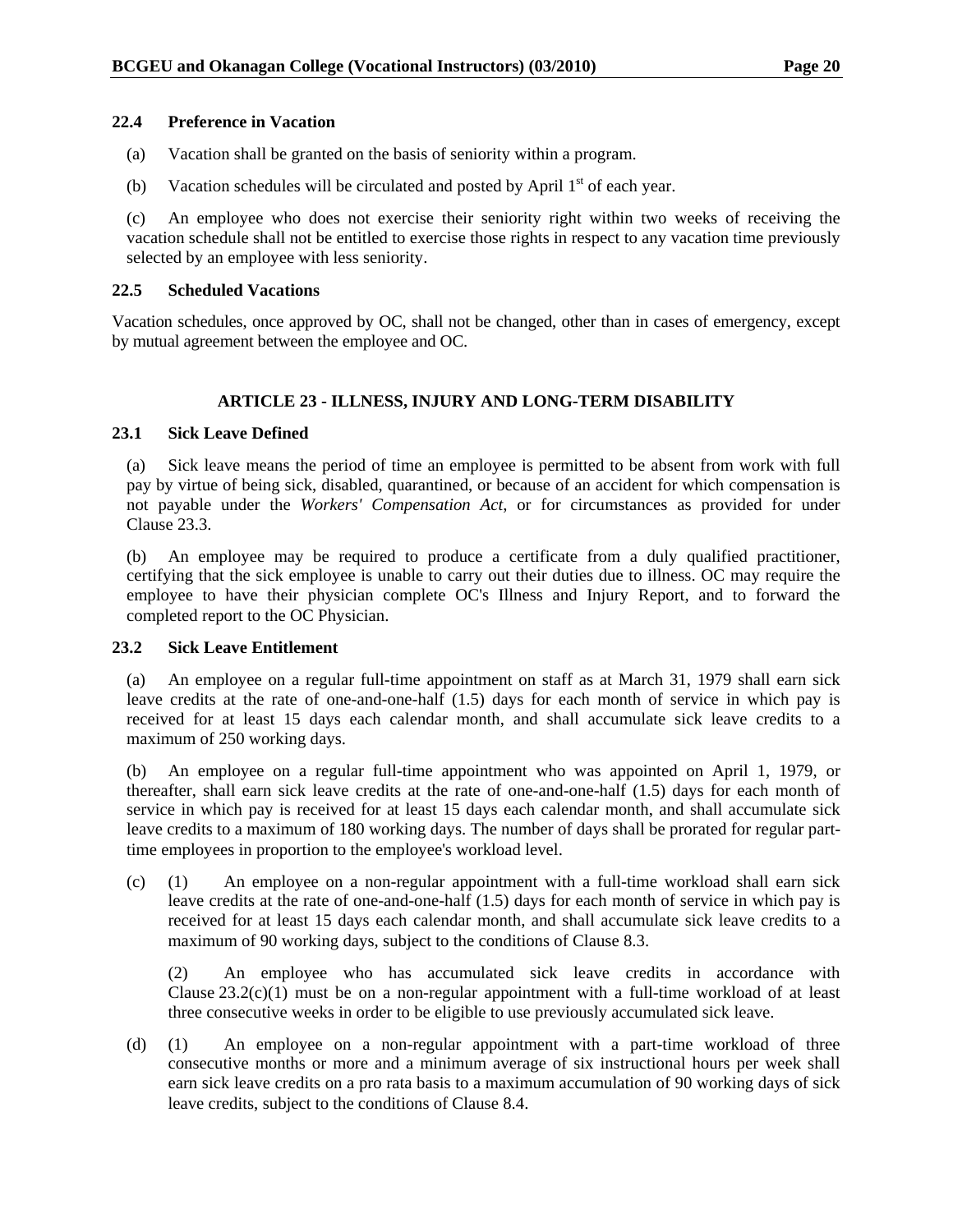### 22.4 Preference in Vacation

(a) Vacation shall be granted on the basis of seniority within a program.

(b) Vacation schedules will be circulated and posted by April 1st of each year.

(c) An employee who does not exercise their seniority right within two weeks of receiving the vacation schedule shall not be entitled to exercise those rights in respect to any vacation time previously selected by an employee with less seniority.

### 22.5 Scheduled Vacations

Vacation schedules, once approved by OC, shall not be changed, other than in cases of emergency, except by mutual agreement between the employee and OC.

## ARTICLE 23 - ILLNESS, INJURY AND LONG-TERM DISABILITY

### 23.1 Sick Leave Defined

(a) Sick leave means the period of time an employee is permitted to be absent from work with full pay by virtue of being sick, disabled, quarantined, or because of an accident for which compensation is not payable under the *Workers' Compensation Act*, or for circumstances as provided for under Clause 23.3.

(b) An employee may be required to produce a certificate from a duly qualified practitioner, certifying that the sick employee is unable to carry out their duties due to illness. OC may require the employee to have their physician complete OC's Illness and Injury Report, and to forward the completed report to the OC Physician.

### 23.2 Sick Leave Entitlement

(a) An employee on a regular full-time appointment on staff as at March 31, 1979 shall earn sick leave credits at the rate of one-and-one-half (1.5) days for each month of service in which pay is received for at least 15 days each calendar month, and shall accumulate sick leave credits to a maximum of 250 working days.

(b) An employee on a regular full-time appointment who was appointed on April 1, 1979, or thereafter, shall earn sick leave credits at the rate of one-and-one-half (1.5) days for each month of service in which pay is received for at least 15 days each calendar month, and shall accumulate sick leave credits to a maximum of 180 working days. The number of days shall be prorated for regular part-time employees in proportion to the employee's workload level.

(c) (1) An employee on a non-regular appointment with a full-time workload shall earn sick leave credits at the rate of one-and-one-half (1.5) days for each month of service in which pay is received for at least 15 days each calendar month, and shall accumulate sick leave credits to a maximum of 90 working days, subject to the conditions of Clause 8.3.

(2) An employee who has accumulated sick leave credits in accordance with Clause 23.2(c)(1) must be on a non-regular appointment with a full-time workload of at least three consecutive weeks in order to be eligible to use previously accumulated sick leave.

(d) (1) An employee on a non-regular appointment with a part-time workload of three consecutive months or more and a minimum average of six instructional hours per week shall earn sick leave credits on a pro rata basis to a maximum accumulation of 90 working days of sick leave credits, subject to the conditions of Clause 8.4.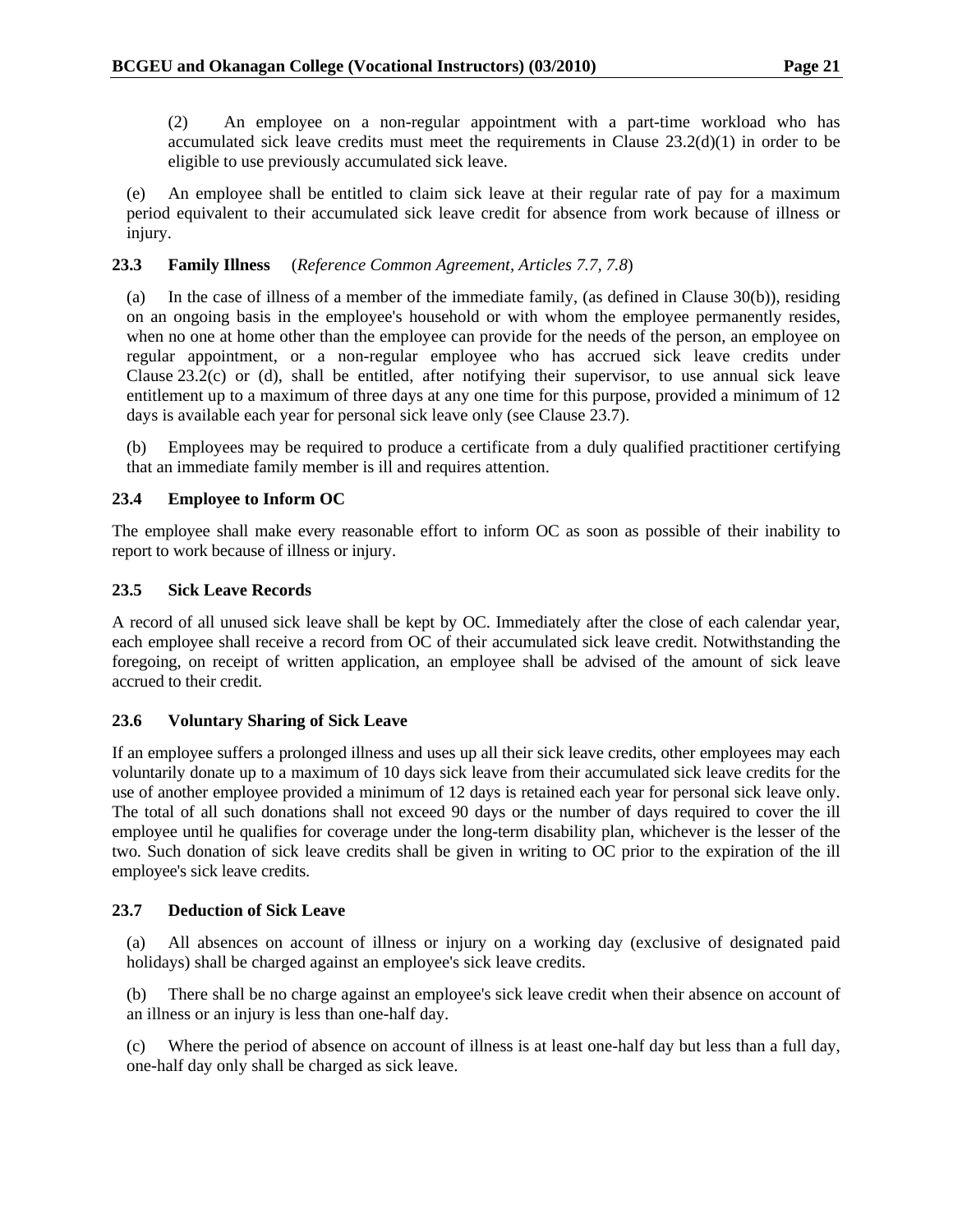(2) An employee on a non-regular appointment with a part-time workload who has accumulated sick leave credits must meet the requirements in Clause 23.2(d)(1) in order to be eligible to use previously accumulated sick leave.

(e) An employee shall be entitled to claim sick leave at their regular rate of pay for a maximum period equivalent to their accumulated sick leave credit for absence from work because of illness or injury.

### 23.3 Family Illness (*Reference Common Agreement, Articles 7.7, 7.8*)

(a) In the case of illness of a member of the immediate family, (as defined in Clause 30(b)), residing on an ongoing basis in the employee's household or with whom the employee permanently resides, when no one at home other than the employee can provide for the needs of the person, an employee on regular appointment, or a non-regular employee who has accrued sick leave credits under Clause 23.2(c) or (d), shall be entitled, after notifying their supervisor, to use annual sick leave entitlement up to a maximum of three days at any one time for this purpose, provided a minimum of 12 days is available each year for personal sick leave only (see Clause 23.7).

(b) Employees may be required to produce a certificate from a duly qualified practitioner certifying that an immediate family member is ill and requires attention.

### 23.4 Employee to Inform OC

The employee shall make every reasonable effort to inform OC as soon as possible of their inability to report to work because of illness or injury.

### 23.5 Sick Leave Records

A record of all unused sick leave shall be kept by OC. Immediately after the close of each calendar year, each employee shall receive a record from OC of their accumulated sick leave credit. Notwithstanding the foregoing, on receipt of written application, an employee shall be advised of the amount of sick leave accrued to their credit.

### 23.6 Voluntary Sharing of Sick Leave

If an employee suffers a prolonged illness and uses up all their sick leave credits, other employees may each voluntarily donate up to a maximum of 10 days sick leave from their accumulated sick leave credits for the use of another employee provided a minimum of 12 days is retained each year for personal sick leave only. The total of all such donations shall not exceed 90 days or the number of days required to cover the ill employee until he qualifies for coverage under the long-term disability plan, whichever is the lesser of the two. Such donation of sick leave credits shall be given in writing to OC prior to the expiration of the ill employee's sick leave credits.

### 23.7 Deduction of Sick Leave

(a) All absences on account of illness or injury on a working day (exclusive of designated paid holidays) shall be charged against an employee's sick leave credits.

(b) There shall be no charge against an employee's sick leave credit when their absence on account of an illness or an injury is less than one-half day.

(c) Where the period of absence on account of illness is at least one-half day but less than a full day, one-half day only shall be charged as sick leave.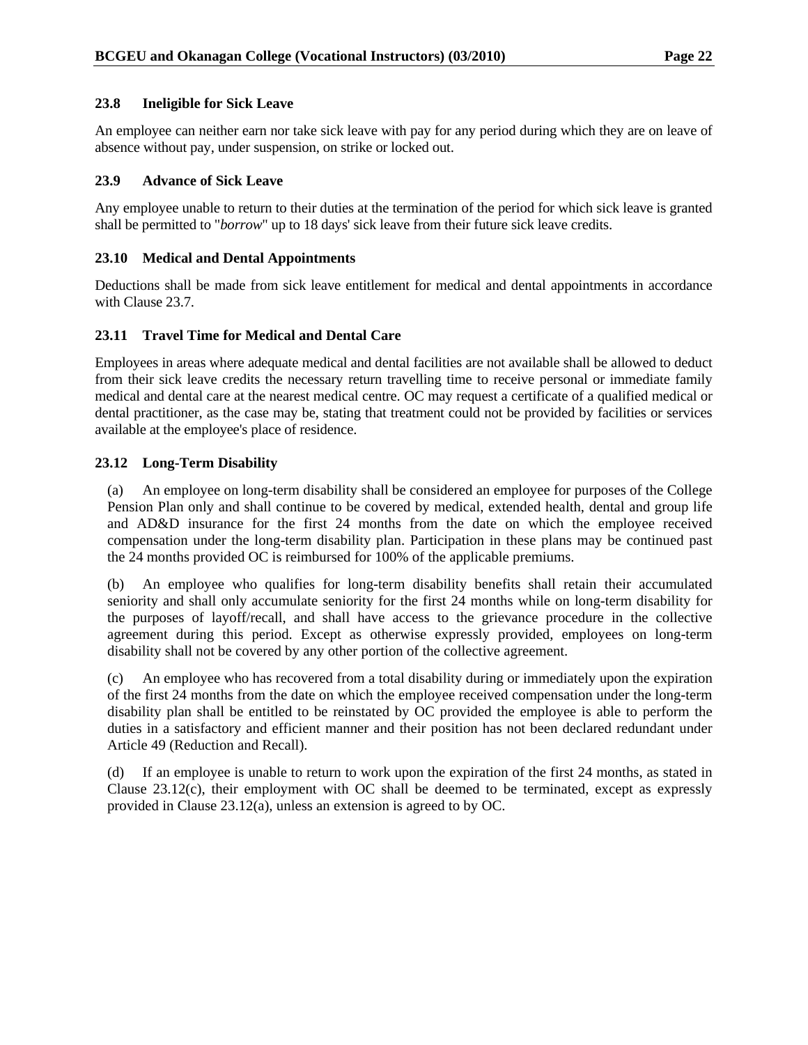### 23.8 Ineligible for Sick Leave

An employee can neither earn nor take sick leave with pay for any period during which they are on leave of absence without pay, under suspension, on strike or locked out.

### 23.9 Advance of Sick Leave

Any employee unable to return to their duties at the termination of the period for which sick leave is granted shall be permitted to "*borrow*" up to 18 days' sick leave from their future sick leave credits.

### 23.10 Medical and Dental Appointments

Deductions shall be made from sick leave entitlement for medical and dental appointments in accordance with Clause 23.7.

### 23.11 Travel Time for Medical and Dental Care

Employees in areas where adequate medical and dental facilities are not available shall be allowed to deduct from their sick leave credits the necessary return travelling time to receive personal or immediate family medical and dental care at the nearest medical centre. OC may request a certificate of a qualified medical or dental practitioner, as the case may be, stating that treatment could not be provided by facilities or services available at the employee's place of residence.

### 23.12 Long-Term Disability

(a) An employee on long-term disability shall be considered an employee for purposes of the College Pension Plan only and shall continue to be covered by medical, extended health, dental and group life and AD&D insurance for the first 24 months from the date on which the employee received compensation under the long-term disability plan. Participation in these plans may be continued past the 24 months provided OC is reimbursed for 100% of the applicable premiums.

(b) An employee who qualifies for long-term disability benefits shall retain their accumulated seniority and shall only accumulate seniority for the first 24 months while on long-term disability for the purposes of layoff/recall, and shall have access to the grievance procedure in the collective agreement during this period. Except as otherwise expressly provided, employees on long-term disability shall not be covered by any other portion of the collective agreement.

(c) An employee who has recovered from a total disability during or immediately upon the expiration of the first 24 months from the date on which the employee received compensation under the long-term disability plan shall be entitled to be reinstated by OC provided the employee is able to perform the duties in a satisfactory and efficient manner and their position has not been declared redundant under Article 49 (Reduction and Recall).

(d) If an employee is unable to return to work upon the expiration of the first 24 months, as stated in Clause 23.12(c), their employment with OC shall be deemed to be terminated, except as expressly provided in Clause 23.12(a), unless an extension is agreed to by OC.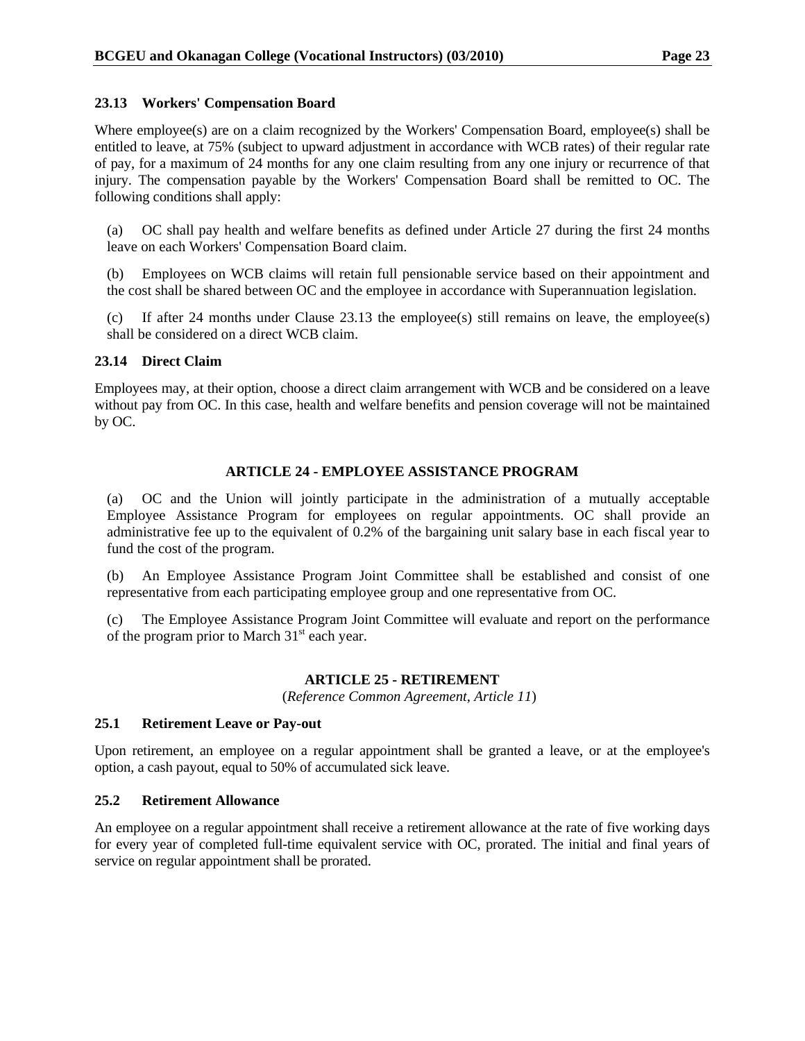### 23.13 Workers' Compensation Board

Where employee(s) are on a claim recognized by the Workers' Compensation Board, employee(s) shall be entitled to leave, at 75% (subject to upward adjustment in accordance with WCB rates) of their regular rate of pay, for a maximum of 24 months for any one claim resulting from any one injury or recurrence of that injury. The compensation payable by the Workers' Compensation Board shall be remitted to OC. The following conditions shall apply:

(a) OC shall pay health and welfare benefits as defined under Article 27 during the first 24 months leave on each Workers' Compensation Board claim.

(b) Employees on WCB claims will retain full pensionable service based on their appointment and the cost shall be shared between OC and the employee in accordance with Superannuation legislation.

(c) If after 24 months under Clause 23.13 the employee(s) still remains on leave, the employee(s) shall be considered on a direct WCB claim.

### 23.14 Direct Claim

Employees may, at their option, choose a direct claim arrangement with WCB and be considered on a leave without pay from OC. In this case, health and welfare benefits and pension coverage will not be maintained by OC.

## ARTICLE 24 - EMPLOYEE ASSISTANCE PROGRAM

(a) OC and the Union will jointly participate in the administration of a mutually acceptable Employee Assistance Program for employees on regular appointments. OC shall provide an administrative fee up to the equivalent of 0.2% of the bargaining unit salary base in each fiscal year to fund the cost of the program.

(b) An Employee Assistance Program Joint Committee shall be established and consist of one representative from each participating employee group and one representative from OC.

(c) The Employee Assistance Program Joint Committee will evaluate and report on the performance of the program prior to March 31st each year.

## ARTICLE 25 - RETIREMENT

(*Reference Common Agreement, Article 11*)

### 25.1 Retirement Leave or Pay-out

Upon retirement, an employee on a regular appointment shall be granted a leave, or at the employee's option, a cash payout, equal to 50% of accumulated sick leave.

### 25.2 Retirement Allowance

An employee on a regular appointment shall receive a retirement allowance at the rate of five working days for every year of completed full-time equivalent service with OC, prorated. The initial and final years of service on regular appointment shall be prorated.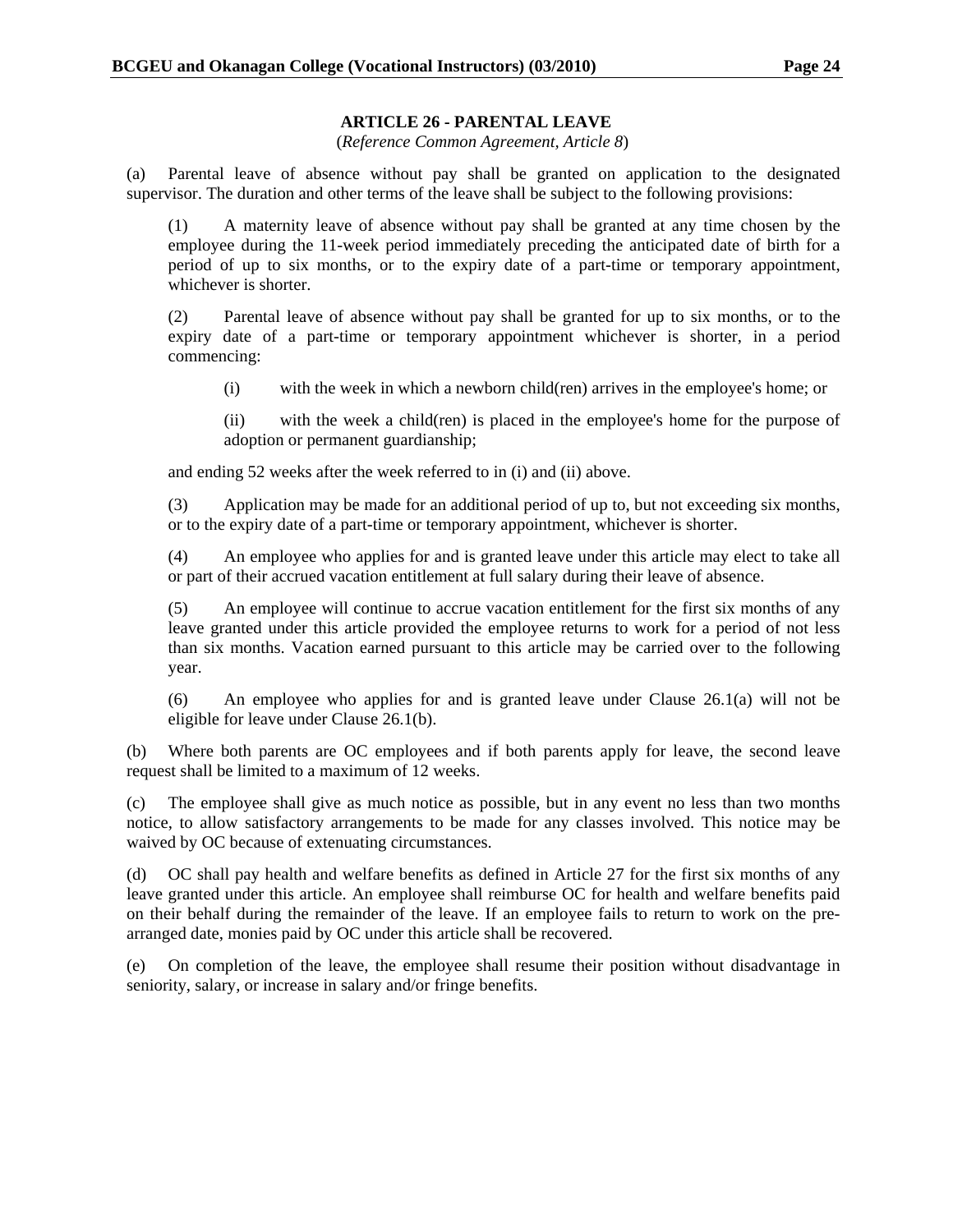## ARTICLE 26 - PARENTAL LEAVE

(*Reference Common Agreement, Article 8*)

(a) Parental leave of absence without pay shall be granted on application to the designated supervisor. The duration and other terms of the leave shall be subject to the following provisions:

(1) A maternity leave of absence without pay shall be granted at any time chosen by the employee during the 11-week period immediately preceding the anticipated date of birth for a period of up to six months, or to the expiry date of a part-time or temporary appointment, whichever is shorter.

(2) Parental leave of absence without pay shall be granted for up to six months, or to the expiry date of a part-time or temporary appointment whichever is shorter, in a period commencing:

(i) with the week in which a newborn child(ren) arrives in the employee's home; or

(ii) with the week a child(ren) is placed in the employee's home for the purpose of adoption or permanent guardianship;

and ending 52 weeks after the week referred to in (i) and (ii) above.

(3) Application may be made for an additional period of up to, but not exceeding six months, or to the expiry date of a part-time or temporary appointment, whichever is shorter.

(4) An employee who applies for and is granted leave under this article may elect to take all or part of their accrued vacation entitlement at full salary during their leave of absence.

(5) An employee will continue to accrue vacation entitlement for the first six months of any leave granted under this article provided the employee returns to work for a period of not less than six months. Vacation earned pursuant to this article may be carried over to the following year.

(6) An employee who applies for and is granted leave under Clause 26.1(a) will not be eligible for leave under Clause 26.1(b).

(b) Where both parents are OC employees and if both parents apply for leave, the second leave request shall be limited to a maximum of 12 weeks.

(c) The employee shall give as much notice as possible, but in any event no less than two months notice, to allow satisfactory arrangements to be made for any classes involved. This notice may be waived by OC because of extenuating circumstances.

(d) OC shall pay health and welfare benefits as defined in Article 27 for the first six months of any leave granted under this article. An employee shall reimburse OC for health and welfare benefits paid on their behalf during the remainder of the leave. If an employee fails to return to work on the pre-arranged date, monies paid by OC under this article shall be recovered.

(e) On completion of the leave, the employee shall resume their position without disadvantage in seniority, salary, or increase in salary and/or fringe benefits.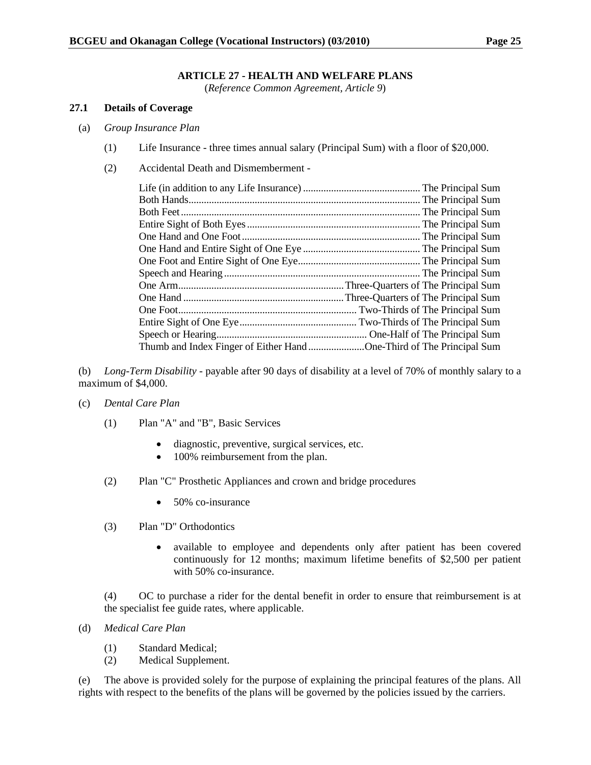## ARTICLE 27 - HEALTH AND WELFARE PLANS

(*Reference Common Agreement, Article 9*)

### 27.1 Details of Coverage

(a) *Group Insurance Plan*

(1) Life Insurance - three times annual salary (Principal Sum) with a floor of $20,000.

(2) Accidental Death and Dismemberment -

| | |
|---|---|
| Life (in addition to any Life Insurance) | The Principal Sum |
| Both Hands | The Principal Sum |
| Both Feet | The Principal Sum |
| Entire Sight of Both Eyes | The Principal Sum |
| One Hand and One Foot | The Principal Sum |
| One Hand and Entire Sight of One Eye | The Principal Sum |
| One Foot and Entire Sight of One Eye | The Principal Sum |
| Speech and Hearing | The Principal Sum |
| One Arm | Three-Quarters of The Principal Sum |
| One Hand | Three-Quarters of The Principal Sum |
| One Foot | Two-Thirds of The Principal Sum |
| Entire Sight of One Eye | Two-Thirds of The Principal Sum |
| Speech or Hearing | One-Half of The Principal Sum |
| Thumb and Index Finger of Either Hand | One-Third of The Principal Sum |

(b) *Long-Term Disability* - payable after 90 days of disability at a level of 70% of monthly salary to a maximum of $4,000.

(c) *Dental Care Plan*

(1) Plan "A" and "B", Basic Services

- diagnostic, preventive, surgical services, etc.
- 100% reimbursement from the plan.

(2) Plan "C" Prosthetic Appliances and crown and bridge procedures

- 50% co-insurance

(3) Plan "D" Orthodontics

- available to employee and dependents only after patient has been covered continuously for 12 months; maximum lifetime benefits of $2,500 per patient with 50% co-insurance.

(4) OC to purchase a rider for the dental benefit in order to ensure that reimbursement is at the specialist fee guide rates, where applicable.

(d) *Medical Care Plan*

(1) Standard Medical;
(2) Medical Supplement.

(e) The above is provided solely for the purpose of explaining the principal features of the plans. All rights with respect to the benefits of the plans will be governed by the policies issued by the carriers.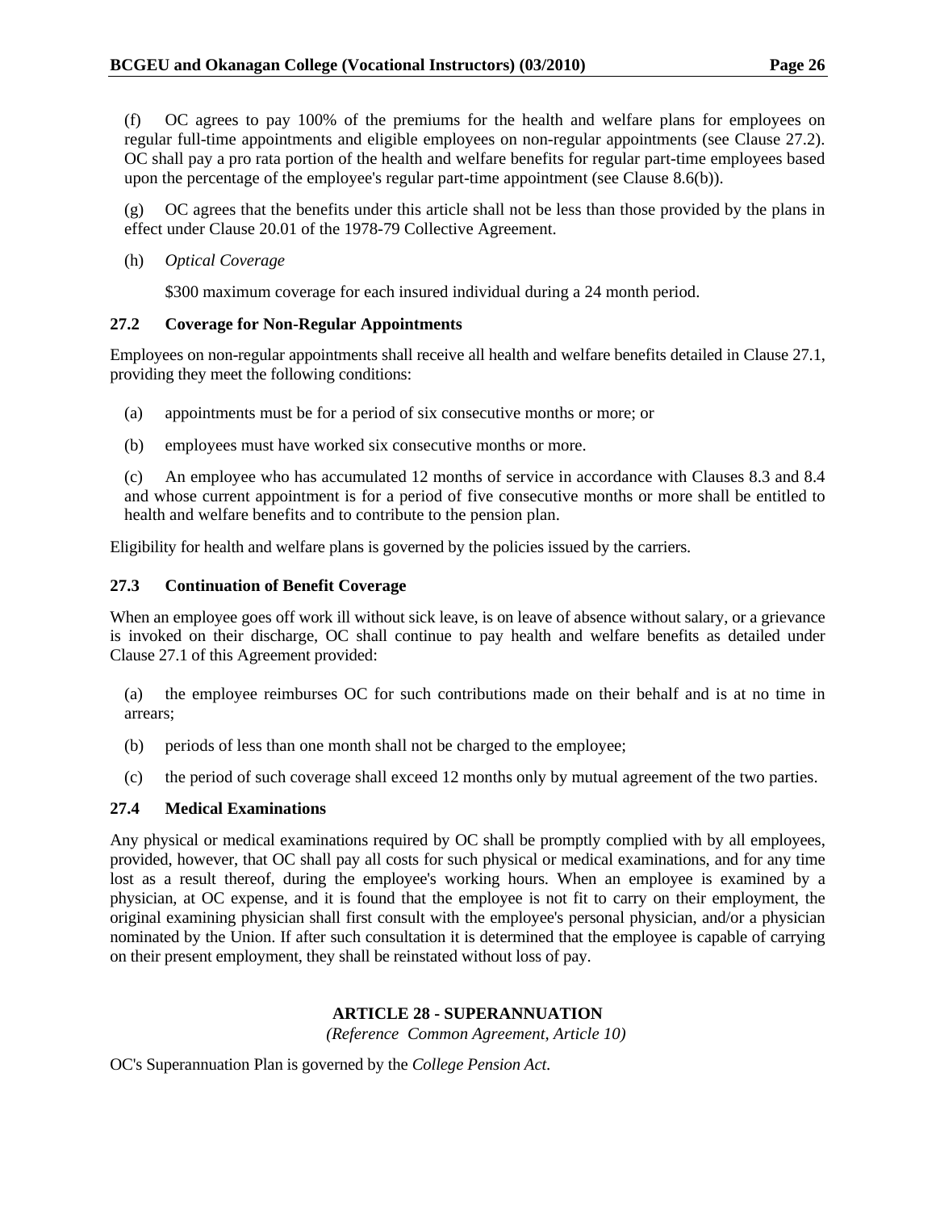(f) OC agrees to pay 100% of the premiums for the health and welfare plans for employees on regular full-time appointments and eligible employees on non-regular appointments (see Clause 27.2). OC shall pay a pro rata portion of the health and welfare benefits for regular part-time employees based upon the percentage of the employee's regular part-time appointment (see Clause 8.6(b)).

(g) OC agrees that the benefits under this article shall not be less than those provided by the plans in effect under Clause 20.01 of the 1978-79 Collective Agreement.

(h) *Optical Coverage*

$300 maximum coverage for each insured individual during a 24 month period.

### 27.2 Coverage for Non-Regular Appointments

Employees on non-regular appointments shall receive all health and welfare benefits detailed in Clause 27.1, providing they meet the following conditions:

(a) appointments must be for a period of six consecutive months or more; or

(b) employees must have worked six consecutive months or more.

(c) An employee who has accumulated 12 months of service in accordance with Clauses 8.3 and 8.4 and whose current appointment is for a period of five consecutive months or more shall be entitled to health and welfare benefits and to contribute to the pension plan.

Eligibility for health and welfare plans is governed by the policies issued by the carriers.

### 27.3 Continuation of Benefit Coverage

When an employee goes off work ill without sick leave, is on leave of absence without salary, or a grievance is invoked on their discharge, OC shall continue to pay health and welfare benefits as detailed under Clause 27.1 of this Agreement provided:

(a) the employee reimburses OC for such contributions made on their behalf and is at no time in arrears;

(b) periods of less than one month shall not be charged to the employee;

(c) the period of such coverage shall exceed 12 months only by mutual agreement of the two parties.

### 27.4 Medical Examinations

Any physical or medical examinations required by OC shall be promptly complied with by all employees, provided, however, that OC shall pay all costs for such physical or medical examinations, and for any time lost as a result thereof, during the employee's working hours. When an employee is examined by a physician, at OC expense, and it is found that the employee is not fit to carry on their employment, the original examining physician shall first consult with the employee's personal physician, and/or a physician nominated by the Union. If after such consultation it is determined that the employee is capable of carrying on their present employment, they shall be reinstated without loss of pay.

## ARTICLE 28 - SUPERANNUATION

*(Reference Common Agreement, Article 10)*

OC's Superannuation Plan is governed by the *College Pension Act*.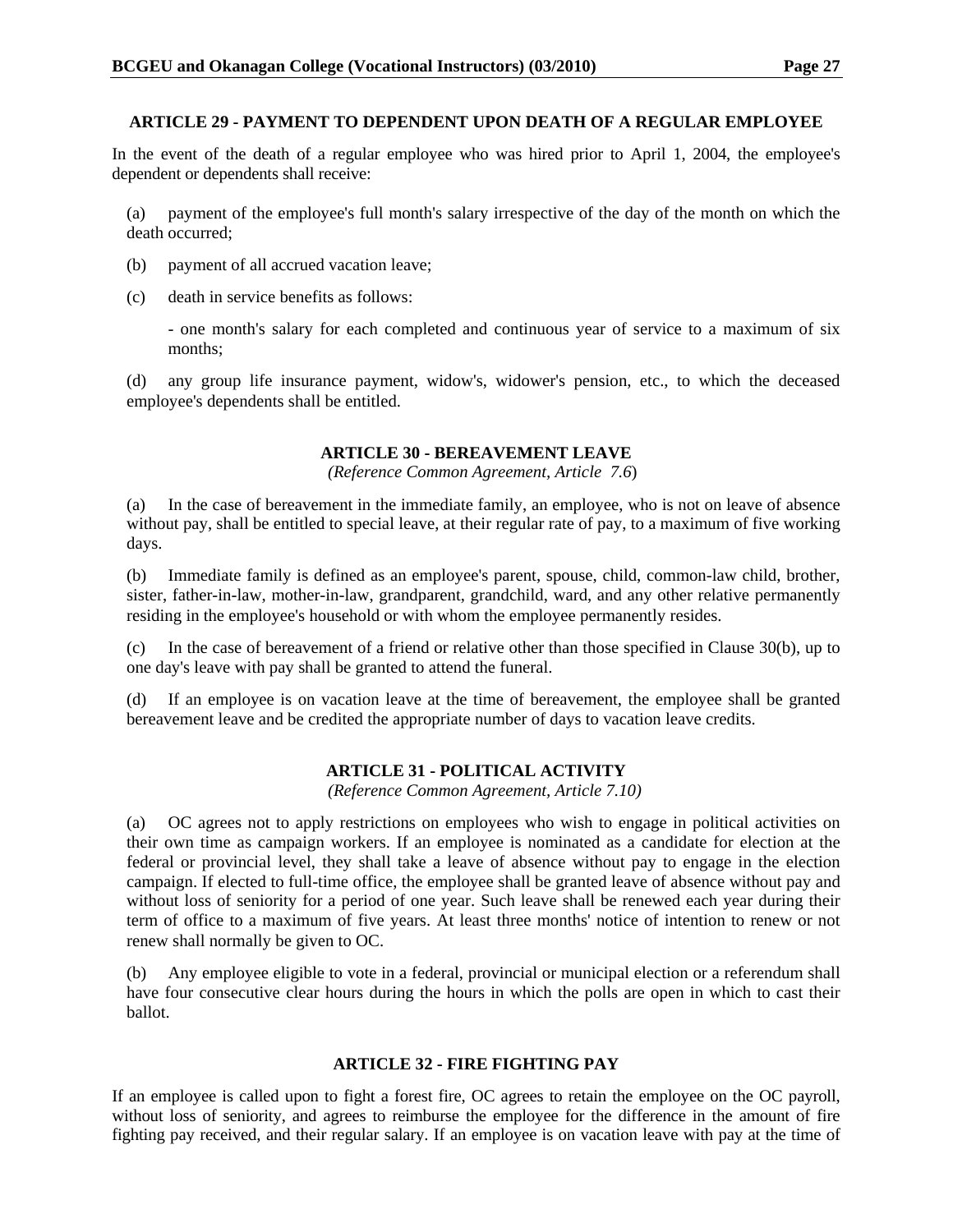## ARTICLE 29 - PAYMENT TO DEPENDENT UPON DEATH OF A REGULAR EMPLOYEE

In the event of the death of a regular employee who was hired prior to April 1, 2004, the employee's dependent or dependents shall receive:

(a) payment of the employee's full month's salary irrespective of the day of the month on which the death occurred;

(b) payment of all accrued vacation leave;

(c) death in service benefits as follows:

- one month's salary for each completed and continuous year of service to a maximum of six months;

(d) any group life insurance payment, widow's, widower's pension, etc., to which the deceased employee's dependents shall be entitled.

## ARTICLE 30 - BEREAVEMENT LEAVE

*(Reference Common Agreement, Article 7.6)*

(a) In the case of bereavement in the immediate family, an employee, who is not on leave of absence without pay, shall be entitled to special leave, at their regular rate of pay, to a maximum of five working days.

(b) Immediate family is defined as an employee's parent, spouse, child, common-law child, brother, sister, father-in-law, mother-in-law, grandparent, grandchild, ward, and any other relative permanently residing in the employee's household or with whom the employee permanently resides.

(c) In the case of bereavement of a friend or relative other than those specified in Clause 30(b), up to one day's leave with pay shall be granted to attend the funeral.

(d) If an employee is on vacation leave at the time of bereavement, the employee shall be granted bereavement leave and be credited the appropriate number of days to vacation leave credits.

## ARTICLE 31 - POLITICAL ACTIVITY

*(Reference Common Agreement, Article 7.10)*

(a) OC agrees not to apply restrictions on employees who wish to engage in political activities on their own time as campaign workers. If an employee is nominated as a candidate for election at the federal or provincial level, they shall take a leave of absence without pay to engage in the election campaign. If elected to full-time office, the employee shall be granted leave of absence without pay and without loss of seniority for a period of one year. Such leave shall be renewed each year during their term of office to a maximum of five years. At least three months' notice of intention to renew or not renew shall normally be given to OC.

(b) Any employee eligible to vote in a federal, provincial or municipal election or a referendum shall have four consecutive clear hours during the hours in which the polls are open in which to cast their ballot.

## ARTICLE 32 - FIRE FIGHTING PAY

If an employee is called upon to fight a forest fire, OC agrees to retain the employee on the OC payroll, without loss of seniority, and agrees to reimburse the employee for the difference in the amount of fire fighting pay received, and their regular salary. If an employee is on vacation leave with pay at the time of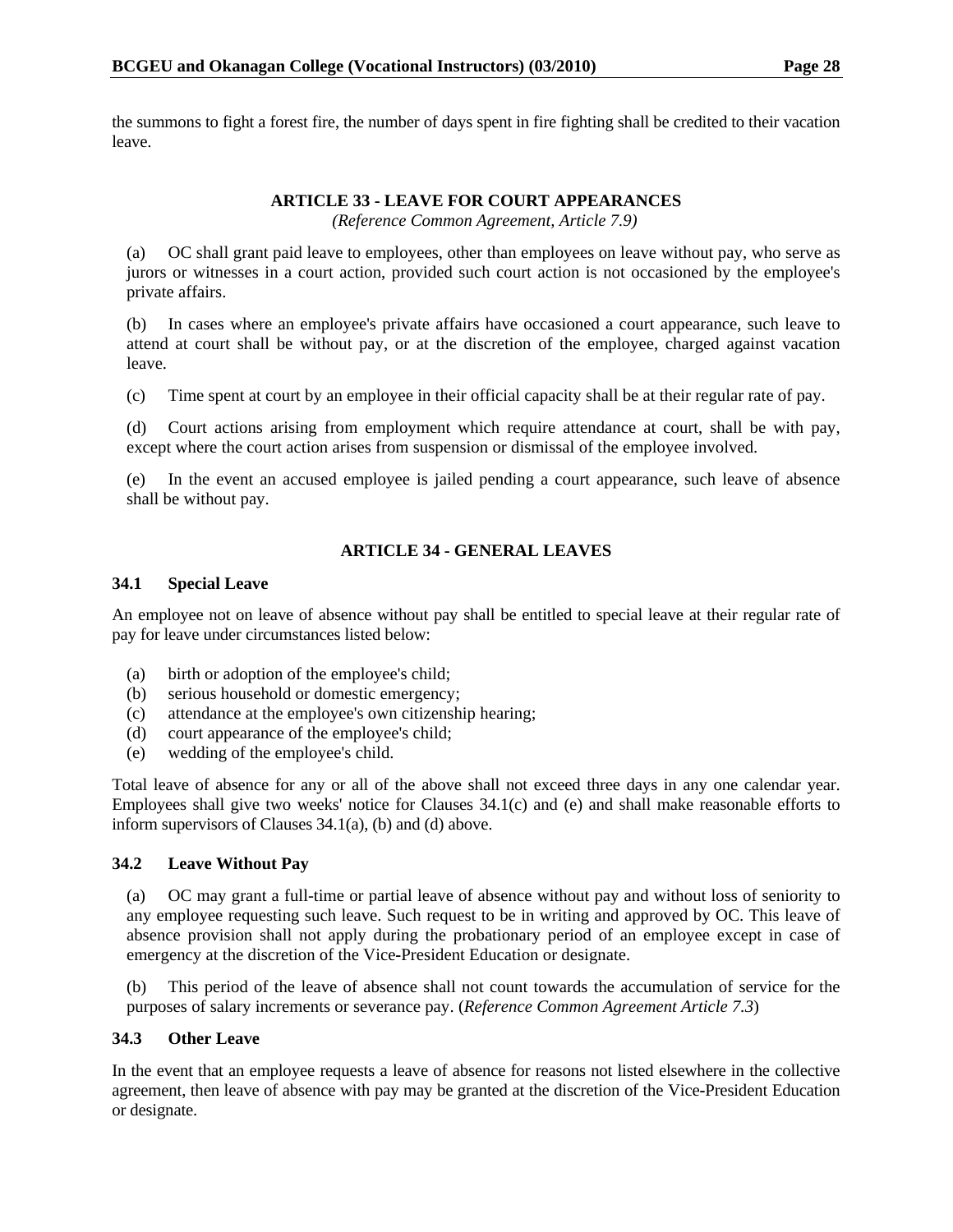the summons to fight a forest fire, the number of days spent in fire fighting shall be credited to their vacation leave.

## ARTICLE 33 - LEAVE FOR COURT APPEARANCES

*(Reference Common Agreement, Article 7.9)*

(a) OC shall grant paid leave to employees, other than employees on leave without pay, who serve as jurors or witnesses in a court action, provided such court action is not occasioned by the employee's private affairs.

(b) In cases where an employee's private affairs have occasioned a court appearance, such leave to attend at court shall be without pay, or at the discretion of the employee, charged against vacation leave.

(c) Time spent at court by an employee in their official capacity shall be at their regular rate of pay.

(d) Court actions arising from employment which require attendance at court, shall be with pay, except where the court action arises from suspension or dismissal of the employee involved.

(e) In the event an accused employee is jailed pending a court appearance, such leave of absence shall be without pay.

## ARTICLE 34 - GENERAL LEAVES

### 34.1 Special Leave

An employee not on leave of absence without pay shall be entitled to special leave at their regular rate of pay for leave under circumstances listed below:

(a) birth or adoption of the employee's child;
(b) serious household or domestic emergency;
(c) attendance at the employee's own citizenship hearing;
(d) court appearance of the employee's child;
(e) wedding of the employee's child.

Total leave of absence for any or all of the above shall not exceed three days in any one calendar year. Employees shall give two weeks' notice for Clauses 34.1(c) and (e) and shall make reasonable efforts to inform supervisors of Clauses 34.1(a), (b) and (d) above.

### 34.2 Leave Without Pay

(a) OC may grant a full-time or partial leave of absence without pay and without loss of seniority to any employee requesting such leave. Such request to be in writing and approved by OC. This leave of absence provision shall not apply during the probationary period of an employee except in case of emergency at the discretion of the Vice-President Education or designate.

(b) This period of the leave of absence shall not count towards the accumulation of service for the purposes of salary increments or severance pay. (*Reference Common Agreement Article 7.3*)

### 34.3 Other Leave

In the event that an employee requests a leave of absence for reasons not listed elsewhere in the collective agreement, then leave of absence with pay may be granted at the discretion of the Vice-President Education or designate.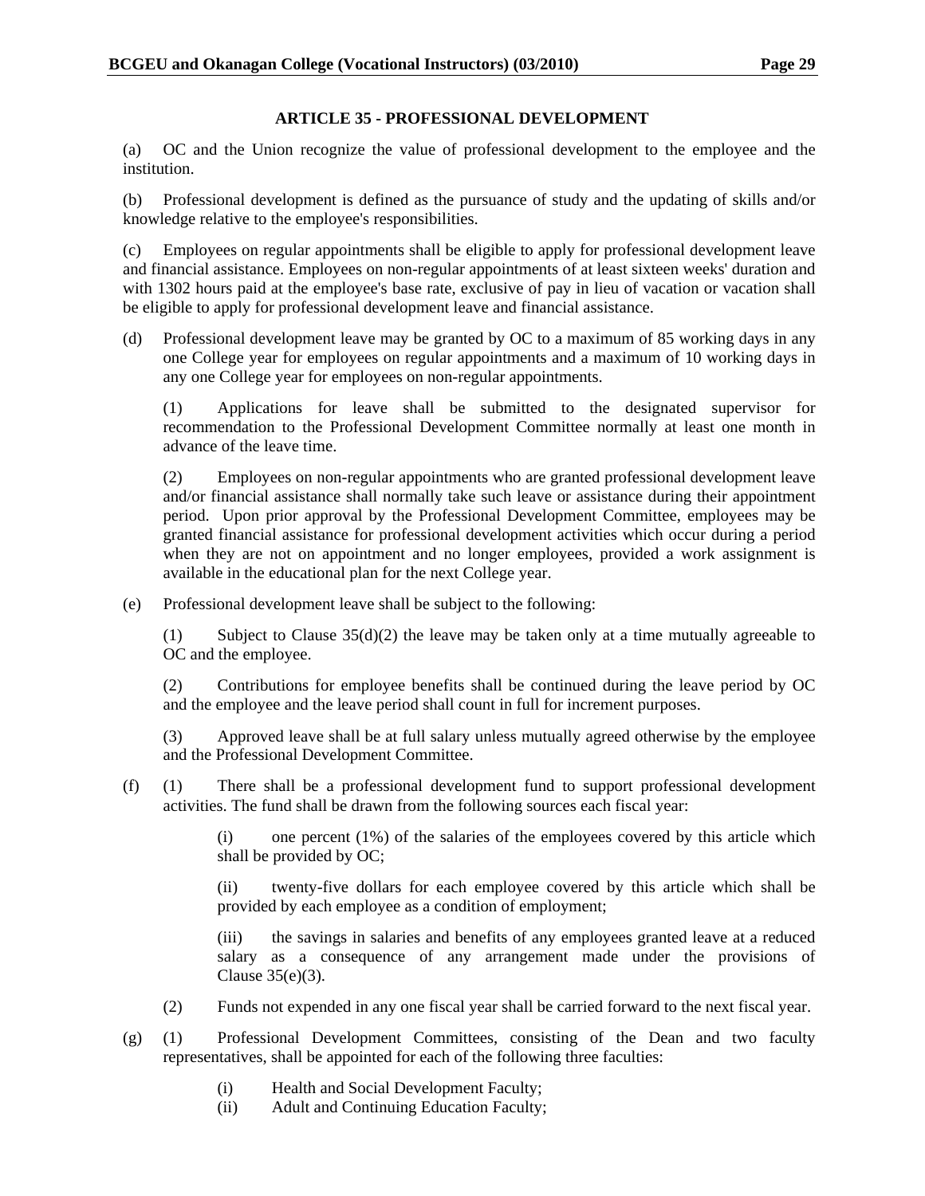## ARTICLE 35 - PROFESSIONAL DEVELOPMENT

(a) OC and the Union recognize the value of professional development to the employee and the institution.

(b) Professional development is defined as the pursuance of study and the updating of skills and/or knowledge relative to the employee's responsibilities.

(c) Employees on regular appointments shall be eligible to apply for professional development leave and financial assistance. Employees on non-regular appointments of at least sixteen weeks' duration and with 1302 hours paid at the employee's base rate, exclusive of pay in lieu of vacation or vacation shall be eligible to apply for professional development leave and financial assistance.

(d) Professional development leave may be granted by OC to a maximum of 85 working days in any one College year for employees on regular appointments and a maximum of 10 working days in any one College year for employees on non-regular appointments.

(1) Applications for leave shall be submitted to the designated supervisor for recommendation to the Professional Development Committee normally at least one month in advance of the leave time.

(2) Employees on non-regular appointments who are granted professional development leave and/or financial assistance shall normally take such leave or assistance during their appointment period. Upon prior approval by the Professional Development Committee, employees may be granted financial assistance for professional development activities which occur during a period when they are not on appointment and no longer employees, provided a work assignment is available in the educational plan for the next College year.

(e) Professional development leave shall be subject to the following:

(1) Subject to Clause 35(d)(2) the leave may be taken only at a time mutually agreeable to OC and the employee.

(2) Contributions for employee benefits shall be continued during the leave period by OC and the employee and the leave period shall count in full for increment purposes.

(3) Approved leave shall be at full salary unless mutually agreed otherwise by the employee and the Professional Development Committee.

(f) (1) There shall be a professional development fund to support professional development activities. The fund shall be drawn from the following sources each fiscal year:

(i) one percent (1%) of the salaries of the employees covered by this article which shall be provided by OC;

(ii) twenty-five dollars for each employee covered by this article which shall be provided by each employee as a condition of employment;

(iii) the savings in salaries and benefits of any employees granted leave at a reduced salary as a consequence of any arrangement made under the provisions of Clause 35(e)(3).

(2) Funds not expended in any one fiscal year shall be carried forward to the next fiscal year.

(g) (1) Professional Development Committees, consisting of the Dean and two faculty representatives, shall be appointed for each of the following three faculties:

(i) Health and Social Development Faculty;
(ii) Adult and Continuing Education Faculty;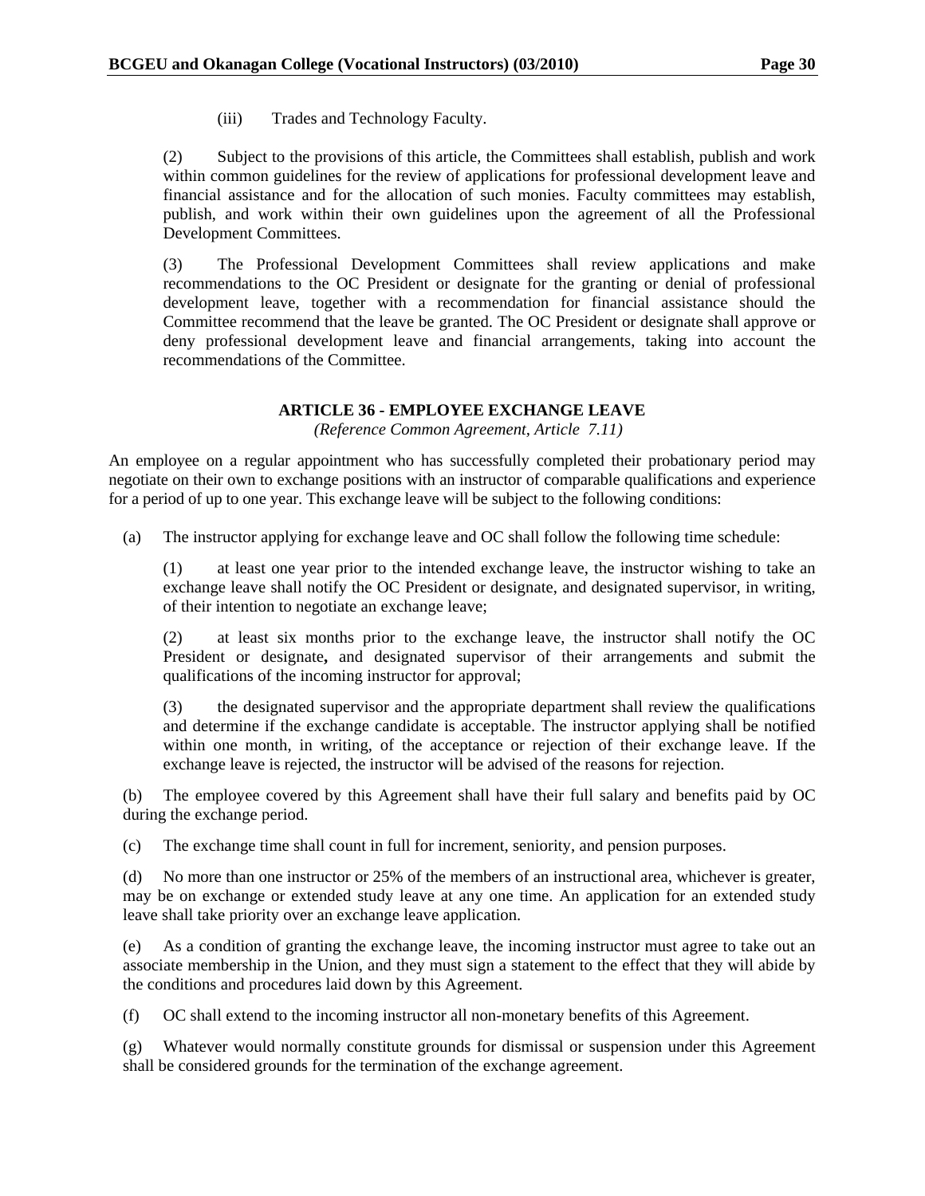(iii) Trades and Technology Faculty.

(2) Subject to the provisions of this article, the Committees shall establish, publish and work within common guidelines for the review of applications for professional development leave and financial assistance and for the allocation of such monies. Faculty committees may establish, publish, and work within their own guidelines upon the agreement of all the Professional Development Committees.

(3) The Professional Development Committees shall review applications and make recommendations to the OC President or designate for the granting or denial of professional development leave, together with a recommendation for financial assistance should the Committee recommend that the leave be granted. The OC President or designate shall approve or deny professional development leave and financial arrangements, taking into account the recommendations of the Committee.

## ARTICLE 36 - EMPLOYEE EXCHANGE LEAVE

*(Reference Common Agreement, Article 7.11)*

An employee on a regular appointment who has successfully completed their probationary period may negotiate on their own to exchange positions with an instructor of comparable qualifications and experience for a period of up to one year. This exchange leave will be subject to the following conditions:

(a) The instructor applying for exchange leave and OC shall follow the following time schedule:

(1) at least one year prior to the intended exchange leave, the instructor wishing to take an exchange leave shall notify the OC President or designate, and designated supervisor, in writing, of their intention to negotiate an exchange leave;

(2) at least six months prior to the exchange leave, the instructor shall notify the OC President or designate**,** and designated supervisor of their arrangements and submit the qualifications of the incoming instructor for approval;

(3) the designated supervisor and the appropriate department shall review the qualifications and determine if the exchange candidate is acceptable. The instructor applying shall be notified within one month, in writing, of the acceptance or rejection of their exchange leave. If the exchange leave is rejected, the instructor will be advised of the reasons for rejection.

(b) The employee covered by this Agreement shall have their full salary and benefits paid by OC during the exchange period.

(c) The exchange time shall count in full for increment, seniority, and pension purposes.

(d) No more than one instructor or 25% of the members of an instructional area, whichever is greater, may be on exchange or extended study leave at any one time. An application for an extended study leave shall take priority over an exchange leave application.

(e) As a condition of granting the exchange leave, the incoming instructor must agree to take out an associate membership in the Union, and they must sign a statement to the effect that they will abide by the conditions and procedures laid down by this Agreement.

(f) OC shall extend to the incoming instructor all non-monetary benefits of this Agreement.

(g) Whatever would normally constitute grounds for dismissal or suspension under this Agreement shall be considered grounds for the termination of the exchange agreement.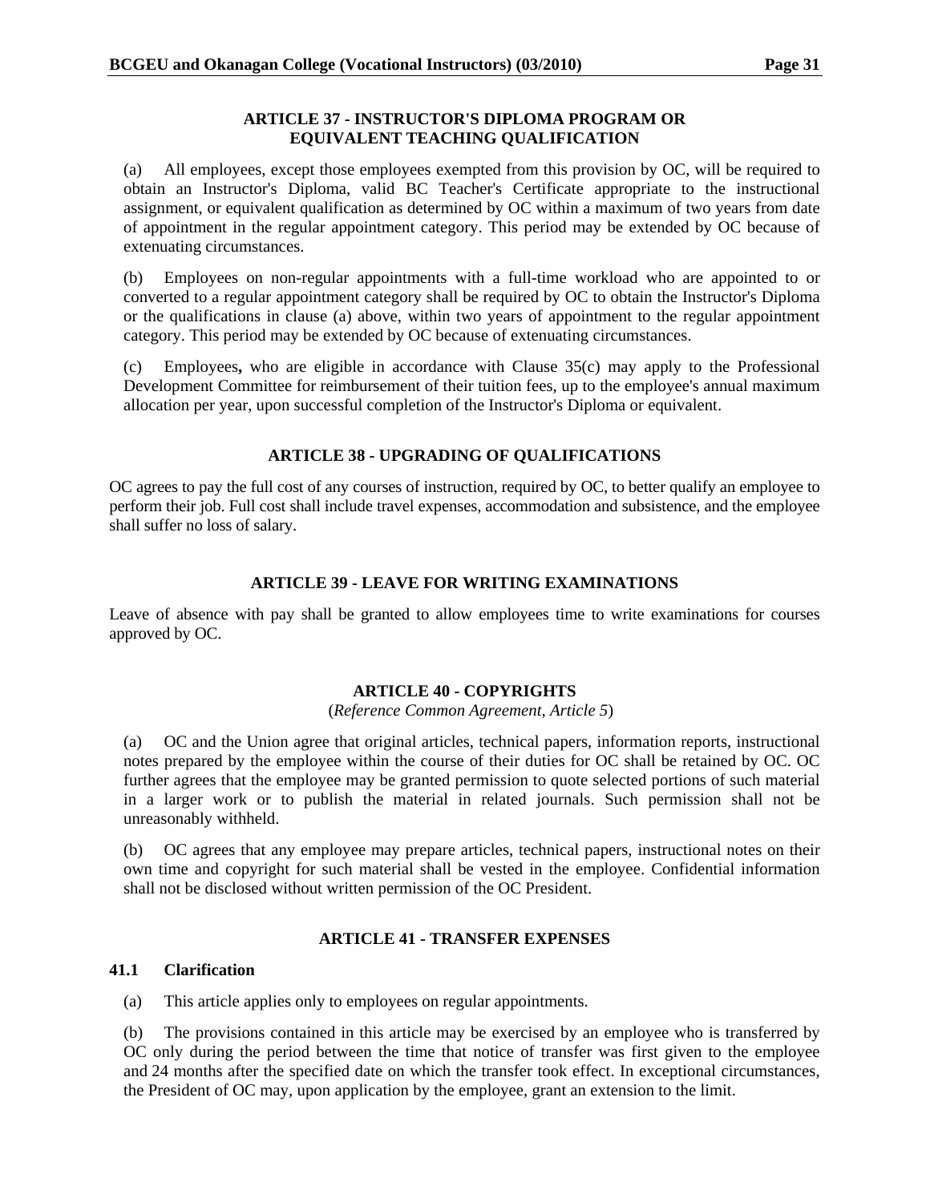## ARTICLE 37 - INSTRUCTOR'S DIPLOMA PROGRAM OR EQUIVALENT TEACHING QUALIFICATION

(a) All employees, except those employees exempted from this provision by OC, will be required to obtain an Instructor's Diploma, valid BC Teacher's Certificate appropriate to the instructional assignment, or equivalent qualification as determined by OC within a maximum of two years from date of appointment in the regular appointment category. This period may be extended by OC because of extenuating circumstances.

(b) Employees on non-regular appointments with a full-time workload who are appointed to or converted to a regular appointment category shall be required by OC to obtain the Instructor's Diploma or the qualifications in clause (a) above, within two years of appointment to the regular appointment category. This period may be extended by OC because of extenuating circumstances.

(c) Employees**,** who are eligible in accordance with Clause 35(c) may apply to the Professional Development Committee for reimbursement of their tuition fees, up to the employee's annual maximum allocation per year, upon successful completion of the Instructor's Diploma or equivalent.

## ARTICLE 38 - UPGRADING OF QUALIFICATIONS

OC agrees to pay the full cost of any courses of instruction, required by OC, to better qualify an employee to perform their job. Full cost shall include travel expenses, accommodation and subsistence, and the employee shall suffer no loss of salary.

## ARTICLE 39 - LEAVE FOR WRITING EXAMINATIONS

Leave of absence with pay shall be granted to allow employees time to write examinations for courses approved by OC.

## ARTICLE 40 - COPYRIGHTS

(*Reference Common Agreement, Article 5*)

(a) OC and the Union agree that original articles, technical papers, information reports, instructional notes prepared by the employee within the course of their duties for OC shall be retained by OC. OC further agrees that the employee may be granted permission to quote selected portions of such material in a larger work or to publish the material in related journals. Such permission shall not be unreasonably withheld.

(b) OC agrees that any employee may prepare articles, technical papers, instructional notes on their own time and copyright for such material shall be vested in the employee. Confidential information shall not be disclosed without written permission of the OC President.

## ARTICLE 41 - TRANSFER EXPENSES

### 41.1 Clarification

(a) This article applies only to employees on regular appointments.

(b) The provisions contained in this article may be exercised by an employee who is transferred by OC only during the period between the time that notice of transfer was first given to the employee and 24 months after the specified date on which the transfer took effect. In exceptional circumstances, the President of OC may, upon application by the employee, grant an extension to the limit.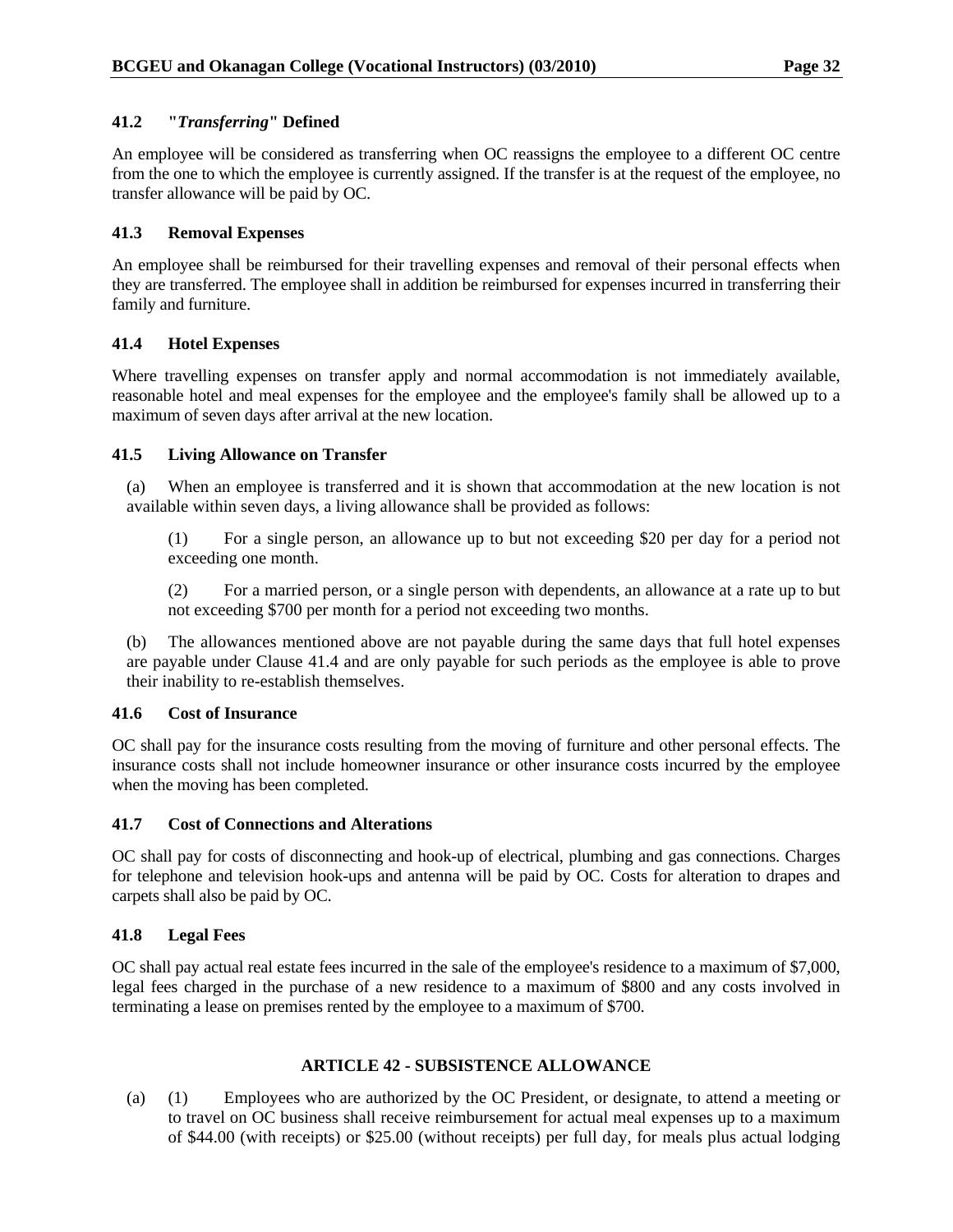### 41.2 "*Transferring*" Defined

An employee will be considered as transferring when OC reassigns the employee to a different OC centre from the one to which the employee is currently assigned. If the transfer is at the request of the employee, no transfer allowance will be paid by OC.

### 41.3 Removal Expenses

An employee shall be reimbursed for their travelling expenses and removal of their personal effects when they are transferred. The employee shall in addition be reimbursed for expenses incurred in transferring their family and furniture.

### 41.4 Hotel Expenses

Where travelling expenses on transfer apply and normal accommodation is not immediately available, reasonable hotel and meal expenses for the employee and the employee's family shall be allowed up to a maximum of seven days after arrival at the new location.

### 41.5 Living Allowance on Transfer

(a) When an employee is transferred and it is shown that accommodation at the new location is not available within seven days, a living allowance shall be provided as follows:

(1) For a single person, an allowance up to but not exceeding $20 per day for a period not exceeding one month.

(2) For a married person, or a single person with dependents, an allowance at a rate up to but not exceeding $700 per month for a period not exceeding two months.

(b) The allowances mentioned above are not payable during the same days that full hotel expenses are payable under Clause 41.4 and are only payable for such periods as the employee is able to prove their inability to re-establish themselves.

### 41.6 Cost of Insurance

OC shall pay for the insurance costs resulting from the moving of furniture and other personal effects. The insurance costs shall not include homeowner insurance or other insurance costs incurred by the employee when the moving has been completed.

### 41.7 Cost of Connections and Alterations

OC shall pay for costs of disconnecting and hook-up of electrical, plumbing and gas connections. Charges for telephone and television hook-ups and antenna will be paid by OC. Costs for alteration to drapes and carpets shall also be paid by OC.

### 41.8 Legal Fees

OC shall pay actual real estate fees incurred in the sale of the employee's residence to a maximum of $7,000, legal fees charged in the purchase of a new residence to a maximum of $800 and any costs involved in terminating a lease on premises rented by the employee to a maximum of $700.

## ARTICLE 42 - SUBSISTENCE ALLOWANCE

(a) (1) Employees who are authorized by the OC President, or designate, to attend a meeting or to travel on OC business shall receive reimbursement for actual meal expenses up to a maximum of $44.00 (with receipts) or $25.00 (without receipts) per full day, for meals plus actual lodging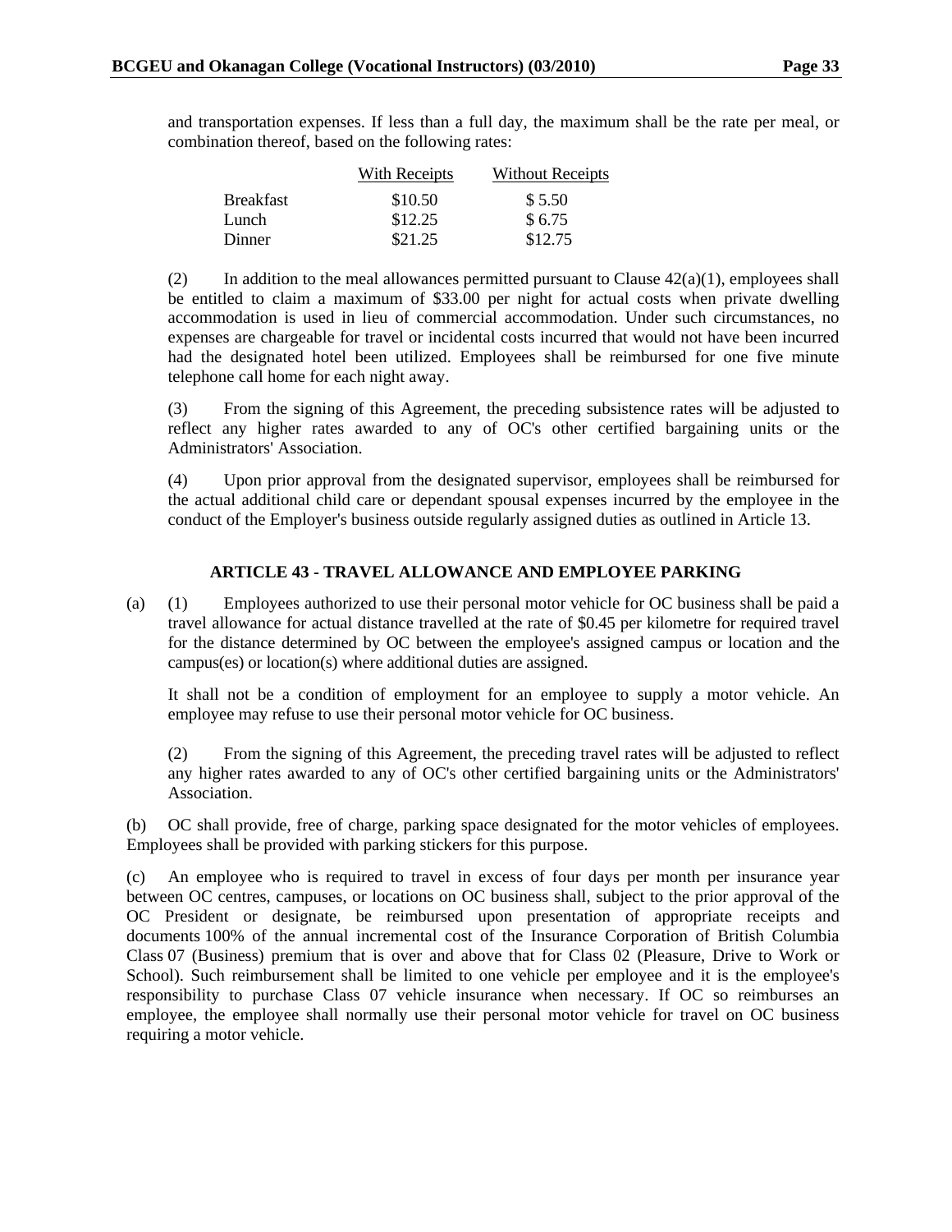and transportation expenses. If less than a full day, the maximum shall be the rate per meal, or combination thereof, based on the following rates:

| | With Receipts | Without Receipts |
|---|---|---|
| Breakfast | $10.50 | $ 5.50 |
| Lunch | $12.25 | $ 6.75 |
| Dinner | $21.25 | $12.75 |

(2) In addition to the meal allowances permitted pursuant to Clause 42(a)(1), employees shall be entitled to claim a maximum of $33.00 per night for actual costs when private dwelling accommodation is used in lieu of commercial accommodation. Under such circumstances, no expenses are chargeable for travel or incidental costs incurred that would not have been incurred had the designated hotel been utilized. Employees shall be reimbursed for one five minute telephone call home for each night away.

(3) From the signing of this Agreement, the preceding subsistence rates will be adjusted to reflect any higher rates awarded to any of OC's other certified bargaining units or the Administrators' Association.

(4) Upon prior approval from the designated supervisor, employees shall be reimbursed for the actual additional child care or dependant spousal expenses incurred by the employee in the conduct of the Employer's business outside regularly assigned duties as outlined in Article 13.

## ARTICLE 43 - TRAVEL ALLOWANCE AND EMPLOYEE PARKING

(a) (1) Employees authorized to use their personal motor vehicle for OC business shall be paid a travel allowance for actual distance travelled at the rate of $0.45 per kilometre for required travel for the distance determined by OC between the employee's assigned campus or location and the campus(es) or location(s) where additional duties are assigned.

It shall not be a condition of employment for an employee to supply a motor vehicle. An employee may refuse to use their personal motor vehicle for OC business.

(2) From the signing of this Agreement, the preceding travel rates will be adjusted to reflect any higher rates awarded to any of OC's other certified bargaining units or the Administrators' Association.

(b) OC shall provide, free of charge, parking space designated for the motor vehicles of employees. Employees shall be provided with parking stickers for this purpose.

(c) An employee who is required to travel in excess of four days per month per insurance year between OC centres, campuses, or locations on OC business shall, subject to the prior approval of the OC President or designate, be reimbursed upon presentation of appropriate receipts and documents 100% of the annual incremental cost of the Insurance Corporation of British Columbia Class 07 (Business) premium that is over and above that for Class 02 (Pleasure, Drive to Work or School). Such reimbursement shall be limited to one vehicle per employee and it is the employee's responsibility to purchase Class 07 vehicle insurance when necessary. If OC so reimburses an employee, the employee shall normally use their personal motor vehicle for travel on OC business requiring a motor vehicle.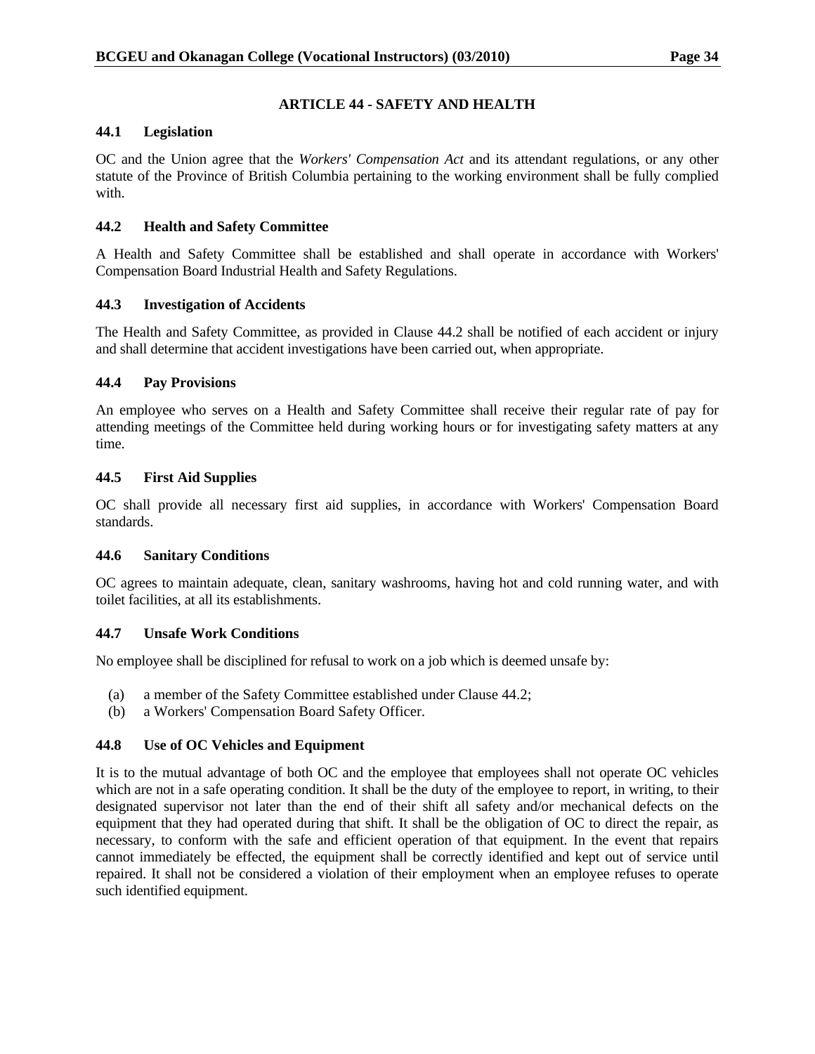## ARTICLE 44 - SAFETY AND HEALTH

### 44.1 Legislation

OC and the Union agree that the *Workers' Compensation Act* and its attendant regulations, or any other statute of the Province of British Columbia pertaining to the working environment shall be fully complied with.

### 44.2 Health and Safety Committee

A Health and Safety Committee shall be established and shall operate in accordance with Workers' Compensation Board Industrial Health and Safety Regulations.

### 44.3 Investigation of Accidents

The Health and Safety Committee, as provided in Clause 44.2 shall be notified of each accident or injury and shall determine that accident investigations have been carried out, when appropriate.

### 44.4 Pay Provisions

An employee who serves on a Health and Safety Committee shall receive their regular rate of pay for attending meetings of the Committee held during working hours or for investigating safety matters at any time.

### 44.5 First Aid Supplies

OC shall provide all necessary first aid supplies, in accordance with Workers' Compensation Board standards.

### 44.6 Sanitary Conditions

OC agrees to maintain adequate, clean, sanitary washrooms, having hot and cold running water, and with toilet facilities, at all its establishments.

### 44.7 Unsafe Work Conditions

No employee shall be disciplined for refusal to work on a job which is deemed unsafe by:

(a) a member of the Safety Committee established under Clause 44.2;
(b) a Workers' Compensation Board Safety Officer.

### 44.8 Use of OC Vehicles and Equipment

It is to the mutual advantage of both OC and the employee that employees shall not operate OC vehicles which are not in a safe operating condition. It shall be the duty of the employee to report, in writing, to their designated supervisor not later than the end of their shift all safety and/or mechanical defects on the equipment that they had operated during that shift. It shall be the obligation of OC to direct the repair, as necessary, to conform with the safe and efficient operation of that equipment. In the event that repairs cannot immediately be effected, the equipment shall be correctly identified and kept out of service until repaired. It shall not be considered a violation of their employment when an employee refuses to operate such identified equipment.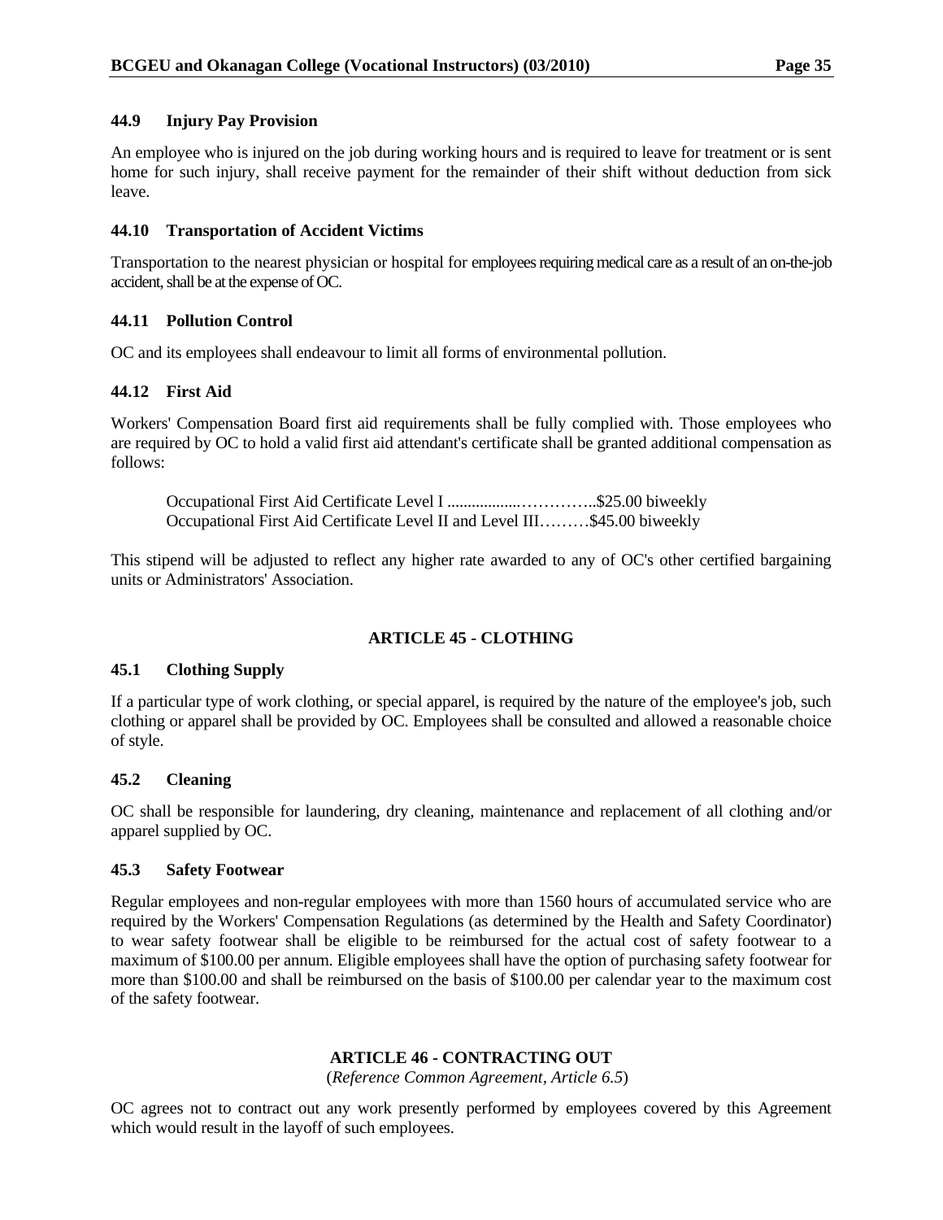### 44.9 Injury Pay Provision

An employee who is injured on the job during working hours and is required to leave for treatment or is sent home for such injury, shall receive payment for the remainder of their shift without deduction from sick leave.

### 44.10 Transportation of Accident Victims

Transportation to the nearest physician or hospital for employees requiring medical care as a result of an on-the-job accident, shall be at the expense of OC.

### 44.11 Pollution Control

OC and its employees shall endeavour to limit all forms of environmental pollution.

### 44.12 First Aid

Workers' Compensation Board first aid requirements shall be fully complied with. Those employees who are required by OC to hold a valid first aid attendant's certificate shall be granted additional compensation as follows:

Occupational First Aid Certificate Level I ..................…………..$25.00 biweekly
Occupational First Aid Certificate Level II and Level III………$45.00 biweekly

This stipend will be adjusted to reflect any higher rate awarded to any of OC's other certified bargaining units or Administrators' Association.

## ARTICLE 45 - CLOTHING

### 45.1 Clothing Supply

If a particular type of work clothing, or special apparel, is required by the nature of the employee's job, such clothing or apparel shall be provided by OC. Employees shall be consulted and allowed a reasonable choice of style.

### 45.2 Cleaning

OC shall be responsible for laundering, dry cleaning, maintenance and replacement of all clothing and/or apparel supplied by OC.

### 45.3 Safety Footwear

Regular employees and non-regular employees with more than 1560 hours of accumulated service who are required by the Workers' Compensation Regulations (as determined by the Health and Safety Coordinator) to wear safety footwear shall be eligible to be reimbursed for the actual cost of safety footwear to a maximum of $100.00 per annum. Eligible employees shall have the option of purchasing safety footwear for more than $100.00 and shall be reimbursed on the basis of $100.00 per calendar year to the maximum cost of the safety footwear.

## ARTICLE 46 - CONTRACTING OUT

(*Reference Common Agreement, Article 6.5*)

OC agrees not to contract out any work presently performed by employees covered by this Agreement which would result in the layoff of such employees.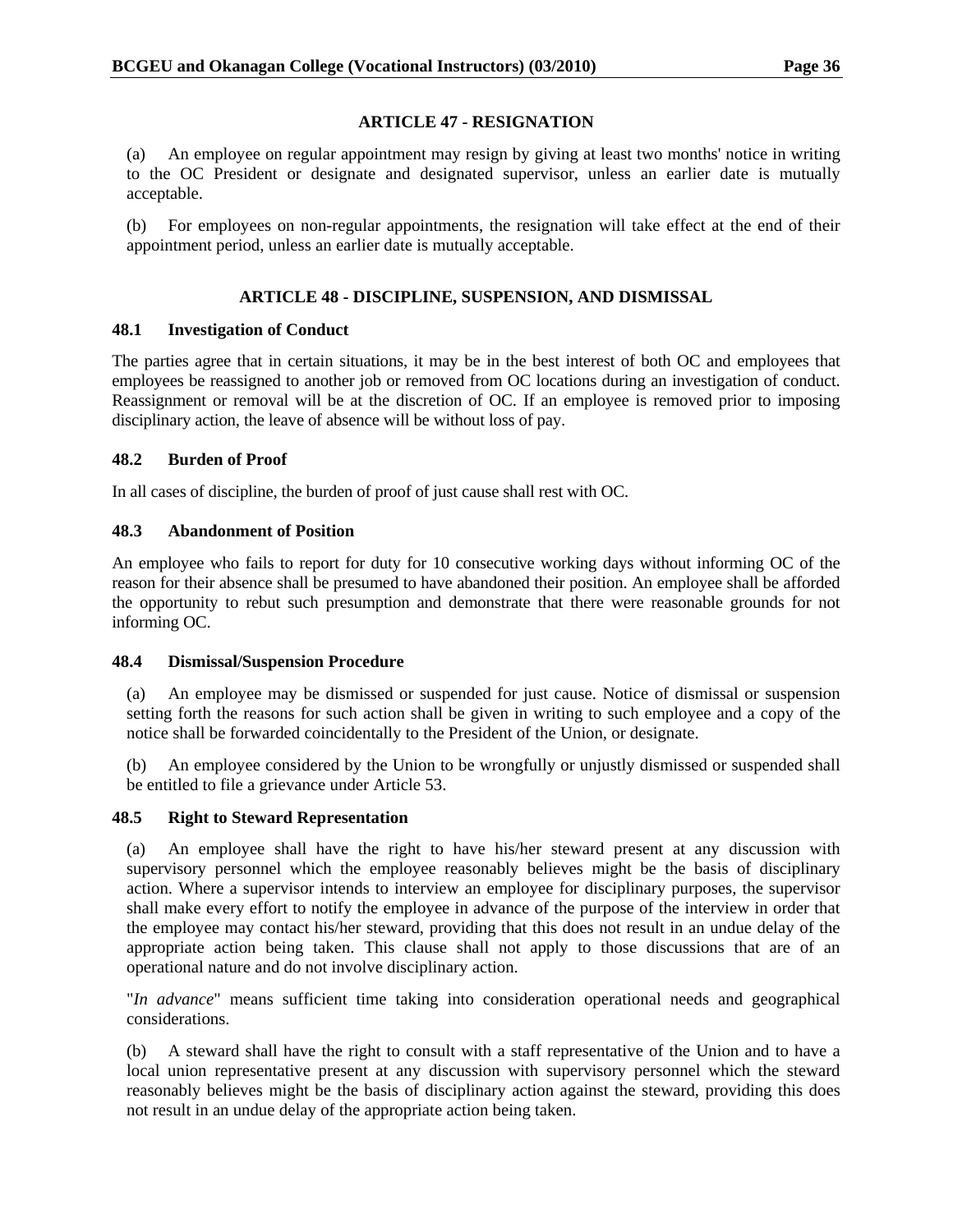## ARTICLE 47 - RESIGNATION

(a) An employee on regular appointment may resign by giving at least two months' notice in writing to the OC President or designate and designated supervisor, unless an earlier date is mutually acceptable.

(b) For employees on non-regular appointments, the resignation will take effect at the end of their appointment period, unless an earlier date is mutually acceptable.

## ARTICLE 48 - DISCIPLINE, SUSPENSION, AND DISMISSAL

### 48.1 Investigation of Conduct

The parties agree that in certain situations, it may be in the best interest of both OC and employees that employees be reassigned to another job or removed from OC locations during an investigation of conduct. Reassignment or removal will be at the discretion of OC. If an employee is removed prior to imposing disciplinary action, the leave of absence will be without loss of pay.

### 48.2 Burden of Proof

In all cases of discipline, the burden of proof of just cause shall rest with OC.

### 48.3 Abandonment of Position

An employee who fails to report for duty for 10 consecutive working days without informing OC of the reason for their absence shall be presumed to have abandoned their position. An employee shall be afforded the opportunity to rebut such presumption and demonstrate that there were reasonable grounds for not informing OC.

### 48.4 Dismissal/Suspension Procedure

(a) An employee may be dismissed or suspended for just cause. Notice of dismissal or suspension setting forth the reasons for such action shall be given in writing to such employee and a copy of the notice shall be forwarded coincidentally to the President of the Union, or designate.

(b) An employee considered by the Union to be wrongfully or unjustly dismissed or suspended shall be entitled to file a grievance under Article 53.

### 48.5 Right to Steward Representation

(a) An employee shall have the right to have his/her steward present at any discussion with supervisory personnel which the employee reasonably believes might be the basis of disciplinary action. Where a supervisor intends to interview an employee for disciplinary purposes, the supervisor shall make every effort to notify the employee in advance of the purpose of the interview in order that the employee may contact his/her steward, providing that this does not result in an undue delay of the appropriate action being taken. This clause shall not apply to those discussions that are of an operational nature and do not involve disciplinary action.

"*In advance*" means sufficient time taking into consideration operational needs and geographical considerations.

(b) A steward shall have the right to consult with a staff representative of the Union and to have a local union representative present at any discussion with supervisory personnel which the steward reasonably believes might be the basis of disciplinary action against the steward, providing this does not result in an undue delay of the appropriate action being taken.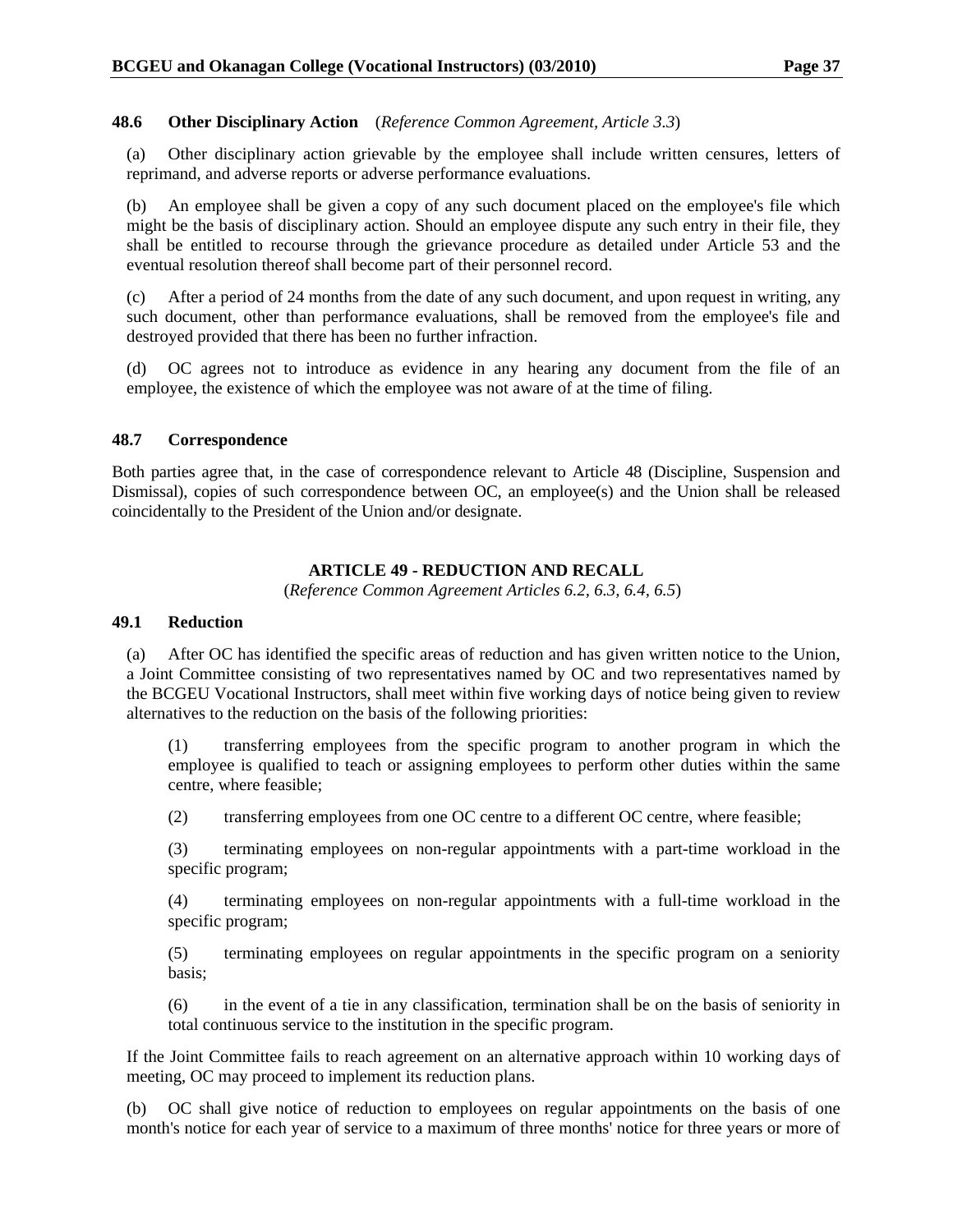### 48.6 Other Disciplinary Action (*Reference Common Agreement, Article 3.3*)

(a) Other disciplinary action grievable by the employee shall include written censures, letters of reprimand, and adverse reports or adverse performance evaluations.

(b) An employee shall be given a copy of any such document placed on the employee's file which might be the basis of disciplinary action. Should an employee dispute any such entry in their file, they shall be entitled to recourse through the grievance procedure as detailed under Article 53 and the eventual resolution thereof shall become part of their personnel record.

(c) After a period of 24 months from the date of any such document, and upon request in writing, any such document, other than performance evaluations, shall be removed from the employee's file and destroyed provided that there has been no further infraction.

(d) OC agrees not to introduce as evidence in any hearing any document from the file of an employee, the existence of which the employee was not aware of at the time of filing.

### 48.7 Correspondence

Both parties agree that, in the case of correspondence relevant to Article 48 (Discipline, Suspension and Dismissal), copies of such correspondence between OC, an employee(s) and the Union shall be released coincidentally to the President of the Union and/or designate.

## ARTICLE 49 - REDUCTION AND RECALL

(*Reference Common Agreement Articles 6.2, 6.3, 6.4, 6.5*)

### 49.1 Reduction

(a) After OC has identified the specific areas of reduction and has given written notice to the Union, a Joint Committee consisting of two representatives named by OC and two representatives named by the BCGEU Vocational Instructors, shall meet within five working days of notice being given to review alternatives to the reduction on the basis of the following priorities:

(1) transferring employees from the specific program to another program in which the employee is qualified to teach or assigning employees to perform other duties within the same centre, where feasible;

(2) transferring employees from one OC centre to a different OC centre, where feasible;

(3) terminating employees on non-regular appointments with a part-time workload in the specific program;

(4) terminating employees on non-regular appointments with a full-time workload in the specific program;

(5) terminating employees on regular appointments in the specific program on a seniority basis;

(6) in the event of a tie in any classification, termination shall be on the basis of seniority in total continuous service to the institution in the specific program.

If the Joint Committee fails to reach agreement on an alternative approach within 10 working days of meeting, OC may proceed to implement its reduction plans.

(b) OC shall give notice of reduction to employees on regular appointments on the basis of one month's notice for each year of service to a maximum of three months' notice for three years or more of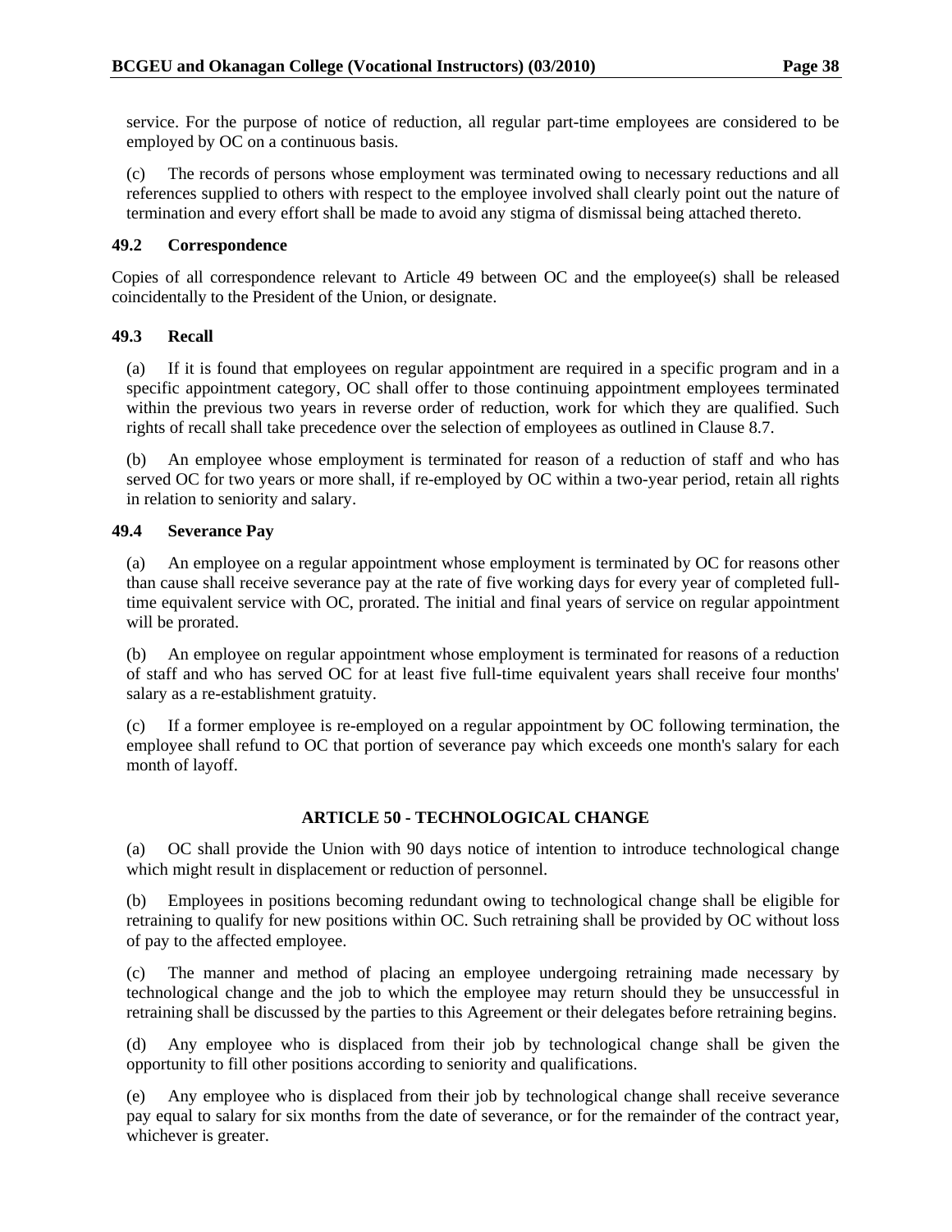service. For the purpose of notice of reduction, all regular part-time employees are considered to be employed by OC on a continuous basis.

(c) The records of persons whose employment was terminated owing to necessary reductions and all references supplied to others with respect to the employee involved shall clearly point out the nature of termination and every effort shall be made to avoid any stigma of dismissal being attached thereto.

### 49.2 Correspondence

Copies of all correspondence relevant to Article 49 between OC and the employee(s) shall be released coincidentally to the President of the Union, or designate.

### 49.3 Recall

(a) If it is found that employees on regular appointment are required in a specific program and in a specific appointment category, OC shall offer to those continuing appointment employees terminated within the previous two years in reverse order of reduction, work for which they are qualified. Such rights of recall shall take precedence over the selection of employees as outlined in Clause 8.7.

(b) An employee whose employment is terminated for reason of a reduction of staff and who has served OC for two years or more shall, if re-employed by OC within a two-year period, retain all rights in relation to seniority and salary.

### 49.4 Severance Pay

(a) An employee on a regular appointment whose employment is terminated by OC for reasons other than cause shall receive severance pay at the rate of five working days for every year of completed full-time equivalent service with OC, prorated. The initial and final years of service on regular appointment will be prorated.

(b) An employee on regular appointment whose employment is terminated for reasons of a reduction of staff and who has served OC for at least five full-time equivalent years shall receive four months' salary as a re-establishment gratuity.

(c) If a former employee is re-employed on a regular appointment by OC following termination, the employee shall refund to OC that portion of severance pay which exceeds one month's salary for each month of layoff.

## ARTICLE 50 - TECHNOLOGICAL CHANGE

(a) OC shall provide the Union with 90 days notice of intention to introduce technological change which might result in displacement or reduction of personnel.

(b) Employees in positions becoming redundant owing to technological change shall be eligible for retraining to qualify for new positions within OC. Such retraining shall be provided by OC without loss of pay to the affected employee.

(c) The manner and method of placing an employee undergoing retraining made necessary by technological change and the job to which the employee may return should they be unsuccessful in retraining shall be discussed by the parties to this Agreement or their delegates before retraining begins.

(d) Any employee who is displaced from their job by technological change shall be given the opportunity to fill other positions according to seniority and qualifications.

(e) Any employee who is displaced from their job by technological change shall receive severance pay equal to salary for six months from the date of severance, or for the remainder of the contract year, whichever is greater.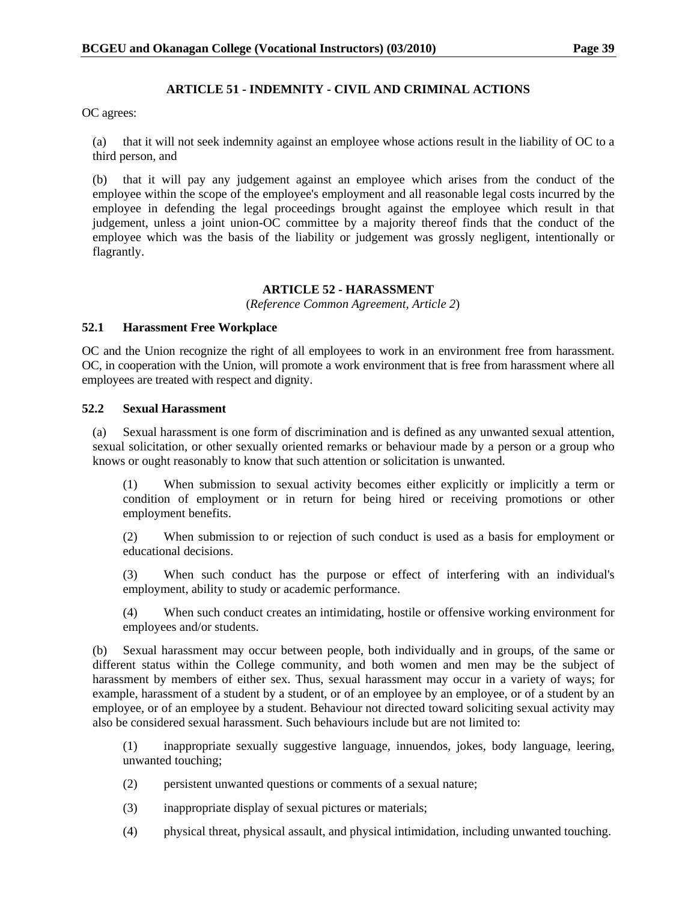## ARTICLE 51 - INDEMNITY - CIVIL AND CRIMINAL ACTIONS

OC agrees:

(a) that it will not seek indemnity against an employee whose actions result in the liability of OC to a third person, and

(b) that it will pay any judgement against an employee which arises from the conduct of the employee within the scope of the employee's employment and all reasonable legal costs incurred by the employee in defending the legal proceedings brought against the employee which result in that judgement, unless a joint union-OC committee by a majority thereof finds that the conduct of the employee which was the basis of the liability or judgement was grossly negligent, intentionally or flagrantly.

## ARTICLE 52 - HARASSMENT

(*Reference Common Agreement, Article 2*)

### 52.1 Harassment Free Workplace

OC and the Union recognize the right of all employees to work in an environment free from harassment. OC, in cooperation with the Union, will promote a work environment that is free from harassment where all employees are treated with respect and dignity.

### 52.2 Sexual Harassment

(a) Sexual harassment is one form of discrimination and is defined as any unwanted sexual attention, sexual solicitation, or other sexually oriented remarks or behaviour made by a person or a group who knows or ought reasonably to know that such attention or solicitation is unwanted.

(1) When submission to sexual activity becomes either explicitly or implicitly a term or condition of employment or in return for being hired or receiving promotions or other employment benefits.

(2) When submission to or rejection of such conduct is used as a basis for employment or educational decisions.

(3) When such conduct has the purpose or effect of interfering with an individual's employment, ability to study or academic performance.

(4) When such conduct creates an intimidating, hostile or offensive working environment for employees and/or students.

(b) Sexual harassment may occur between people, both individually and in groups, of the same or different status within the College community, and both women and men may be the subject of harassment by members of either sex. Thus, sexual harassment may occur in a variety of ways; for example, harassment of a student by a student, or of an employee by an employee, or of a student by an employee, or of an employee by a student. Behaviour not directed toward soliciting sexual activity may also be considered sexual harassment. Such behaviours include but are not limited to:

(1) inappropriate sexually suggestive language, innuendos, jokes, body language, leering, unwanted touching;

(2) persistent unwanted questions or comments of a sexual nature;

(3) inappropriate display of sexual pictures or materials;

(4) physical threat, physical assault, and physical intimidation, including unwanted touching.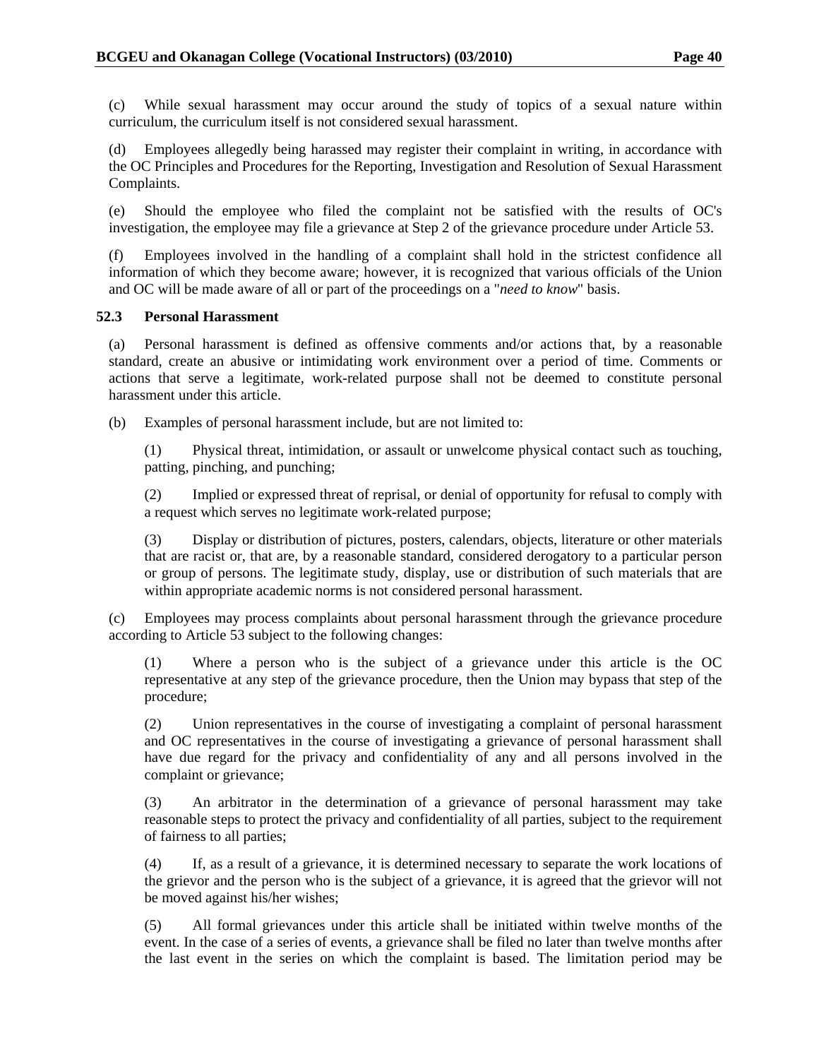(c) While sexual harassment may occur around the study of topics of a sexual nature within curriculum, the curriculum itself is not considered sexual harassment.

(d) Employees allegedly being harassed may register their complaint in writing, in accordance with the OC Principles and Procedures for the Reporting, Investigation and Resolution of Sexual Harassment Complaints.

(e) Should the employee who filed the complaint not be satisfied with the results of OC's investigation, the employee may file a grievance at Step 2 of the grievance procedure under Article 53.

(f) Employees involved in the handling of a complaint shall hold in the strictest confidence all information of which they become aware; however, it is recognized that various officials of the Union and OC will be made aware of all or part of the proceedings on a "*need to know*" basis.

**52.3 Personal Harassment**

(a) Personal harassment is defined as offensive comments and/or actions that, by a reasonable standard, create an abusive or intimidating work environment over a period of time. Comments or actions that serve a legitimate, work-related purpose shall not be deemed to constitute personal harassment under this article.

(b) Examples of personal harassment include, but are not limited to:

(1) Physical threat, intimidation, or assault or unwelcome physical contact such as touching, patting, pinching, and punching;

(2) Implied or expressed threat of reprisal, or denial of opportunity for refusal to comply with a request which serves no legitimate work-related purpose;

(3) Display or distribution of pictures, posters, calendars, objects, literature or other materials that are racist or, that are, by a reasonable standard, considered derogatory to a particular person or group of persons. The legitimate study, display, use or distribution of such materials that are within appropriate academic norms is not considered personal harassment.

(c) Employees may process complaints about personal harassment through the grievance procedure according to Article 53 subject to the following changes:

(1) Where a person who is the subject of a grievance under this article is the OC representative at any step of the grievance procedure, then the Union may bypass that step of the procedure;

(2) Union representatives in the course of investigating a complaint of personal harassment and OC representatives in the course of investigating a grievance of personal harassment shall have due regard for the privacy and confidentiality of any and all persons involved in the complaint or grievance;

(3) An arbitrator in the determination of a grievance of personal harassment may take reasonable steps to protect the privacy and confidentiality of all parties, subject to the requirement of fairness to all parties;

(4) If, as a result of a grievance, it is determined necessary to separate the work locations of the grievor and the person who is the subject of a grievance, it is agreed that the grievor will not be moved against his/her wishes;

(5) All formal grievances under this article shall be initiated within twelve months of the event. In the case of a series of events, a grievance shall be filed no later than twelve months after the last event in the series on which the complaint is based. The limitation period may be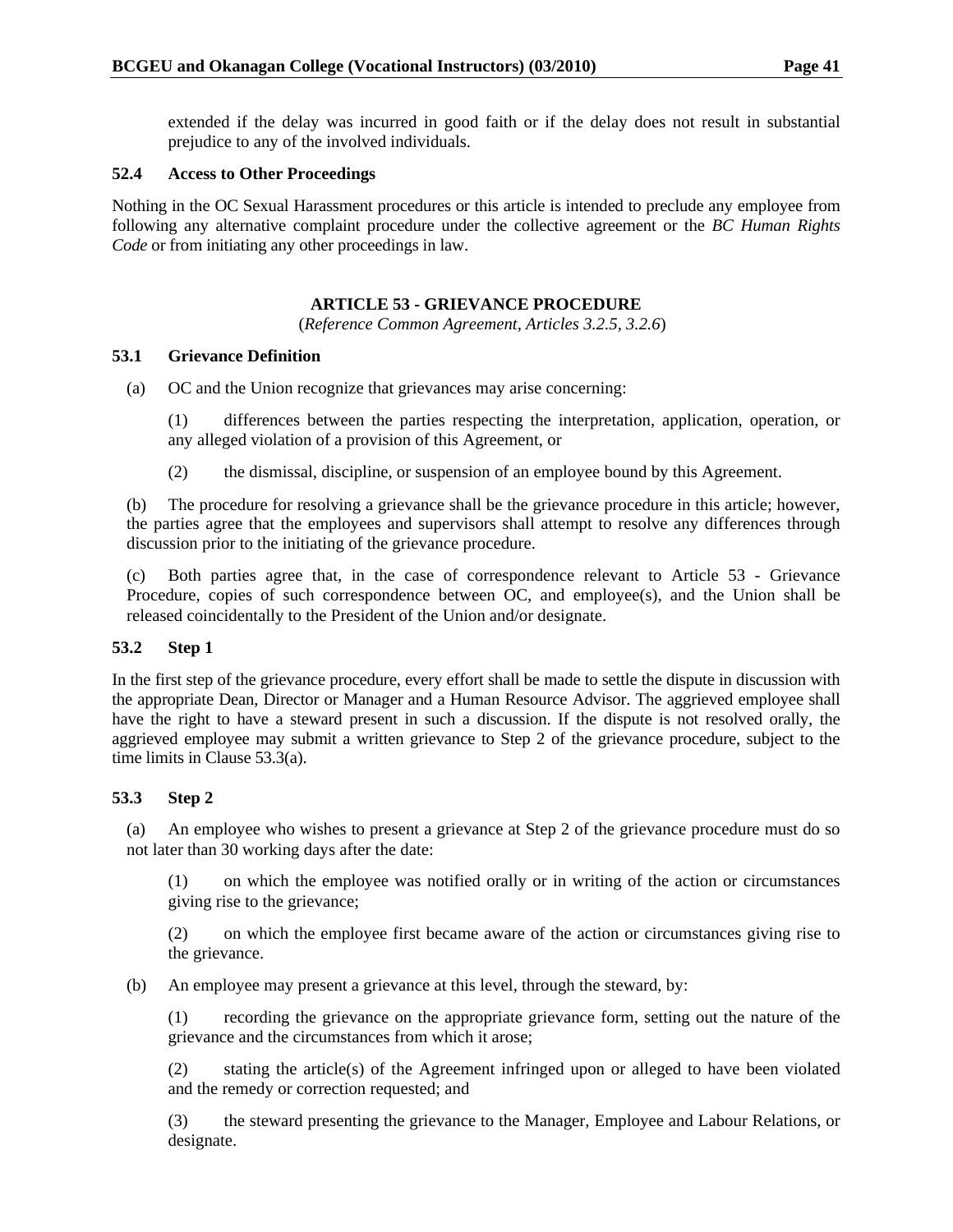extended if the delay was incurred in good faith or if the delay does not result in substantial prejudice to any of the involved individuals.

### 52.4 Access to Other Proceedings

Nothing in the OC Sexual Harassment procedures or this article is intended to preclude any employee from following any alternative complaint procedure under the collective agreement or the *BC Human Rights Code* or from initiating any other proceedings in law.

## ARTICLE 53 - GRIEVANCE PROCEDURE

(*Reference Common Agreement, Articles 3.2.5, 3.2.6*)

### 53.1 Grievance Definition

(a) OC and the Union recognize that grievances may arise concerning:

(1) differences between the parties respecting the interpretation, application, operation, or any alleged violation of a provision of this Agreement, or

(2) the dismissal, discipline, or suspension of an employee bound by this Agreement.

(b) The procedure for resolving a grievance shall be the grievance procedure in this article; however, the parties agree that the employees and supervisors shall attempt to resolve any differences through discussion prior to the initiating of the grievance procedure.

(c) Both parties agree that, in the case of correspondence relevant to Article 53 - Grievance Procedure, copies of such correspondence between OC, and employee(s), and the Union shall be released coincidentally to the President of the Union and/or designate.

### 53.2 Step 1

In the first step of the grievance procedure, every effort shall be made to settle the dispute in discussion with the appropriate Dean, Director or Manager and a Human Resource Advisor. The aggrieved employee shall have the right to have a steward present in such a discussion. If the dispute is not resolved orally, the aggrieved employee may submit a written grievance to Step 2 of the grievance procedure, subject to the time limits in Clause 53.3(a).

### 53.3 Step 2

(a) An employee who wishes to present a grievance at Step 2 of the grievance procedure must do so not later than 30 working days after the date:

(1) on which the employee was notified orally or in writing of the action or circumstances giving rise to the grievance;

(2) on which the employee first became aware of the action or circumstances giving rise to the grievance.

(b) An employee may present a grievance at this level, through the steward, by:

(1) recording the grievance on the appropriate grievance form, setting out the nature of the grievance and the circumstances from which it arose;

(2) stating the article(s) of the Agreement infringed upon or alleged to have been violated and the remedy or correction requested; and

(3) the steward presenting the grievance to the Manager, Employee and Labour Relations, or designate.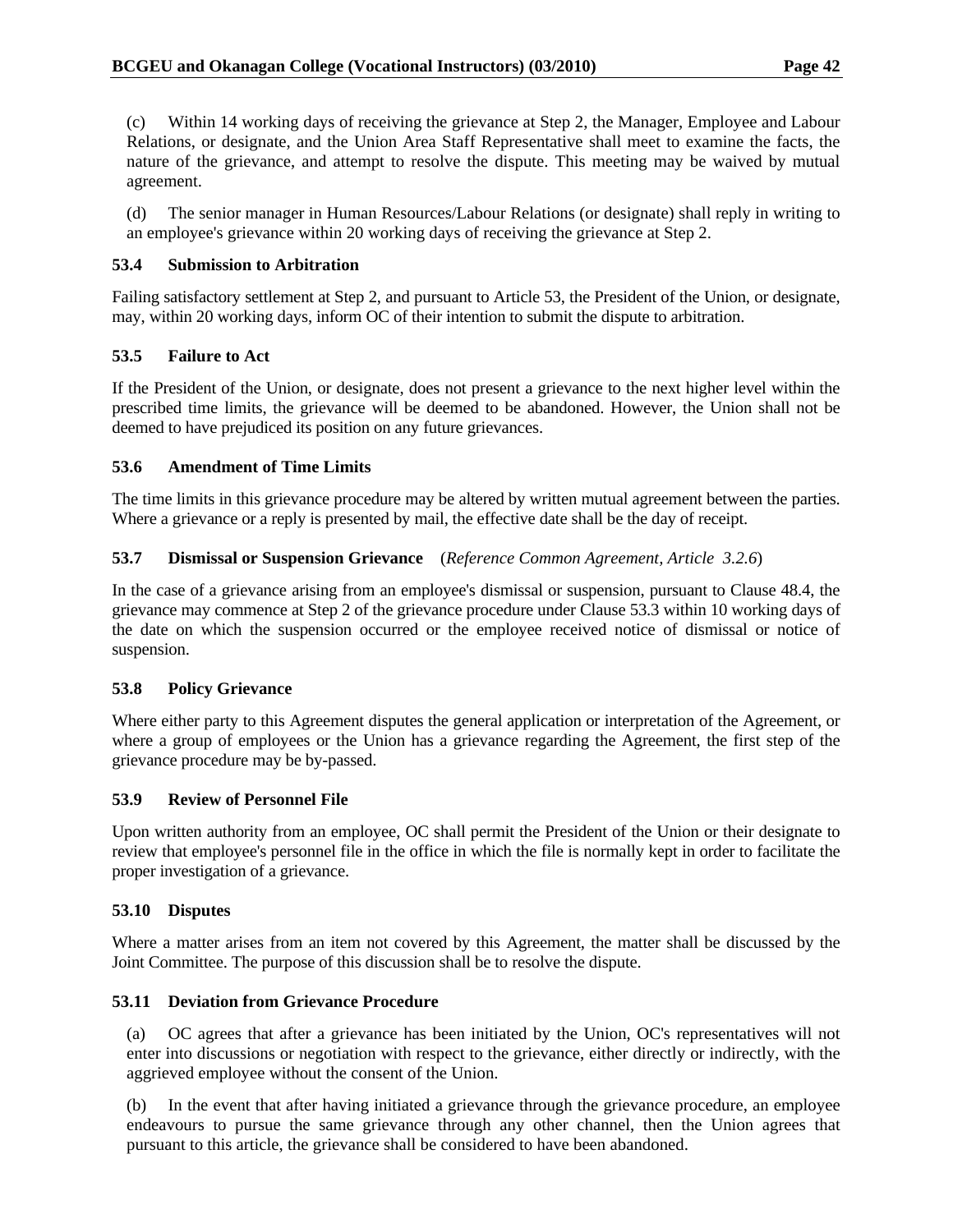(c) Within 14 working days of receiving the grievance at Step 2, the Manager, Employee and Labour Relations, or designate, and the Union Area Staff Representative shall meet to examine the facts, the nature of the grievance, and attempt to resolve the dispute. This meeting may be waived by mutual agreement.

(d) The senior manager in Human Resources/Labour Relations (or designate) shall reply in writing to an employee's grievance within 20 working days of receiving the grievance at Step 2.

### 53.4 Submission to Arbitration

Failing satisfactory settlement at Step 2, and pursuant to Article 53, the President of the Union, or designate, may, within 20 working days, inform OC of their intention to submit the dispute to arbitration.

### 53.5 Failure to Act

If the President of the Union, or designate, does not present a grievance to the next higher level within the prescribed time limits, the grievance will be deemed to be abandoned. However, the Union shall not be deemed to have prejudiced its position on any future grievances.

### 53.6 Amendment of Time Limits

The time limits in this grievance procedure may be altered by written mutual agreement between the parties. Where a grievance or a reply is presented by mail, the effective date shall be the day of receipt.

### 53.7 Dismissal or Suspension Grievance (*Reference Common Agreement, Article 3.2.6*)

In the case of a grievance arising from an employee's dismissal or suspension, pursuant to Clause 48.4, the grievance may commence at Step 2 of the grievance procedure under Clause 53.3 within 10 working days of the date on which the suspension occurred or the employee received notice of dismissal or notice of suspension.

### 53.8 Policy Grievance

Where either party to this Agreement disputes the general application or interpretation of the Agreement, or where a group of employees or the Union has a grievance regarding the Agreement, the first step of the grievance procedure may be by-passed.

### 53.9 Review of Personnel File

Upon written authority from an employee, OC shall permit the President of the Union or their designate to review that employee's personnel file in the office in which the file is normally kept in order to facilitate the proper investigation of a grievance.

### 53.10 Disputes

Where a matter arises from an item not covered by this Agreement, the matter shall be discussed by the Joint Committee. The purpose of this discussion shall be to resolve the dispute.

### 53.11 Deviation from Grievance Procedure

(a) OC agrees that after a grievance has been initiated by the Union, OC's representatives will not enter into discussions or negotiation with respect to the grievance, either directly or indirectly, with the aggrieved employee without the consent of the Union.

(b) In the event that after having initiated a grievance through the grievance procedure, an employee endeavours to pursue the same grievance through any other channel, then the Union agrees that pursuant to this article, the grievance shall be considered to have been abandoned.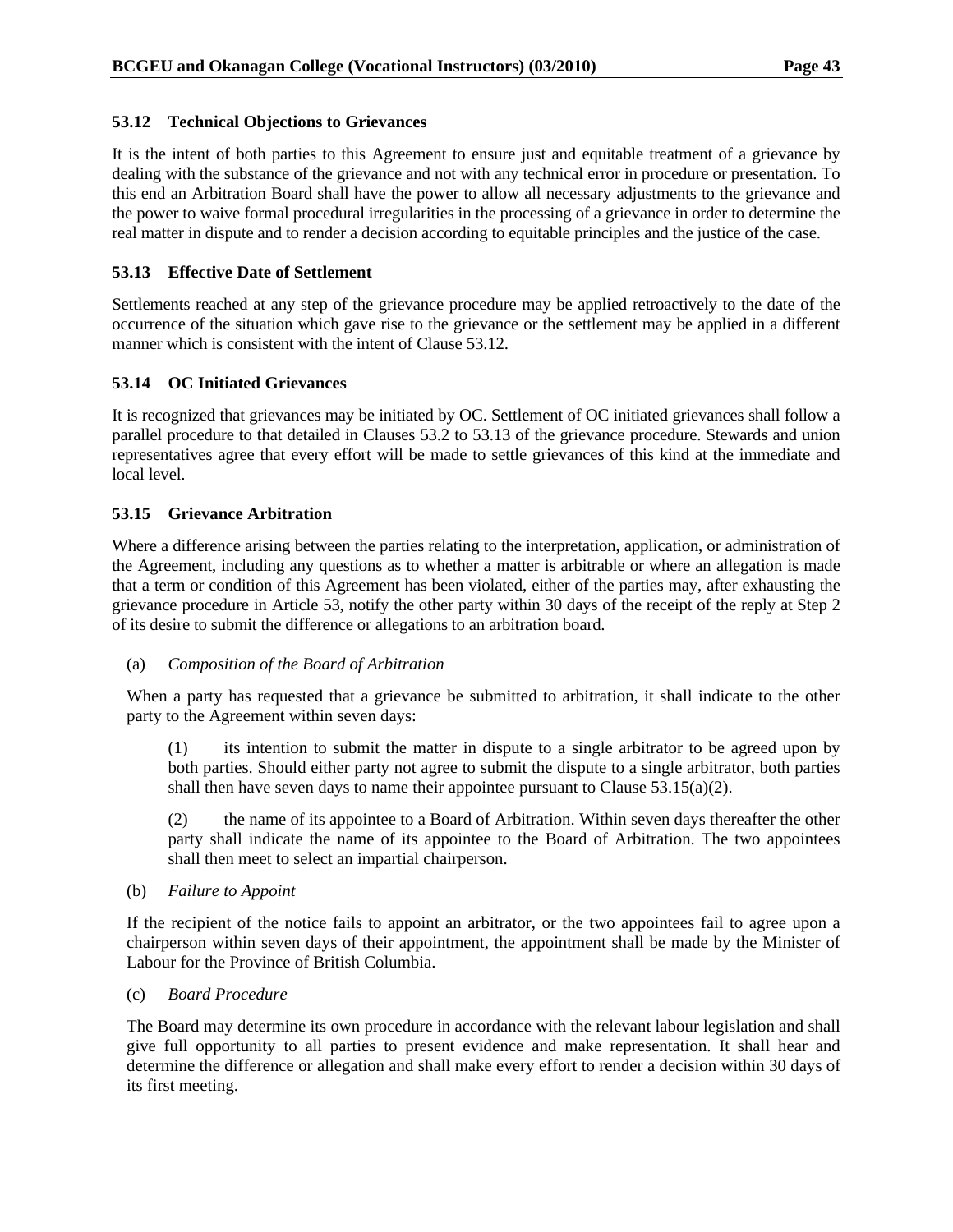### 53.12 Technical Objections to Grievances

It is the intent of both parties to this Agreement to ensure just and equitable treatment of a grievance by dealing with the substance of the grievance and not with any technical error in procedure or presentation. To this end an Arbitration Board shall have the power to allow all necessary adjustments to the grievance and the power to waive formal procedural irregularities in the processing of a grievance in order to determine the real matter in dispute and to render a decision according to equitable principles and the justice of the case.

### 53.13 Effective Date of Settlement

Settlements reached at any step of the grievance procedure may be applied retroactively to the date of the occurrence of the situation which gave rise to the grievance or the settlement may be applied in a different manner which is consistent with the intent of Clause 53.12.

### 53.14 OC Initiated Grievances

It is recognized that grievances may be initiated by OC. Settlement of OC initiated grievances shall follow a parallel procedure to that detailed in Clauses 53.2 to 53.13 of the grievance procedure. Stewards and union representatives agree that every effort will be made to settle grievances of this kind at the immediate and local level.

### 53.15 Grievance Arbitration

Where a difference arising between the parties relating to the interpretation, application, or administration of the Agreement, including any questions as to whether a matter is arbitrable or where an allegation is made that a term or condition of this Agreement has been violated, either of the parties may, after exhausting the grievance procedure in Article 53, notify the other party within 30 days of the receipt of the reply at Step 2 of its desire to submit the difference or allegations to an arbitration board.

(a) *Composition of the Board of Arbitration*

When a party has requested that a grievance be submitted to arbitration, it shall indicate to the other party to the Agreement within seven days:

(1) its intention to submit the matter in dispute to a single arbitrator to be agreed upon by both parties. Should either party not agree to submit the dispute to a single arbitrator, both parties shall then have seven days to name their appointee pursuant to Clause 53.15(a)(2).

(2) the name of its appointee to a Board of Arbitration. Within seven days thereafter the other party shall indicate the name of its appointee to the Board of Arbitration. The two appointees shall then meet to select an impartial chairperson.

(b) *Failure to Appoint*

If the recipient of the notice fails to appoint an arbitrator, or the two appointees fail to agree upon a chairperson within seven days of their appointment, the appointment shall be made by the Minister of Labour for the Province of British Columbia.

(c) *Board Procedure*

The Board may determine its own procedure in accordance with the relevant labour legislation and shall give full opportunity to all parties to present evidence and make representation. It shall hear and determine the difference or allegation and shall make every effort to render a decision within 30 days of its first meeting.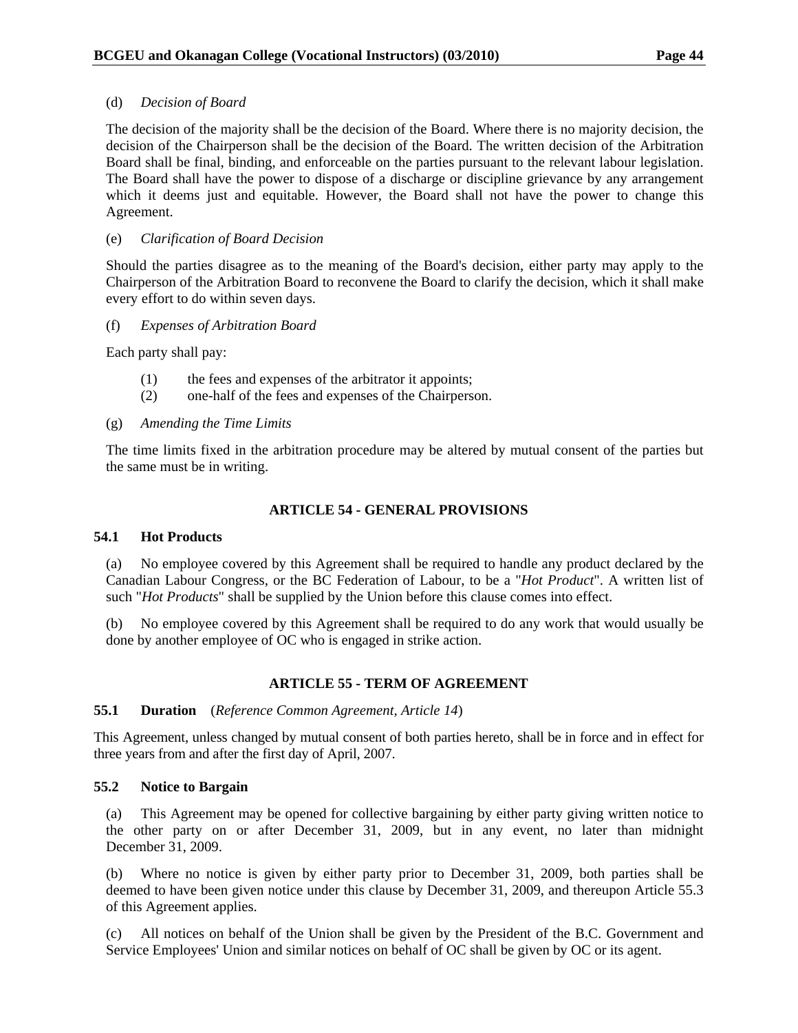(d) *Decision of Board*

The decision of the majority shall be the decision of the Board. Where there is no majority decision, the decision of the Chairperson shall be the decision of the Board. The written decision of the Arbitration Board shall be final, binding, and enforceable on the parties pursuant to the relevant labour legislation. The Board shall have the power to dispose of a discharge or discipline grievance by any arrangement which it deems just and equitable. However, the Board shall not have the power to change this Agreement.

(e) *Clarification of Board Decision*

Should the parties disagree as to the meaning of the Board's decision, either party may apply to the Chairperson of the Arbitration Board to reconvene the Board to clarify the decision, which it shall make every effort to do within seven days.

(f) *Expenses of Arbitration Board*

Each party shall pay:

(1) the fees and expenses of the arbitrator it appoints;
(2) one-half of the fees and expenses of the Chairperson.

(g) *Amending the Time Limits*

The time limits fixed in the arbitration procedure may be altered by mutual consent of the parties but the same must be in writing.

## ARTICLE 54 - GENERAL PROVISIONS

### 54.1 Hot Products

(a) No employee covered by this Agreement shall be required to handle any product declared by the Canadian Labour Congress, or the BC Federation of Labour, to be a "*Hot Product*". A written list of such "*Hot Products*" shall be supplied by the Union before this clause comes into effect.

(b) No employee covered by this Agreement shall be required to do any work that would usually be done by another employee of OC who is engaged in strike action.

## ARTICLE 55 - TERM OF AGREEMENT

### 55.1 Duration (*Reference Common Agreement, Article 14*)

This Agreement, unless changed by mutual consent of both parties hereto, shall be in force and in effect for three years from and after the first day of April, 2007.

### 55.2 Notice to Bargain

(a) This Agreement may be opened for collective bargaining by either party giving written notice to the other party on or after December 31, 2009, but in any event, no later than midnight December 31, 2009.

(b) Where no notice is given by either party prior to December 31, 2009, both parties shall be deemed to have been given notice under this clause by December 31, 2009, and thereupon Article 55.3 of this Agreement applies.

(c) All notices on behalf of the Union shall be given by the President of the B.C. Government and Service Employees' Union and similar notices on behalf of OC shall be given by OC or its agent.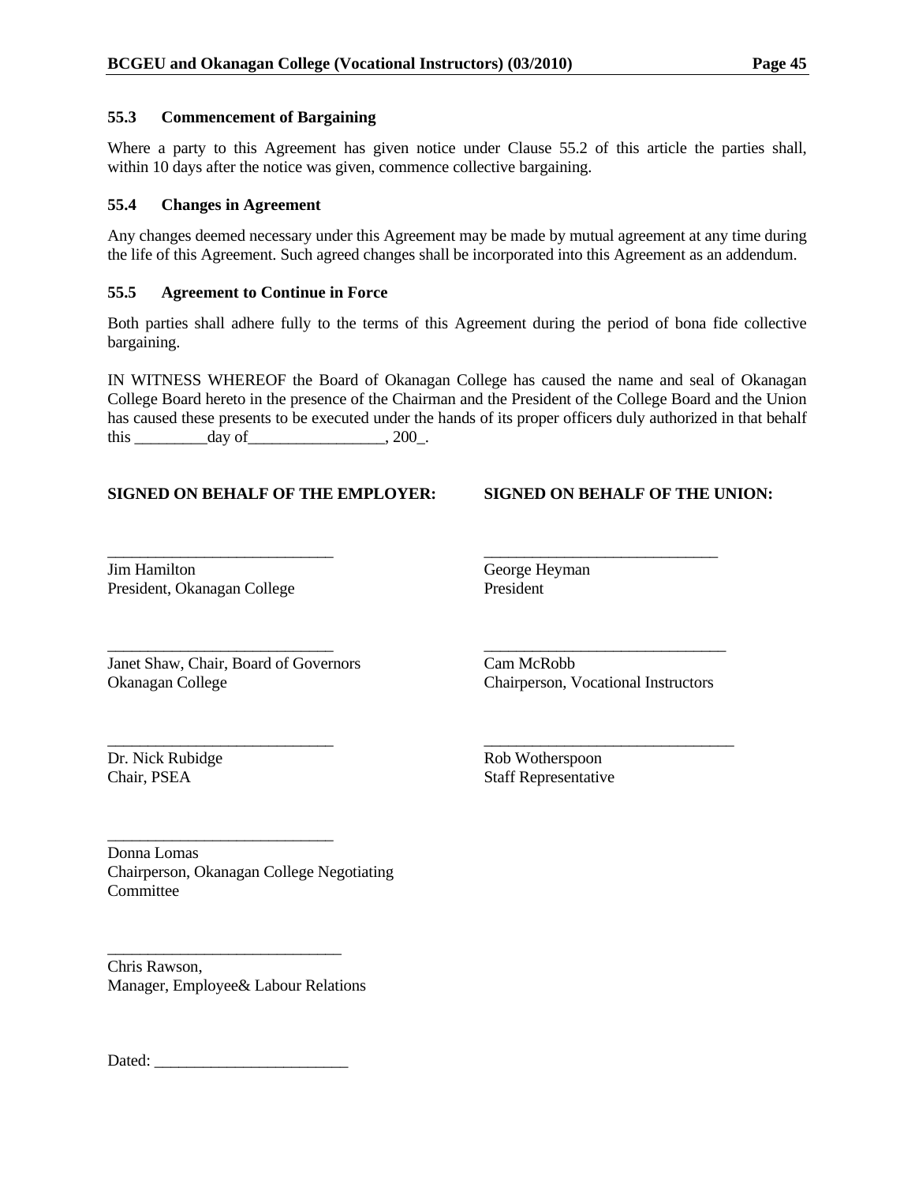### 55.3 Commencement of Bargaining

Where a party to this Agreement has given notice under Clause 55.2 of this article the parties shall, within 10 days after the notice was given, commence collective bargaining.

### 55.4 Changes in Agreement

Any changes deemed necessary under this Agreement may be made by mutual agreement at any time during the life of this Agreement. Such agreed changes shall be incorporated into this Agreement as an addendum.

### 55.5 Agreement to Continue in Force

Both parties shall adhere fully to the terms of this Agreement during the period of bona fide collective bargaining.

IN WITNESS WHEREOF the Board of Okanagan College has caused the name and seal of Okanagan College Board hereto in the presence of the Chairman and the President of the College Board and the Union has caused these presents to be executed under the hands of its proper officers duly authorized in that behalf this _________day of_________________, 200_.

| **SIGNED ON BEHALF OF THE EMPLOYER:** | **SIGNED ON BEHALF OF THE UNION:** |
|---|---|
| ____________________________<br>Jim Hamilton<br>President, Okanagan College | ____________________________<br>George Heyman<br>President |
| ____________________________<br>Janet Shaw, Chair, Board of Governors<br>Okanagan College | ____________________________<br>Cam McRobb<br>Chairperson, Vocational Instructors |
| ____________________________<br>Dr. Nick Rubidge<br>Chair, PSEA | ____________________________<br>Rob Wotherspoon<br>Staff Representative |
| ____________________________<br>Donna Lomas<br>Chairperson, Okanagan College Negotiating Committee | |
| ____________________________<br>Chris Rawson,<br>Manager, Employee& Labour Relations | |

Dated: ________________________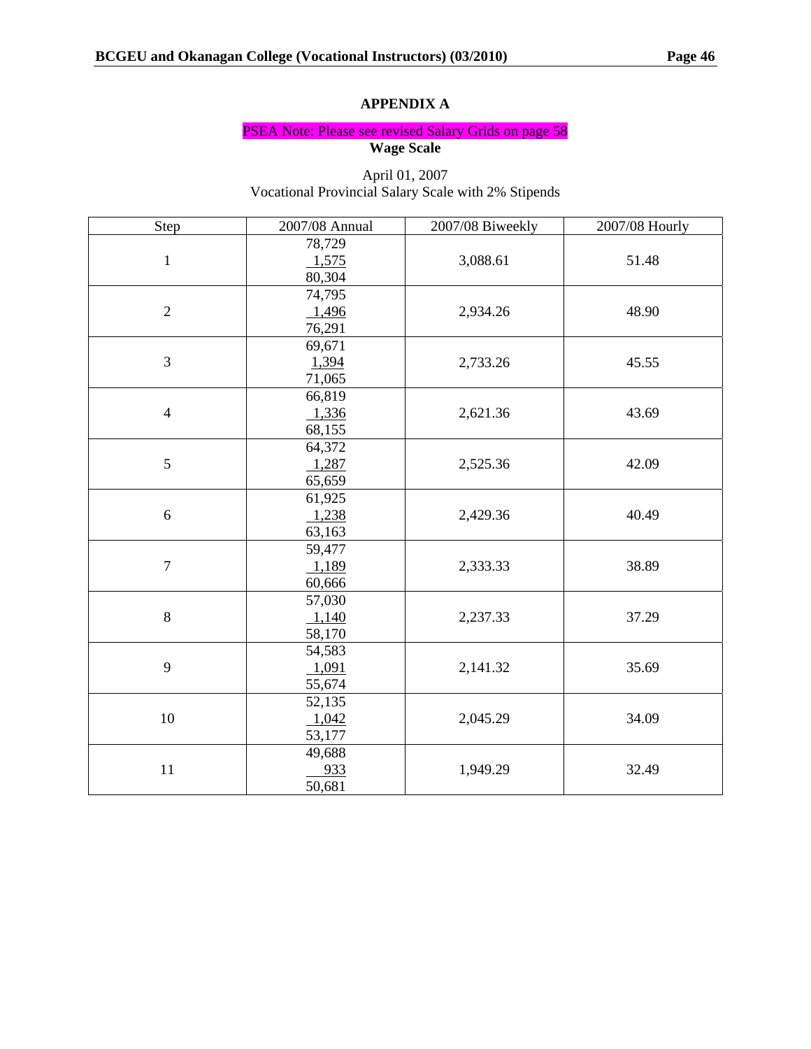## APPENDIX A

PSEA Note: Please see revised Salary Grids on page 58

**Wage Scale**

April 01, 2007
Vocational Provincial Salary Scale with 2% Stipends

| Step | 2007/08 Annual | 2007/08 Biweekly | 2007/08 Hourly |
|---|---|---|---|
| 1 | 78,729<br>1,575<br>80,304 | 3,088.61 | 51.48 |
| 2 | 74,795<br>1,496<br>76,291 | 2,934.26 | 48.90 |
| 3 | 69,671<br>1,394<br>71,065 | 2,733.26 | 45.55 |
| 4 | 66,819<br>1,336<br>68,155 | 2,621.36 | 43.69 |
| 5 | 64,372<br>1,287<br>65,659 | 2,525.36 | 42.09 |
| 6 | 61,925<br>1,238<br>63,163 | 2,429.36 | 40.49 |
| 7 | 59,477<br>1,189<br>60,666 | 2,333.33 | 38.89 |
| 8 | 57,030<br>1,140<br>58,170 | 2,237.33 | 37.29 |
| 9 | 54,583<br>1,091<br>55,674 | 2,141.32 | 35.69 |
| 10 | 52,135<br>1,042<br>53,177 | 2,045.29 | 34.09 |
| 11 | 49,688<br>933<br>50,681 | 1,949.29 | 32.49 |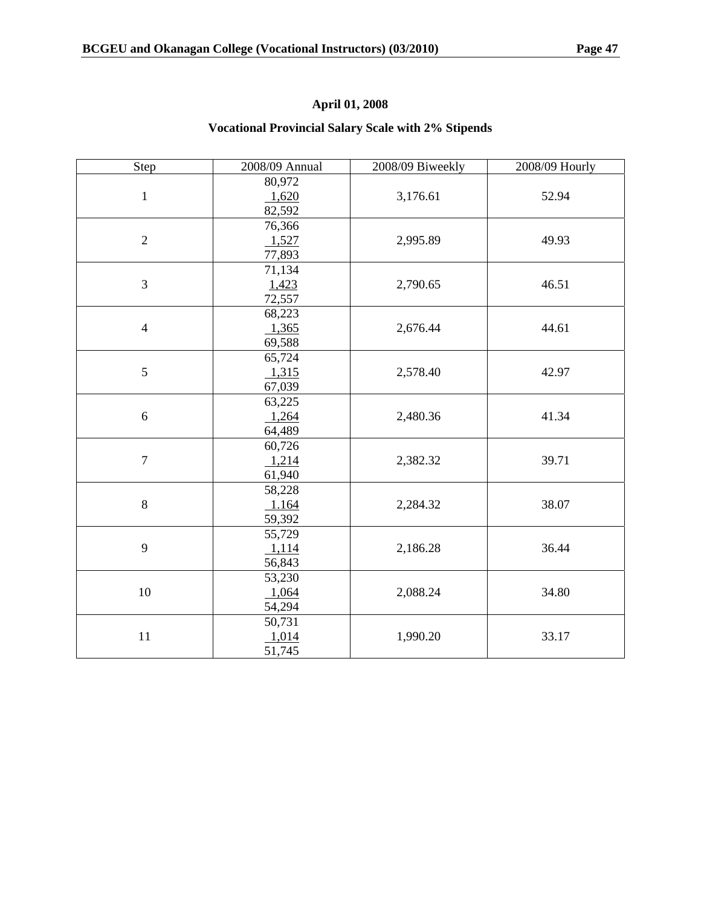## April 01, 2008

## Vocational Provincial Salary Scale with 2% Stipends

| Step | 2008/09 Annual | 2008/09 Biweekly | 2008/09 Hourly |
|---|---|---|---|
| 1 | 80,972<br>1,620<br>82,592 | 3,176.61 | 52.94 |
| 2 | 76,366<br>1,527<br>77,893 | 2,995.89 | 49.93 |
| 3 | 71,134<br>1,423<br>72,557 | 2,790.65 | 46.51 |
| 4 | 68,223<br>1,365<br>69,588 | 2,676.44 | 44.61 |
| 5 | 65,724<br>1,315<br>67,039 | 2,578.40 | 42.97 |
| 6 | 63,225<br>1,264<br>64,489 | 2,480.36 | 41.34 |
| 7 | 60,726<br>1,214<br>61,940 | 2,382.32 | 39.71 |
| 8 | 58,228<br>1.164<br>59,392 | 2,284.32 | 38.07 |
| 9 | 55,729<br>1,114<br>56,843 | 2,186.28 | 36.44 |
| 10 | 53,230<br>1,064<br>54,294 | 2,088.24 | 34.80 |
| 11 | 50,731<br>1,014<br>51,745 | 1,990.20 | 33.17 |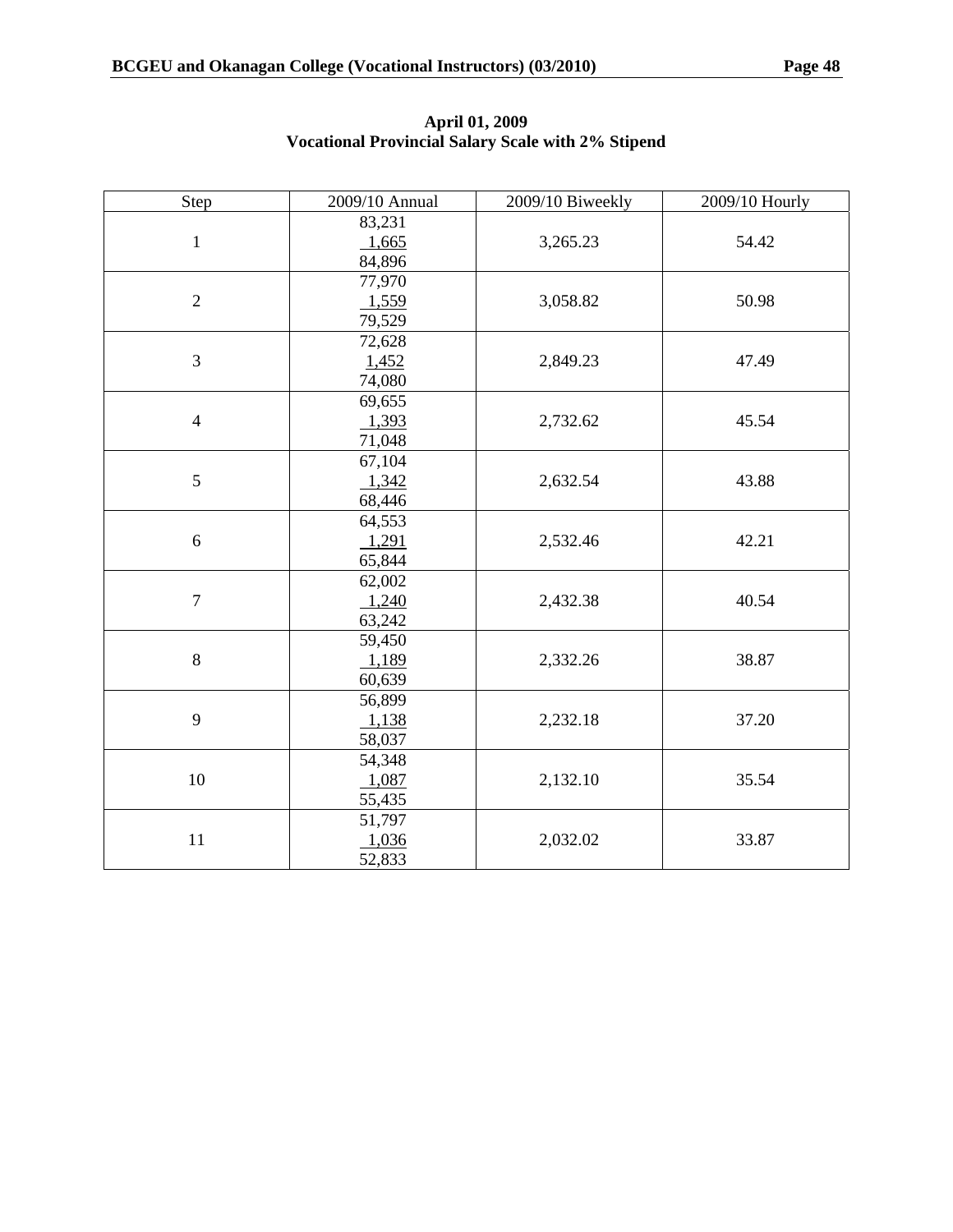**April 01, 2009**
**Vocational Provincial Salary Scale with 2% Stipend**

| Step | 2009/10 Annual | 2009/10 Biweekly | 2009/10 Hourly |
|---|---|---|---|
| 1 | 83,231<br>1,665<br>84,896 | 3,265.23 | 54.42 |
| 2 | 77,970<br>1,559<br>79,529 | 3,058.82 | 50.98 |
| 3 | 72,628<br>1,452<br>74,080 | 2,849.23 | 47.49 |
| 4 | 69,655<br>1,393<br>71,048 | 2,732.62 | 45.54 |
| 5 | 67,104<br>1,342<br>68,446 | 2,632.54 | 43.88 |
| 6 | 64,553<br>1,291<br>65,844 | 2,532.46 | 42.21 |
| 7 | 62,002<br>1,240<br>63,242 | 2,432.38 | 40.54 |
| 8 | 59,450<br>1,189<br>60,639 | 2,332.26 | 38.87 |
| 9 | 56,899<br>1,138<br>58,037 | 2,232.18 | 37.20 |
| 10 | 54,348<br>1,087<br>55,435 | 2,132.10 | 35.54 |
| 11 | 51,797<br>1,036<br>52,833 | 2,032.02 | 33.87 |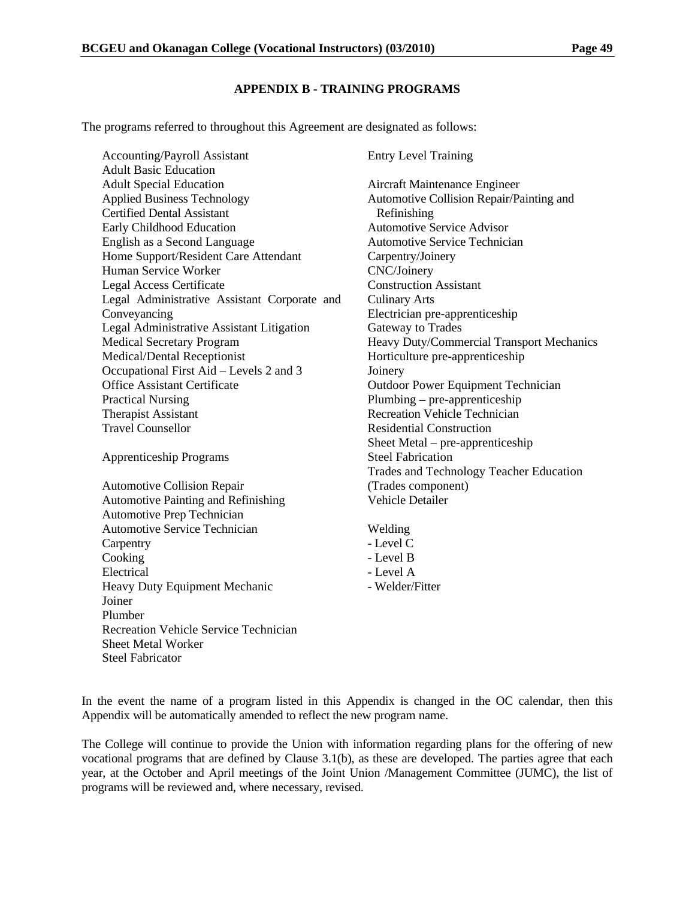## APPENDIX B - TRAINING PROGRAMS

The programs referred to throughout this Agreement are designated as follows:

Accounting/Payroll Assistant
Adult Basic Education
Adult Special Education
Applied Business Technology
Certified Dental Assistant
Early Childhood Education
English as a Second Language
Home Support/Resident Care Attendant
Human Service Worker
Legal Access Certificate
Legal Administrative Assistant Corporate and Conveyancing
Legal Administrative Assistant Litigation
Medical Secretary Program
Medical/Dental Receptionist
Occupational First Aid – Levels 2 and 3
Office Assistant Certificate
Practical Nursing
Therapist Assistant
Travel Counsellor

Apprenticeship Programs

Automotive Collision Repair
Automotive Painting and Refinishing
Automotive Prep Technician
Automotive Service Technician
Carpentry
Cooking
Electrical
Heavy Duty Equipment Mechanic
Joiner
Plumber
Recreation Vehicle Service Technician
Sheet Metal Worker
Steel Fabricator

Entry Level Training

Aircraft Maintenance Engineer
Automotive Collision Repair/Painting and Refinishing
Automotive Service Advisor
Automotive Service Technician
Carpentry/Joinery
CNC/Joinery
Construction Assistant
Culinary Arts
Electrician pre-apprenticeship
Gateway to Trades
Heavy Duty/Commercial Transport Mechanics
Horticulture pre-apprenticeship
Joinery
Outdoor Power Equipment Technician
Plumbing – pre-apprenticeship
Recreation Vehicle Technician
Residential Construction
Sheet Metal – pre-apprenticeship
Steel Fabrication
Trades and Technology Teacher Education (Trades component)
Vehicle Detailer

Welding
- Level C
- Level B
- Level A
- Welder/Fitter

In the event the name of a program listed in this Appendix is changed in the OC calendar, then this Appendix will be automatically amended to reflect the new program name.

The College will continue to provide the Union with information regarding plans for the offering of new vocational programs that are defined by Clause 3.1(b), as these are developed. The parties agree that each year, at the October and April meetings of the Joint Union /Management Committee (JUMC), the list of programs will be reviewed and, where necessary, revised.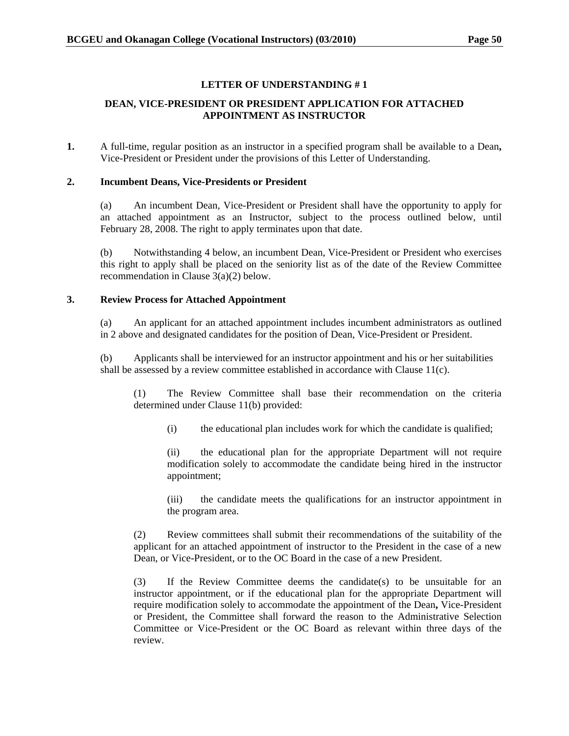## LETTER OF UNDERSTANDING # 1

### DEAN, VICE-PRESIDENT OR PRESIDENT APPLICATION FOR ATTACHED APPOINTMENT AS INSTRUCTOR

**1.** A full-time, regular position as an instructor in a specified program shall be available to a Dean**,** Vice-President or President under the provisions of this Letter of Understanding.

**2. Incumbent Deans, Vice-Presidents or President**

(a) An incumbent Dean, Vice-President or President shall have the opportunity to apply for an attached appointment as an Instructor, subject to the process outlined below, until February 28, 2008. The right to apply terminates upon that date.

(b) Notwithstanding 4 below, an incumbent Dean, Vice-President or President who exercises this right to apply shall be placed on the seniority list as of the date of the Review Committee recommendation in Clause 3(a)(2) below.

**3. Review Process for Attached Appointment**

(a) An applicant for an attached appointment includes incumbent administrators as outlined in 2 above and designated candidates for the position of Dean, Vice-President or President.

(b) Applicants shall be interviewed for an instructor appointment and his or her suitabilities shall be assessed by a review committee established in accordance with Clause 11(c).

(1) The Review Committee shall base their recommendation on the criteria determined under Clause 11(b) provided:

(i) the educational plan includes work for which the candidate is qualified;

(ii) the educational plan for the appropriate Department will not require modification solely to accommodate the candidate being hired in the instructor appointment;

(iii) the candidate meets the qualifications for an instructor appointment in the program area.

(2) Review committees shall submit their recommendations of the suitability of the applicant for an attached appointment of instructor to the President in the case of a new Dean, or Vice-President, or to the OC Board in the case of a new President.

(3) If the Review Committee deems the candidate(s) to be unsuitable for an instructor appointment, or if the educational plan for the appropriate Department will require modification solely to accommodate the appointment of the Dean**,** Vice-President or President, the Committee shall forward the reason to the Administrative Selection Committee or Vice-President or the OC Board as relevant within three days of the review.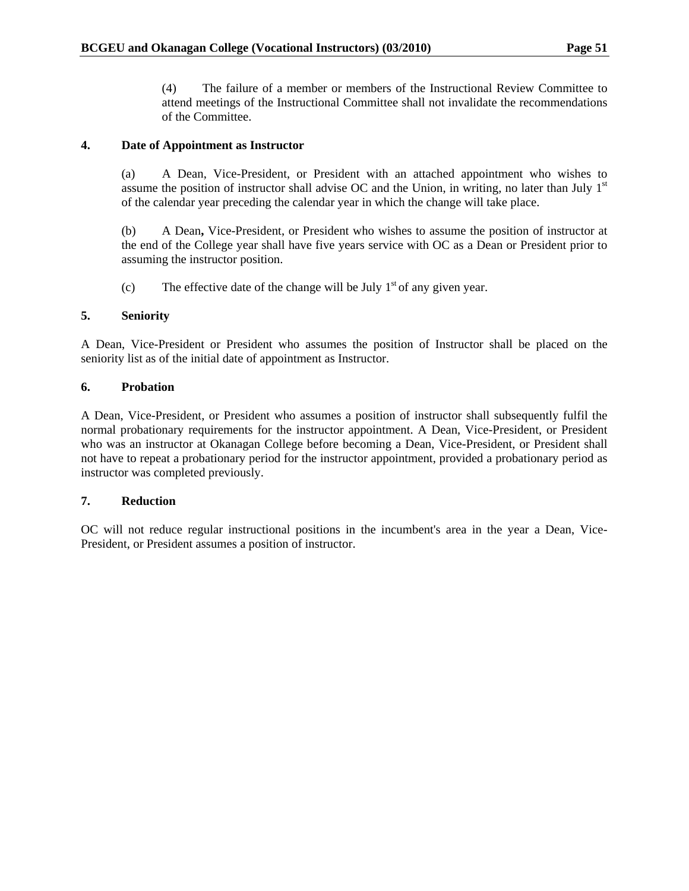(4) The failure of a member or members of the Instructional Review Committee to attend meetings of the Instructional Committee shall not invalidate the recommendations of the Committee.

**4. Date of Appointment as Instructor**

(a) A Dean, Vice-President, or President with an attached appointment who wishes to assume the position of instructor shall advise OC and the Union, in writing, no later than July 1st of the calendar year preceding the calendar year in which the change will take place.

(b) A Dean**,** Vice-President, or President who wishes to assume the position of instructor at the end of the College year shall have five years service with OC as a Dean or President prior to assuming the instructor position.

(c) The effective date of the change will be July 1st of any given year.

**5. Seniority**

A Dean, Vice-President or President who assumes the position of Instructor shall be placed on the seniority list as of the initial date of appointment as Instructor.

**6. Probation**

A Dean, Vice-President, or President who assumes a position of instructor shall subsequently fulfil the normal probationary requirements for the instructor appointment. A Dean, Vice-President, or President who was an instructor at Okanagan College before becoming a Dean, Vice-President, or President shall not have to repeat a probationary period for the instructor appointment, provided a probationary period as instructor was completed previously.

**7. Reduction**

OC will not reduce regular instructional positions in the incumbent's area in the year a Dean, Vice-President, or President assumes a position of instructor.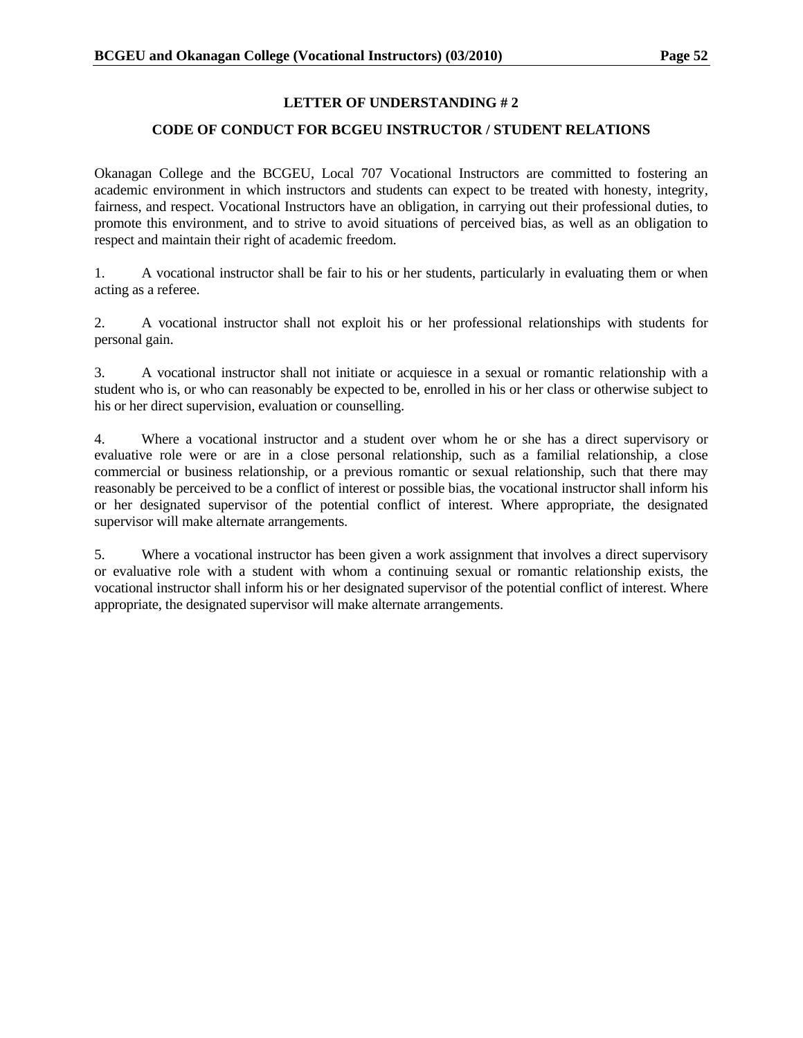## LETTER OF UNDERSTANDING # 2

## CODE OF CONDUCT FOR BCGEU INSTRUCTOR / STUDENT RELATIONS

Okanagan College and the BCGEU, Local 707 Vocational Instructors are committed to fostering an academic environment in which instructors and students can expect to be treated with honesty, integrity, fairness, and respect. Vocational Instructors have an obligation, in carrying out their professional duties, to promote this environment, and to strive to avoid situations of perceived bias, as well as an obligation to respect and maintain their right of academic freedom.

1. A vocational instructor shall be fair to his or her students, particularly in evaluating them or when acting as a referee.

2. A vocational instructor shall not exploit his or her professional relationships with students for personal gain.

3. A vocational instructor shall not initiate or acquiesce in a sexual or romantic relationship with a student who is, or who can reasonably be expected to be, enrolled in his or her class or otherwise subject to his or her direct supervision, evaluation or counselling.

4. Where a vocational instructor and a student over whom he or she has a direct supervisory or evaluative role were or are in a close personal relationship, such as a familial relationship, a close commercial or business relationship, or a previous romantic or sexual relationship, such that there may reasonably be perceived to be a conflict of interest or possible bias, the vocational instructor shall inform his or her designated supervisor of the potential conflict of interest. Where appropriate, the designated supervisor will make alternate arrangements.

5. Where a vocational instructor has been given a work assignment that involves a direct supervisory or evaluative role with a student with whom a continuing sexual or romantic relationship exists, the vocational instructor shall inform his or her designated supervisor of the potential conflict of interest. Where appropriate, the designated supervisor will make alternate arrangements.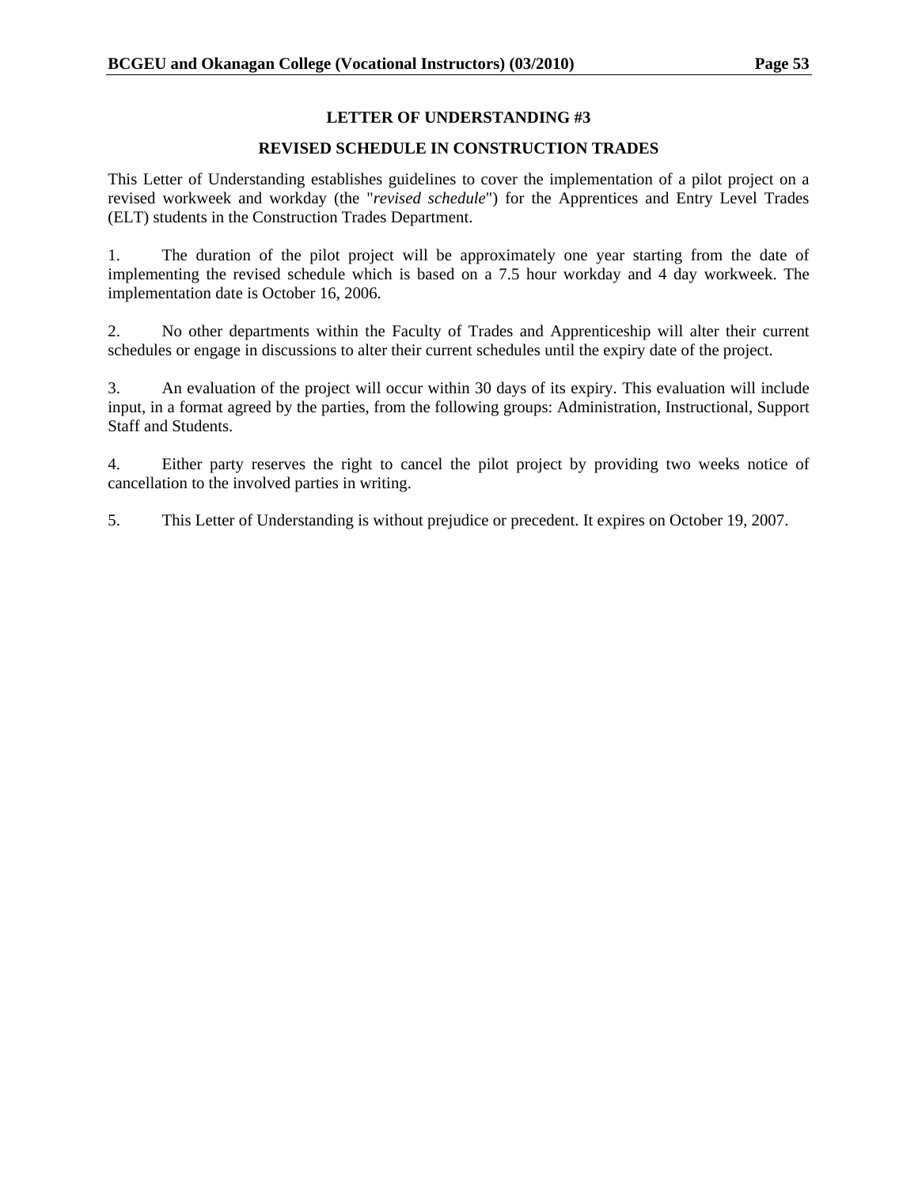## LETTER OF UNDERSTANDING #3

### REVISED SCHEDULE IN CONSTRUCTION TRADES

This Letter of Understanding establishes guidelines to cover the implementation of a pilot project on a revised workweek and workday (the "*revised schedule*") for the Apprentices and Entry Level Trades (ELT) students in the Construction Trades Department.

1. The duration of the pilot project will be approximately one year starting from the date of implementing the revised schedule which is based on a 7.5 hour workday and 4 day workweek. The implementation date is October 16, 2006.

2. No other departments within the Faculty of Trades and Apprenticeship will alter their current schedules or engage in discussions to alter their current schedules until the expiry date of the project.

3. An evaluation of the project will occur within 30 days of its expiry. This evaluation will include input, in a format agreed by the parties, from the following groups: Administration, Instructional, Support Staff and Students.

4. Either party reserves the right to cancel the pilot project by providing two weeks notice of cancellation to the involved parties in writing.

5. This Letter of Understanding is without prejudice or precedent. It expires on October 19, 2007.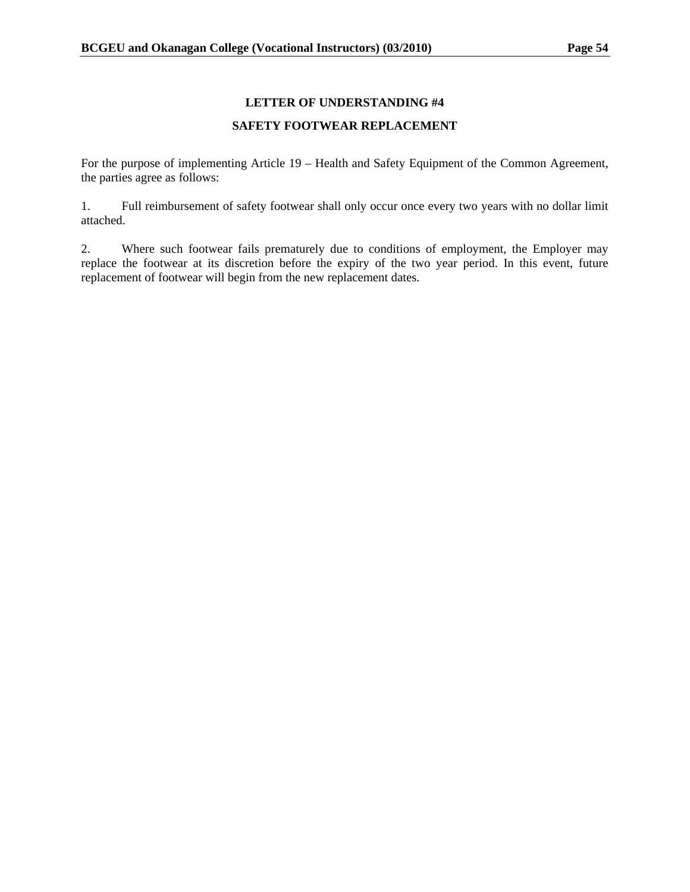## LETTER OF UNDERSTANDING #4

## SAFETY FOOTWEAR REPLACEMENT

For the purpose of implementing Article 19 – Health and Safety Equipment of the Common Agreement, the parties agree as follows:

1. Full reimbursement of safety footwear shall only occur once every two years with no dollar limit attached.

2. Where such footwear fails prematurely due to conditions of employment, the Employer may replace the footwear at its discretion before the expiry of the two year period. In this event, future replacement of footwear will begin from the new replacement dates.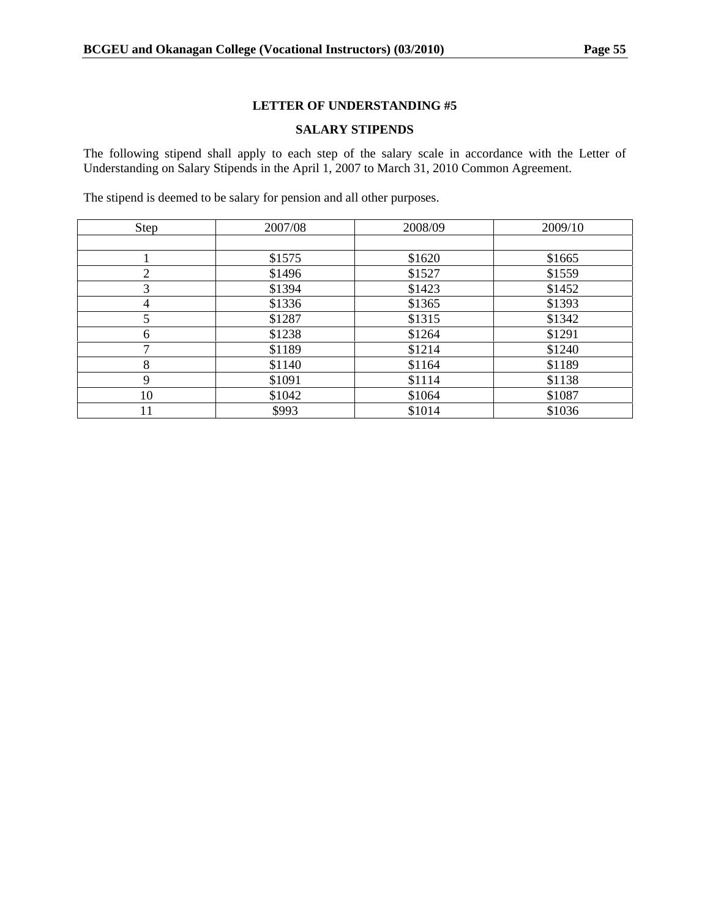## LETTER OF UNDERSTANDING #5

### SALARY STIPENDS

The following stipend shall apply to each step of the salary scale in accordance with the Letter of Understanding on Salary Stipends in the April 1, 2007 to March 31, 2010 Common Agreement.

The stipend is deemed to be salary for pension and all other purposes.

| Step | 2007/08 | 2008/09 | 2009/10 |
|---|---|---|---|
| | | | |
| 1 | $1575 | $1620 | $1665 |
| 2 | $1496 | $1527 | $1559 |
| 3 | $1394 | $1423 | $1452 |
| 4 | $1336 | $1365 | $1393 |
| 5 | $1287 | $1315 | $1342 |
| 6 | $1238 | $1264 | $1291 |
| 7 | $1189 | $1214 | $1240 |
| 8 | $1140 | $1164 | $1189 |
| 9 | $1091 | $1114 | $1138 |
| 10 | $1042 | $1064 | $1087 |
| 11 | $993 | $1014 | $1036 |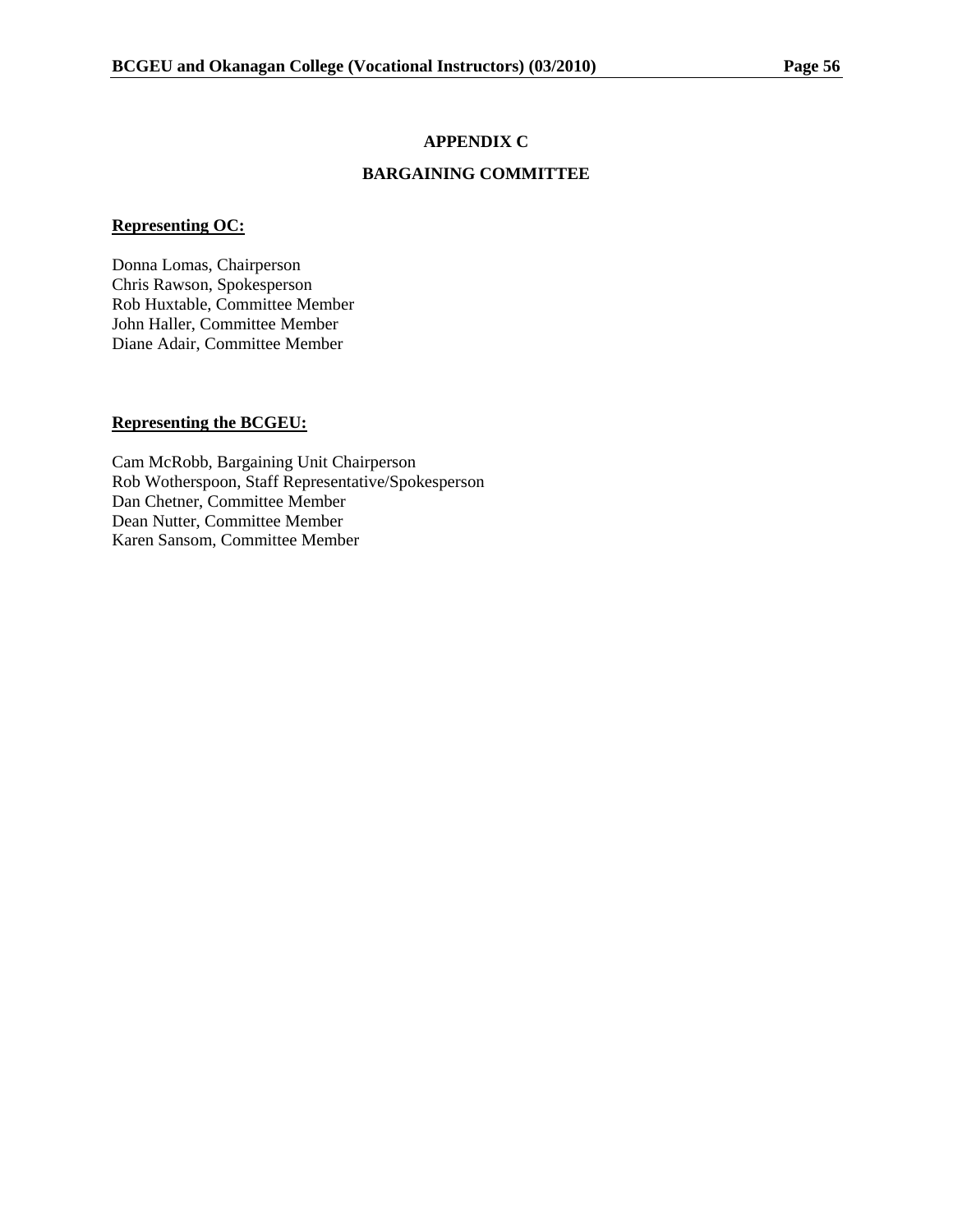# APPENDIX C

## BARGAINING COMMITTEE

**Representing OC:**

Donna Lomas, Chairperson
Chris Rawson, Spokesperson
Rob Huxtable, Committee Member
John Haller, Committee Member
Diane Adair, Committee Member

**Representing the BCGEU:**

Cam McRobb, Bargaining Unit Chairperson
Rob Wotherspoon, Staff Representative/Spokesperson
Dan Chetner, Committee Member
Dean Nutter, Committee Member
Karen Sansom, Committee Member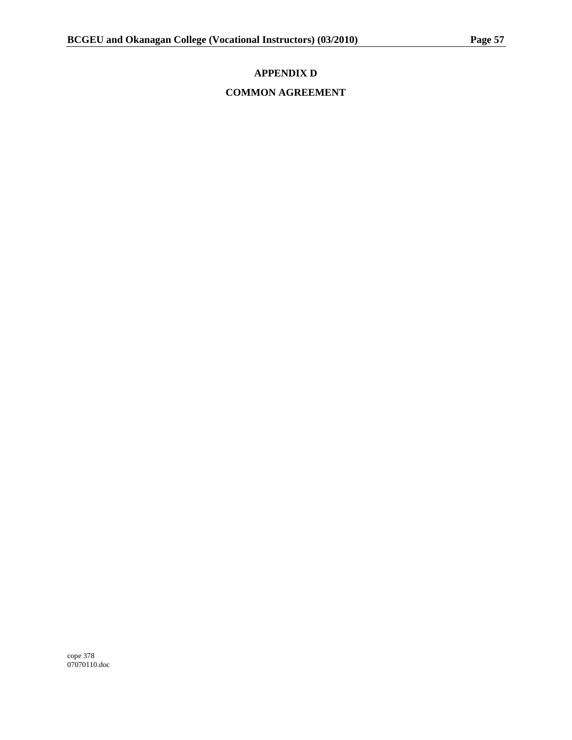# APPENDIX D

## COMMON AGREEMENT

cope 378
07070110.doc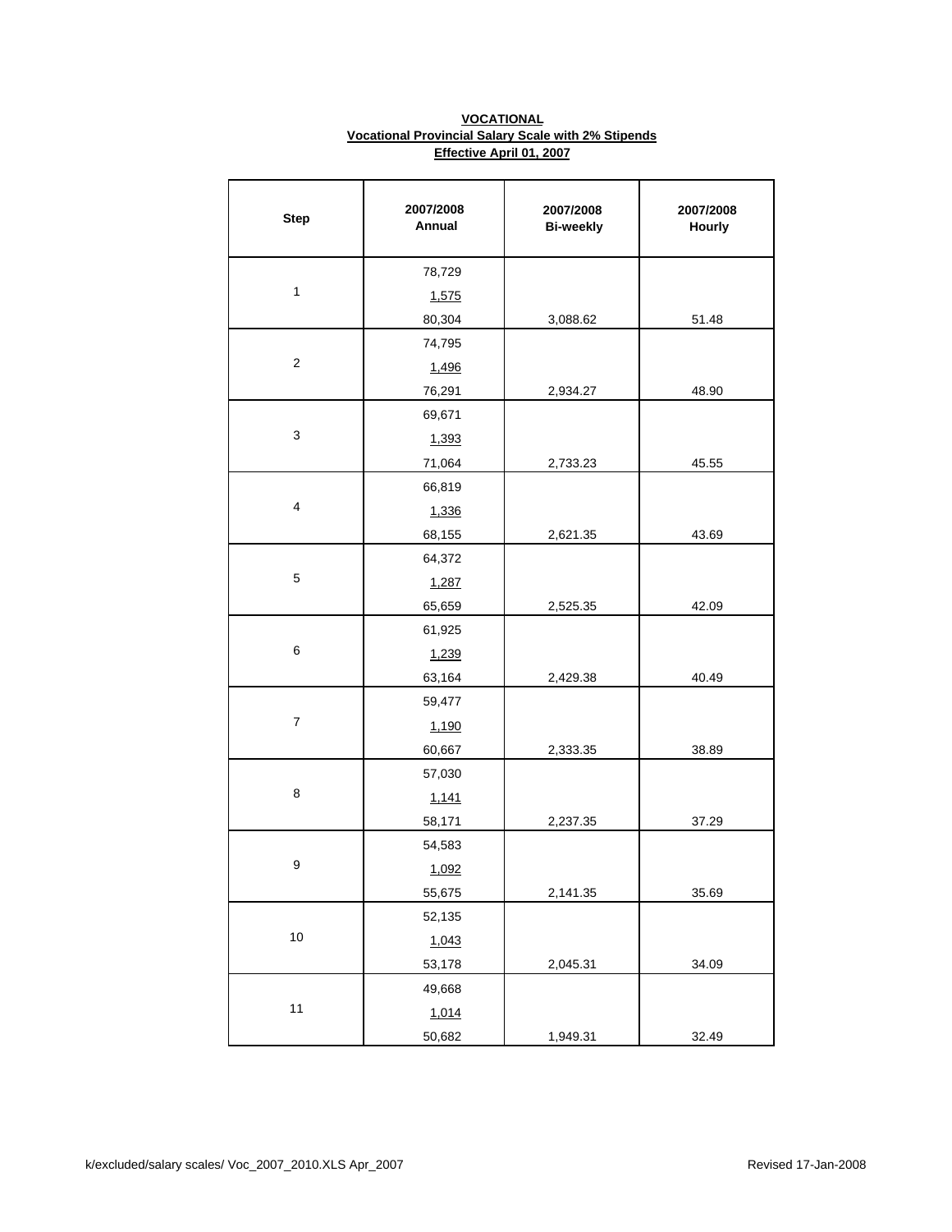**VOCATIONAL**

**Vocational Provincial Salary Scale with 2% Stipends**

**Effective April 01, 2007**

| Step | 2007/2008 Annual | 2007/2008 Bi-weekly | 2007/2008 Hourly |
|---|---|---|---|
| 1 | 78,729<br>1,575<br>80,304 | 3,088.62 | 51.48 |
| 2 | 74,795<br>1,496<br>76,291 | 2,934.27 | 48.90 |
| 3 | 69,671<br>1,393<br>71,064 | 2,733.23 | 45.55 |
| 4 | 66,819<br>1,336<br>68,155 | 2,621.35 | 43.69 |
| 5 | 64,372<br>1,287<br>65,659 | 2,525.35 | 42.09 |
| 6 | 61,925<br>1,239<br>63,164 | 2,429.38 | 40.49 |
| 7 | 59,477<br>1,190<br>60,667 | 2,333.35 | 38.89 |
| 8 | 57,030<br>1,141<br>58,171 | 2,237.35 | 37.29 |
| 9 | 54,583<br>1,092<br>55,675 | 2,141.35 | 35.69 |
| 10 | 52,135<br>1,043<br>53,178 | 2,045.31 | 34.09 |
| 11 | 49,668<br>1,014<br>50,682 | 1,949.31 | 32.49 |

k/excluded/salary scales/ Voc_2007_2010.XLS Apr_2007 — Revised 17-Jan-2008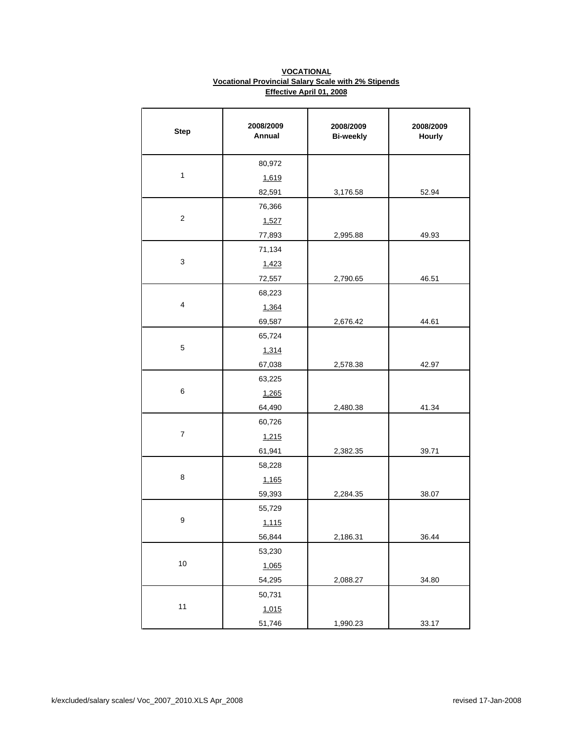**VOCATIONAL**

**Vocational Provincial Salary Scale with 2% Stipends**

**Effective April 01, 2008**

| Step | 2008/2009 Annual | 2008/2009 Bi-weekly | 2008/2009 Hourly |
|---|---|---|---|
| 1 | 80,972 | | |
| | 1,619 | | |
| | 82,591 | 3,176.58 | 52.94 |
| 2 | 76,366 | | |
| | 1,527 | | |
| | 77,893 | 2,995.88 | 49.93 |
| 3 | 71,134 | | |
| | 1,423 | | |
| | 72,557 | 2,790.65 | 46.51 |
| 4 | 68,223 | | |
| | 1,364 | | |
| | 69,587 | 2,676.42 | 44.61 |
| 5 | 65,724 | | |
| | 1,314 | | |
| | 67,038 | 2,578.38 | 42.97 |
| 6 | 63,225 | | |
| | 1,265 | | |
| | 64,490 | 2,480.38 | 41.34 |
| 7 | 60,726 | | |
| | 1,215 | | |
| | 61,941 | 2,382.35 | 39.71 |
| 8 | 58,228 | | |
| | 1,165 | | |
| | 59,393 | 2,284.35 | 38.07 |
| 9 | 55,729 | | |
| | 1,115 | | |
| | 56,844 | 2,186.31 | 36.44 |
| 10 | 53,230 | | |
| | 1,065 | | |
| | 54,295 | 2,088.27 | 34.80 |
| 11 | 50,731 | | |
| | 1,015 | | |
| | 51,746 | 1,990.23 | 33.17 |

k/excluded/salary scales/ Voc_2007_2010.XLS Apr_2008 revised 17-Jan-2008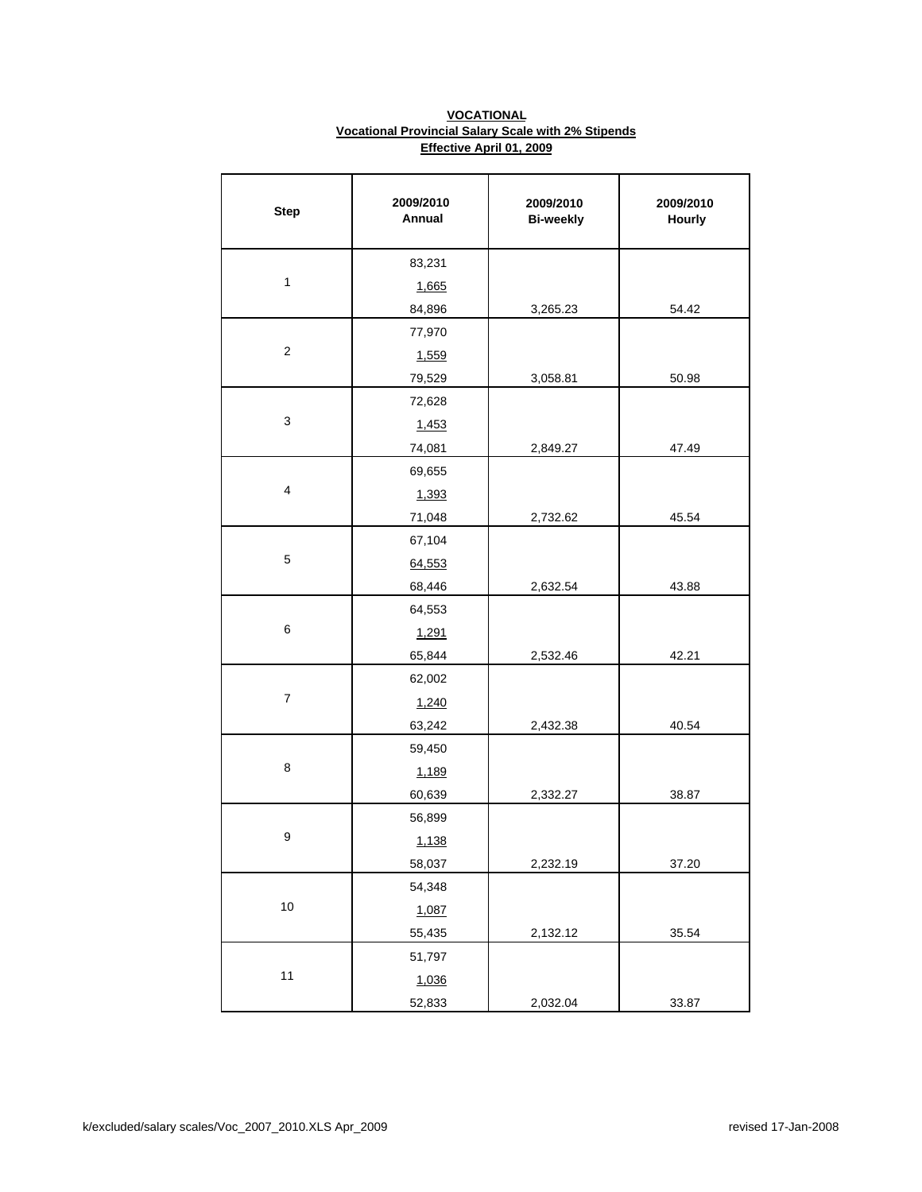**VOCATIONAL**
**Vocational Provincial Salary Scale with 2% Stipends**
**Effective April 01, 2009**

| Step | 2009/2010 Annual | 2009/2010 Bi-weekly | 2009/2010 Hourly |
|---|---|---|---|
| 1 | 83,231<br>1,665<br>84,896 | 3,265.23 | 54.42 |
| 2 | 77,970<br>1,559<br>79,529 | 3,058.81 | 50.98 |
| 3 | 72,628<br>1,453<br>74,081 | 2,849.27 | 47.49 |
| 4 | 69,655<br>1,393<br>71,048 | 2,732.62 | 45.54 |
| 5 | 67,104<br>64,553<br>68,446 | 2,632.54 | 43.88 |
| 6 | 64,553<br>1,291<br>65,844 | 2,532.46 | 42.21 |
| 7 | 62,002<br>1,240<br>63,242 | 2,432.38 | 40.54 |
| 8 | 59,450<br>1,189<br>60,639 | 2,332.27 | 38.87 |
| 9 | 56,899<br>1,138<br>58,037 | 2,232.19 | 37.20 |
| 10 | 54,348<br>1,087<br>55,435 | 2,132.12 | 35.54 |
| 11 | 51,797<br>1,036<br>52,833 | 2,032.04 | 33.87 |

k/excluded/salary scales/Voc_2007_2010.XLS Apr_2009 revised 17-Jan-2008